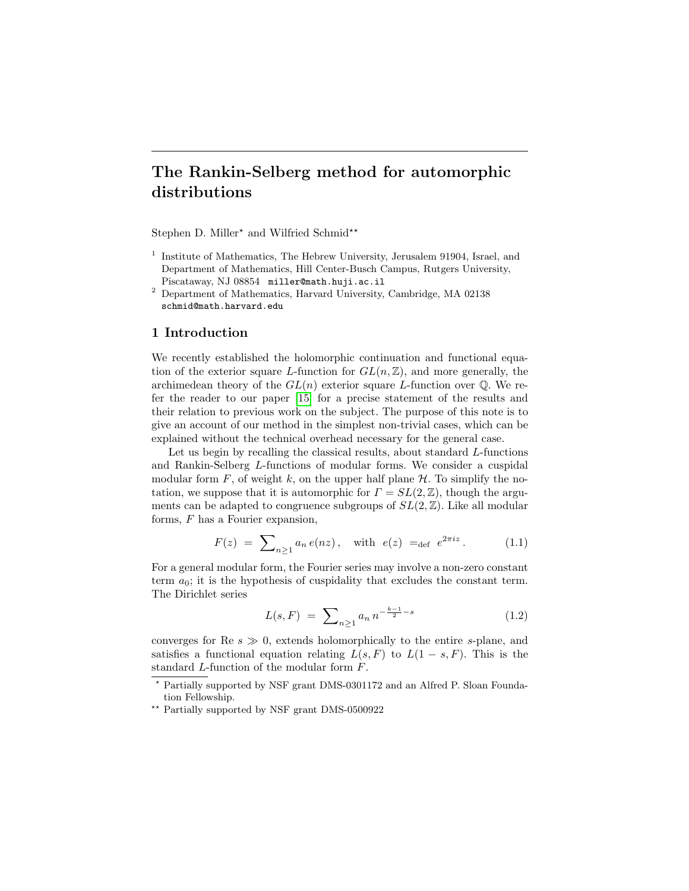# The Rankin-Selberg method for automorphic distributions

Stephen D. Miller* and Wilfried Schmid**

[1] Institute of Mathematics, The Hebrew University, Jerusalem 91904, Israel, and Department of Mathematics, Hill Center-Busch Campus, Rutgers University, Piscataway, NJ 08854 miller@math.huji.ac.il

[2] Department of Mathematics, Harvard University, Cambridge, MA 02138 schmid@math.harvard.edu

## 1 Introduction

We recently established the holomorphic continuation and functional equation of the exterior square $L$-function for $GL(n,\mathbb{Z})$, and more generally, the archimedean theory of the $GL(n)$ exterior square $L$-function over $\mathbb{Q}$. We refer the reader to our paper [15] for a precise statement of the results and their relation to previous work on the subject. The purpose of this note is to give an account of our method in the simplest non-trivial cases, which can be explained without the technical overhead necessary for the general case.

Let us begin by recalling the classical results, about standard $L$-functions and Rankin-Selberg $L$-functions of modular forms. We consider a cuspidal modular form $F$, of weight $k$, on the upper half plane $\mathcal{H}$. To simplify the notation, we suppose that it is automorphic for $\Gamma = SL(2,\mathbb{Z})$, though the arguments can be adapted to congruence subgroups of $SL(2,\mathbb{Z})$. Like all modular forms, $F$ has a Fourier expansion,

$$F(z) \;=\; \sum\nolimits_{n\geq 1} a_n\, e(nz)\,, \quad \text{with} \;\; e(z) \;=_{\text{def}}\; e^{2\pi i z}\,. \tag{1.1}$$

For a general modular form, the Fourier series may involve a non-zero constant term $a_0$; it is the hypothesis of cuspidality that excludes the constant term. The Dirichlet series

$$L(s,F) \;=\; \sum\nolimits_{n\geq 1} a_n\, n^{-\frac{k-1}{2}-s} \tag{1.2}$$

converges for Re $s \gg 0$, extends holomorphically to the entire $s$-plane, and satisfies a functional equation relating $L(s,F)$ to $L(1-s,F)$. This is the standard $L$-function of the modular form $F$.

* Partially supported by NSF grant DMS-0301172 and an Alfred P. Sloan Foundation Fellowship.

** Partially supported by NSF grant DMS-0500922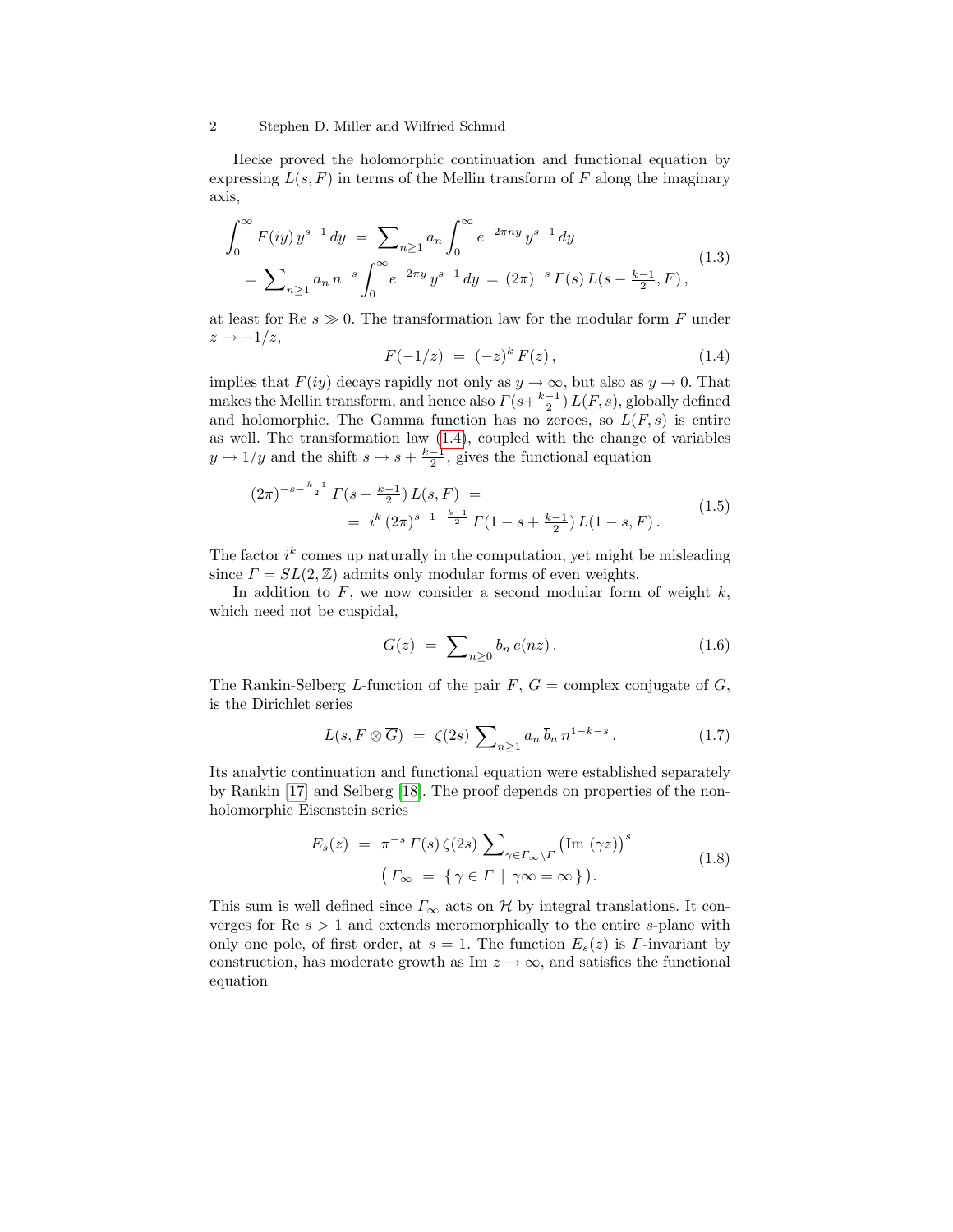Hecke proved the holomorphic continuation and functional equation by expressing $L(s,F)$ in terms of the Mellin transform of $F$ along the imaginary axis,

$$
\begin{aligned}
\int_0^\infty F(iy)\, y^{s-1}\, dy \ &= \ \sum\nolimits_{n\geq 1} a_n \int_0^\infty e^{-2\pi n y}\, y^{s-1}\, dy \\
&= \sum\nolimits_{n\geq 1} a_n\, n^{-s} \int_0^\infty e^{-2\pi y}\, y^{s-1}\, dy \ = \ (2\pi)^{-s}\, \Gamma(s)\, L(s - \tfrac{k-1}{2}, F)\,,
\end{aligned}
\tag{1.3}
$$

at least for $\mathrm{Re}\ s \gg 0$. The transformation law for the modular form $F$ under $z \mapsto -1/z$,

$$
F(-1/z) \ = \ (-z)^k\, F(z)\,, \tag{1.4}
$$

implies that $F(iy)$ decays rapidly not only as $y \to \infty$, but also as $y \to 0$. That makes the Mellin transform, and hence also $\Gamma(s + \frac{k-1}{2})\, L(F,s)$, globally defined and holomorphic. The Gamma function has no zeroes, so $L(F,s)$ is entire as well. The transformation law (1.4), coupled with the change of variables $y \mapsto 1/y$ and the shift $s \mapsto s + \frac{k-1}{2}$, gives the functional equation

$$
\begin{aligned}
(2\pi)^{-s-\frac{k-1}{2}}\, \Gamma(s + \tfrac{k-1}{2})\, L(s,F) \ &= \\
&= \ i^k\, (2\pi)^{s-1-\frac{k-1}{2}}\, \Gamma(1 - s + \tfrac{k-1}{2})\, L(1-s,F)\,.
\end{aligned}
\tag{1.5}
$$

The factor $i^k$ comes up naturally in the computation, yet might be misleading since $\Gamma = SL(2,\mathbb{Z})$ admits only modular forms of even weights.

In addition to $F$, we now consider a second modular form of weight $k$, which need not be cuspidal,

$$
G(z) \ = \ \sum\nolimits_{n\geq 0} b_n\, e(nz)\,. \tag{1.6}
$$

The Rankin-Selberg $L$-function of the pair $F$, $\overline{G}$ = complex conjugate of $G$, is the Dirichlet series

$$
L(s, F \otimes \overline{G}) \ = \ \zeta(2s) \sum\nolimits_{n\geq 1} a_n\, \overline{b}_n\, n^{1-k-s}\,. \tag{1.7}
$$

Its analytic continuation and functional equation were established separately by Rankin [17] and Selberg [18]. The proof depends on properties of the non-holomorphic Eisenstein series

$$
\begin{gathered}
E_s(z) \ = \ \pi^{-s}\, \Gamma(s)\, \zeta(2s) \sum\nolimits_{\gamma \in \Gamma_\infty \backslash \Gamma} \big(\mathrm{Im}\ (\gamma z)\big)^s \\
\big(\, \Gamma_\infty \ = \ \{\, \gamma \in \Gamma \mid \gamma \infty = \infty \,\}\big).
\end{gathered}
\tag{1.8}
$$

This sum is well defined since $\Gamma_\infty$ acts on $\mathcal{H}$ by integral translations. It converges for $\mathrm{Re}\ s > 1$ and extends meromorphically to the entire $s$-plane with only one pole, of first order, at $s = 1$. The function $E_s(z)$ is $\Gamma$-invariant by construction, has moderate growth as $\mathrm{Im}\ z \to \infty$, and satisfies the functional equation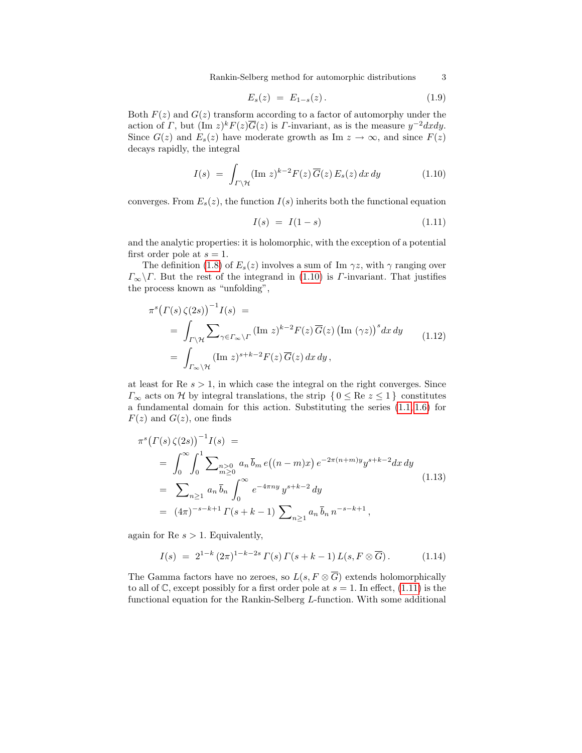$$E_s(z) \ = \ E_{1-s}(z)\,. \tag{1.9}$$

Both $F(z)$ and $G(z)$ transform according to a factor of automorphy under the action of $\mathit{\Gamma}$, but $(\mathrm{Im}\ z)^k F(z)\overline{G}(z)$ is $\mathit{\Gamma}$-invariant, as is the measure $y^{-2}dxdy$. Since $G(z)$ and $E_s(z)$ have moderate growth as $\mathrm{Im}\ z \to \infty$, and since $F(z)$ decays rapidly, the integral

$$I(s) \ = \ \int_{\mathit{\Gamma}\backslash\mathcal{H}} (\mathrm{Im}\ z)^{k-2} F(z)\,\overline{G}(z)\,E_s(z)\,dx\,dy \tag{1.10}$$

converges. From $E_s(z)$, the function $I(s)$ inherits both the functional equation

$$I(s) \ = \ I(1-s) \tag{1.11}$$

and the analytic properties: it is holomorphic, with the exception of a potential first order pole at $s=1$.

The definition (1.8) of $E_s(z)$ involves a sum of $\mathrm{Im}\ \gamma z$, with $\gamma$ ranging over $\mathit{\Gamma}_\infty\backslash\mathit{\Gamma}$. But the rest of the integrand in (1.10) is $\mathit{\Gamma}$-invariant. That justifies the process known as "unfolding",

$$\begin{aligned}
&\pi^s\big(\Gamma(s)\,\zeta(2s)\big)^{-1} I(s) \ = \\
&\quad = \ \int_{\mathit{\Gamma}\backslash\mathcal{H}} \sum\nolimits_{\gamma\in\mathit{\Gamma}_\infty\backslash\mathit{\Gamma}} (\mathrm{Im}\ z)^{k-2} F(z)\,\overline{G}(z)\,\big(\mathrm{Im}\ (\gamma z)\big)^s dx\,dy \\
&\quad = \ \int_{\mathit{\Gamma}_\infty\backslash\mathcal{H}} (\mathrm{Im}\ z)^{s+k-2} F(z)\,\overline{G}(z)\,dx\,dy\,,
\end{aligned} \tag{1.12}$$

at least for $\mathrm{Re}\ s>1$, in which case the integral on the right converges. Since $\mathit{\Gamma}_\infty$ acts on $\mathcal{H}$ by integral translations, the strip $\{\,0\le \mathrm{Re}\ z\le 1\,\}$ constitutes a fundamental domain for this action. Substituting the series (1.1, 1.6) for $F(z)$ and $G(z)$, one finds

$$\begin{aligned}
&\pi^s\big(\Gamma(s)\,\zeta(2s)\big)^{-1} I(s) \ = \\
&\quad = \ \int_0^\infty\!\int_0^1 \sum\nolimits_{\substack{n>0\\ m\ge 0}} a_n\,\overline{b}_m\, e\big((n-m)x\big)\,e^{-2\pi(n+m)y}\,y^{s+k-2}dx\,dy \\
&\quad = \ \sum\nolimits_{n\ge 1} a_n\,\overline{b}_n \int_0^\infty e^{-4\pi n y}\,y^{s+k-2}\,dy \\
&\quad = \ (4\pi)^{-s-k+1}\,\Gamma(s+k-1)\sum\nolimits_{n\ge 1} a_n\,\overline{b}_n\,n^{-s-k+1}\,,
\end{aligned} \tag{1.13}$$

again for $\mathrm{Re}\ s>1$. Equivalently,

$$I(s) \ = \ 2^{1-k}\,(2\pi)^{1-k-2s}\,\Gamma(s)\,\Gamma(s+k-1)\,L(s,F\otimes\overline{G})\,. \tag{1.14}$$

The Gamma factors have no zeroes, so $L(s,F\otimes\overline{G})$ extends holomorphically to all of $\mathbb{C}$, except possibly for a first order pole at $s=1$. In effect, (1.11) is the functional equation for the Rankin-Selberg $L$-function. With some additional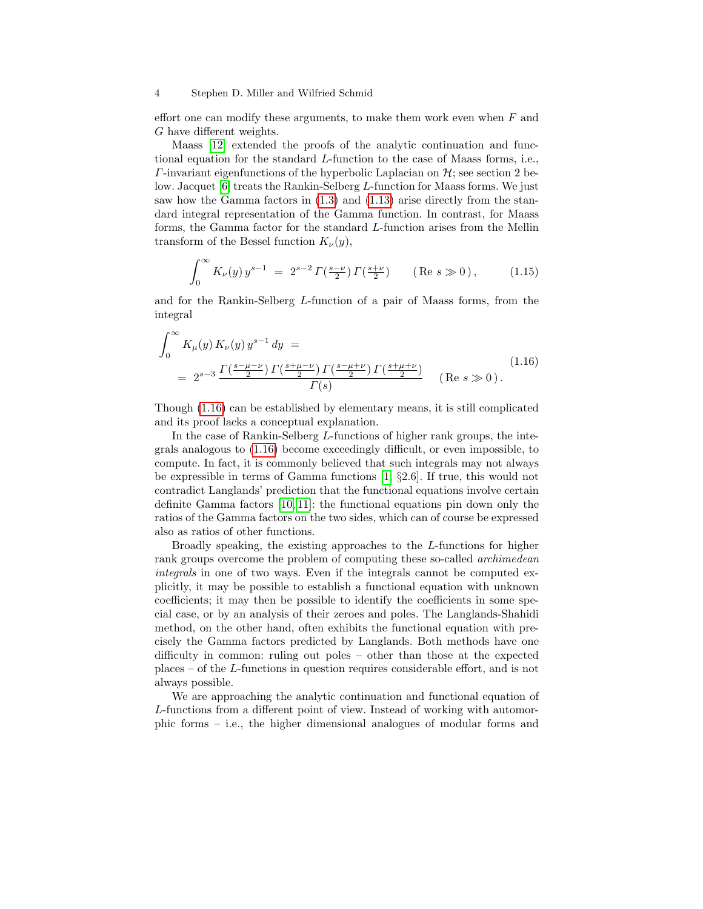effort one can modify these arguments, to make them work even when $F$ and $G$ have different weights.

Maass [12] extended the proofs of the analytic continuation and functional equation for the standard $L$-function to the case of Maass forms, i.e., $\Gamma$-invariant eigenfunctions of the hyperbolic Laplacian on $\mathcal{H}$; see section 2 below. Jacquet [6] treats the Rankin-Selberg $L$-function for Maass forms. We just saw how the Gamma factors in (1.3) and (1.13) arise directly from the standard integral representation of the Gamma function. In contrast, for Maass forms, the Gamma factor for the standard $L$-function arises from the Mellin transform of the Bessel function $K_\nu(y)$,

$$\int_0^\infty K_\nu(y)\, y^{s-1} \;=\; 2^{s-2}\, \Gamma(\tfrac{s-\nu}{2})\, \Gamma(\tfrac{s+\nu}{2}) \qquad (\operatorname{Re} s \gg 0\,), \tag{1.15}$$

and for the Rankin-Selberg $L$-function of a pair of Maass forms, from the integral

$$\begin{aligned} &\int_0^\infty K_\mu(y)\, K_\nu(y)\, y^{s-1}\, dy \;= \\ &\quad=\; 2^{s-3}\, \frac{\Gamma(\frac{s-\mu-\nu}{2})\, \Gamma(\frac{s+\mu-\nu}{2})\, \Gamma(\frac{s-\mu+\nu}{2})\, \Gamma(\frac{s+\mu+\nu}{2})}{\Gamma(s)} \qquad (\operatorname{Re} s \gg 0\,). \end{aligned} \tag{1.16}$$

Though (1.16) can be established by elementary means, it is still complicated and its proof lacks a conceptual explanation.

In the case of Rankin-Selberg $L$-functions of higher rank groups, the integrals analogous to (1.16) become exceedingly difficult, or even impossible, to compute. In fact, it is commonly believed that such integrals may not always be expressible in terms of Gamma functions [1, §2.6]. If true, this would not contradict Langlands' prediction that the functional equations involve certain definite Gamma factors [10, 11]: the functional equations pin down only the ratios of the Gamma factors on the two sides, which can of course be expressed also as ratios of other functions.

Broadly speaking, the existing approaches to the $L$-functions for higher rank groups overcome the problem of computing these so-called *archimedean integrals* in one of two ways. Even if the integrals cannot be computed explicitly, it may be possible to establish a functional equation with unknown coefficients; it may then be possible to identify the coefficients in some special case, or by an analysis of their zeroes and poles. The Langlands-Shahidi method, on the other hand, often exhibits the functional equation with precisely the Gamma factors predicted by Langlands. Both methods have one difficulty in common: ruling out poles – other than those at the expected places – of the $L$-functions in question requires considerable effort, and is not always possible.

We are approaching the analytic continuation and functional equation of $L$-functions from a different point of view. Instead of working with automorphic forms – i.e., the higher dimensional analogues of modular forms and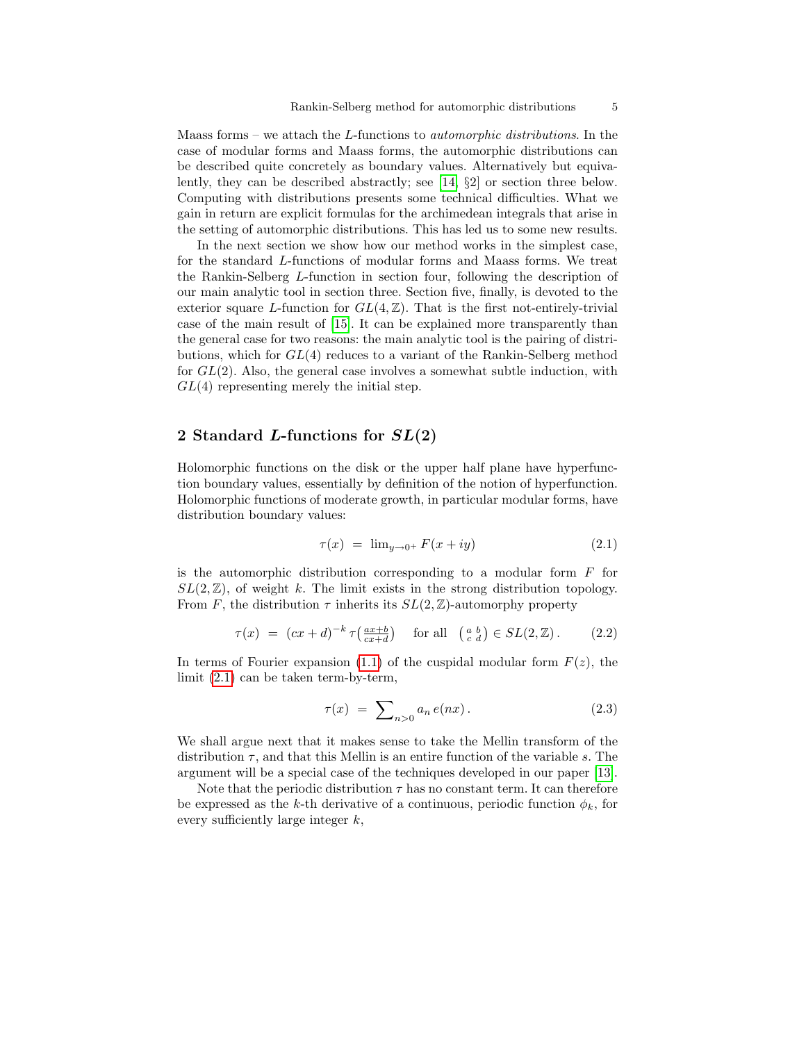Maass forms – we attach the $L$-functions to *automorphic distributions*. In the case of modular forms and Maass forms, the automorphic distributions can be described quite concretely as boundary values. Alternatively but equivalently, they can be described abstractly; see [14, §2] or section three below. Computing with distributions presents some technical difficulties. What we gain in return are explicit formulas for the archimedean integrals that arise in the setting of automorphic distributions. This has led us to some new results.

In the next section we show how our method works in the simplest case, for the standard $L$-functions of modular forms and Maass forms. We treat the Rankin-Selberg $L$-function in section four, following the description of our main analytic tool in section three. Section five, finally, is devoted to the exterior square $L$-function for $GL(4,\mathbb{Z})$. That is the first not-entirely-trivial case of the main result of [15]. It can be explained more transparently than the general case for two reasons: the main analytic tool is the pairing of distributions, which for $GL(4)$ reduces to a variant of the Rankin-Selberg method for $GL(2)$. Also, the general case involves a somewhat subtle induction, with $GL(4)$ representing merely the initial step.

## 2 Standard $L$-functions for $SL(2)$

Holomorphic functions on the disk or the upper half plane have hyperfunction boundary values, essentially by definition of the notion of hyperfunction. Holomorphic functions of moderate growth, in particular modular forms, have distribution boundary values:

$$\tau(x) \;=\; \lim_{y\to 0^+} F(x+iy) \tag{2.1}$$

is the automorphic distribution corresponding to a modular form $F$ for $SL(2,\mathbb{Z})$, of weight $k$. The limit exists in the strong distribution topology. From $F$, the distribution $\tau$ inherits its $SL(2,\mathbb{Z})$-automorphy property

$$\tau(x) \;=\; (cx+d)^{-k}\,\tau\!\left(\tfrac{ax+b}{cx+d}\right) \quad \text{for all } \left(\begin{smallmatrix} a & b \\ c & d \end{smallmatrix}\right) \in SL(2,\mathbb{Z})\,. \tag{2.2}$$

In terms of Fourier expansion (1.1) of the cuspidal modular form $F(z)$, the limit (2.1) can be taken term-by-term,

$$\tau(x) \;=\; \sum\nolimits_{n>0} a_n\, e(nx)\,. \tag{2.3}$$

We shall argue next that it makes sense to take the Mellin transform of the distribution $\tau$, and that this Mellin is an entire function of the variable $s$. The argument will be a special case of the techniques developed in our paper [13].

Note that the periodic distribution $\tau$ has no constant term. It can therefore be expressed as the $k$-th derivative of a continuous, periodic function $\phi_k$, for every sufficiently large integer $k$,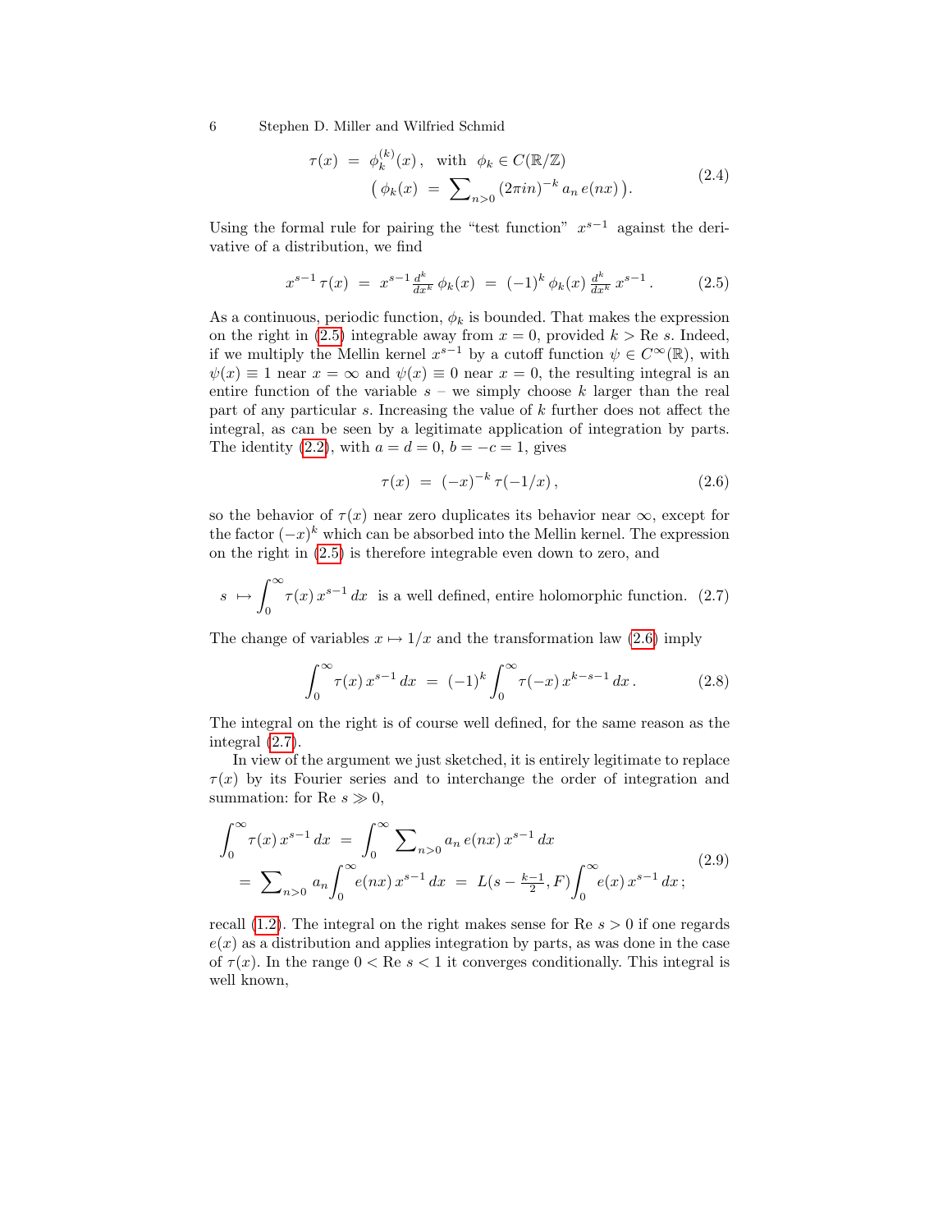$$
\begin{aligned}
\tau(x) \;&=\; \phi_k^{(k)}(x)\,, \quad \text{with} \;\; \phi_k \in C(\mathbb{R}/\mathbb{Z}) \\
&\big(\, \phi_k(x) \;=\; \textstyle\sum_{n>0} (2\pi i n)^{-k}\, a_n\, e(nx) \,\big).
\end{aligned} \tag{2.4}
$$

Using the formal rule for pairing the "test function" $x^{s-1}$ against the derivative of a distribution, we find

$$
x^{s-1}\,\tau(x) \;=\; x^{s-1}\,\tfrac{d^k}{dx^k}\,\phi_k(x) \;=\; (-1)^k\,\phi_k(x)\,\tfrac{d^k}{dx^k}\,x^{s-1}\,. \tag{2.5}
$$

As a continuous, periodic function, $\phi_k$ is bounded. That makes the expression on the right in (2.5) integrable away from $x = 0$, provided $k > \mathrm{Re}\ s$. Indeed, if we multiply the Mellin kernel $x^{s-1}$ by a cutoff function $\psi \in C^\infty(\mathbb{R})$, with $\psi(x) \equiv 1$ near $x = \infty$ and $\psi(x) \equiv 0$ near $x = 0$, the resulting integral is an entire function of the variable $s$ – we simply choose $k$ larger than the real part of any particular $s$. Increasing the value of $k$ further does not affect the integral, as can be seen by a legitimate application of integration by parts. The identity (2.2), with $a = d = 0$, $b = -c = 1$, gives

$$
\tau(x) \;=\; (-x)^{-k}\,\tau(-1/x)\,, \tag{2.6}
$$

so the behavior of $\tau(x)$ near zero duplicates its behavior near $\infty$, except for the factor $(-x)^k$ which can be absorbed into the Mellin kernel. The expression on the right in (2.5) is therefore integrable even down to zero, and

$$
s \;\mapsto\; \int_0^\infty \tau(x)\,x^{s-1}\,dx \;\; \text{is a well defined, entire holomorphic function.} \tag{2.7}
$$

The change of variables $x \mapsto 1/x$ and the transformation law (2.6) imply

$$
\int_0^\infty \tau(x)\,x^{s-1}\,dx \;=\; (-1)^k \int_0^\infty \tau(-x)\,x^{k-s-1}\,dx\,. \tag{2.8}
$$

The integral on the right is of course well defined, for the same reason as the integral (2.7).

In view of the argument we just sketched, it is entirely legitimate to replace $\tau(x)$ by its Fourier series and to interchange the order of integration and summation: for $\mathrm{Re}\ s \gg 0$,

$$
\begin{aligned}
\int_0^\infty \tau(x)\,x^{s-1}\,dx \;&=\; \int_0^\infty \textstyle\sum_{n>0} a_n\,e(nx)\,x^{s-1}\,dx \\
&=\; \textstyle\sum_{n>0} a_n \displaystyle\int_0^\infty e(nx)\,x^{s-1}\,dx \;=\; L(s - \tfrac{k-1}{2}, F) \int_0^\infty e(x)\,x^{s-1}\,dx\,;
\end{aligned} \tag{2.9}
$$

recall (1.2). The integral on the right makes sense for $\mathrm{Re}\ s > 0$ if one regards $e(x)$ as a distribution and applies integration by parts, as was done in the case of $\tau(x)$. In the range $0 < \mathrm{Re}\ s < 1$ it converges conditionally. This integral is well known,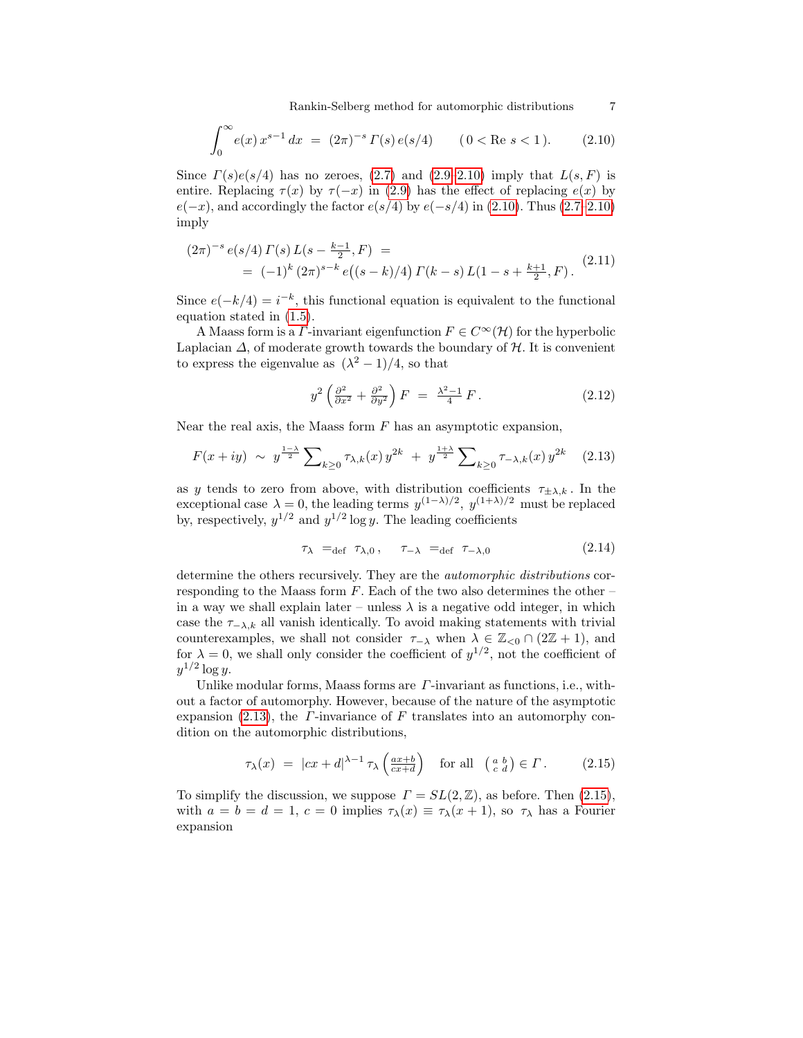$$\int_0^\infty e(x)\, x^{s-1}\, dx \;=\; (2\pi)^{-s}\, \Gamma(s)\, e(s/4) \qquad (\, 0 < \mathrm{Re}\ s < 1\,). \tag{2.10}$$

Since $\Gamma(s)e(s/4)$ has no zeroes, (2.7) and (2.9–2.10) imply that $L(s, F)$ is entire. Replacing $\tau(x)$ by $\tau(-x)$ in (2.9) has the effect of replacing $e(x)$ by $e(-x)$, and accordingly the factor $e(s/4)$ by $e(-s/4)$ in (2.10). Thus (2.7–2.10) imply

$$\begin{aligned}(2\pi)^{-s}\, e(s/4)\, \Gamma(s)\, L(s - \tfrac{k-1}{2}, F) \;&= \\ &= \;(-1)^k\, (2\pi)^{s-k}\, e\big((s-k)/4\big)\, \Gamma(k-s)\, L(1 - s + \tfrac{k+1}{2}, F)\,.\end{aligned} \tag{2.11}$$

Since $e(-k/4) = i^{-k}$, this functional equation is equivalent to the functional equation stated in (1.5).

A Maass form is a $\Gamma$-invariant eigenfunction $F \in C^\infty(\mathcal{H})$ for the hyperbolic Laplacian $\Delta$, of moderate growth towards the boundary of $\mathcal{H}$. It is convenient to express the eigenvalue as $(\lambda^2 - 1)/4$, so that

$$y^2 \left( \tfrac{\partial^2}{\partial x^2} + \tfrac{\partial^2}{\partial y^2} \right) F \;=\; \tfrac{\lambda^2 - 1}{4}\, F\,. \tag{2.12}$$

Near the real axis, the Maass form $F$ has an asymptotic expansion,

$$F(x+iy) \;\sim\; y^{\frac{1-\lambda}{2}} \sum\nolimits_{k\geq 0} \tau_{\lambda,k}(x)\, y^{2k} \;+\; y^{\frac{1+\lambda}{2}} \sum\nolimits_{k\geq 0} \tau_{-\lambda,k}(x)\, y^{2k} \tag{2.13}$$

as $y$ tends to zero from above, with distribution coefficients $\tau_{\pm\lambda,k}$. In the exceptional case $\lambda = 0$, the leading terms $y^{(1-\lambda)/2}$, $y^{(1+\lambda)/2}$ must be replaced by, respectively, $y^{1/2}$ and $y^{1/2}\log y$. The leading coefficients

$$\tau_\lambda \;=_{\mathrm{def}}\; \tau_{\lambda,0}\,, \qquad \tau_{-\lambda} \;=_{\mathrm{def}}\; \tau_{-\lambda,0} \tag{2.14}$$

determine the others recursively. They are the *automorphic distributions* corresponding to the Maass form $F$. Each of the two also determines the other – in a way we shall explain later – unless $\lambda$ is a negative odd integer, in which case the $\tau_{-\lambda,k}$ all vanish identically. To avoid making statements with trivial counterexamples, we shall not consider $\tau_{-\lambda}$ when $\lambda \in \mathbb{Z}_{<0} \cap (2\mathbb{Z}+1)$, and for $\lambda = 0$, we shall only consider the coefficient of $y^{1/2}$, not the coefficient of $y^{1/2}\log y$.

Unlike modular forms, Maass forms are $\Gamma$-invariant as functions, i.e., without a factor of automorphy. However, because of the nature of the asymptotic expansion (2.13), the $\Gamma$-invariance of $F$ translates into an automorphy condition on the automorphic distributions,

$$\tau_\lambda(x) \;=\; |cx+d|^{\lambda-1}\, \tau_\lambda\!\left(\tfrac{ax+b}{cx+d}\right) \quad \text{for all } \left(\begin{smallmatrix} a & b \\ c & d \end{smallmatrix}\right) \in \Gamma\,. \tag{2.15}$$

To simplify the discussion, we suppose $\Gamma = SL(2,\mathbb{Z})$, as before. Then (2.15), with $a = b = d = 1$, $c = 0$ implies $\tau_\lambda(x) \equiv \tau_\lambda(x+1)$, so $\tau_\lambda$ has a Fourier expansion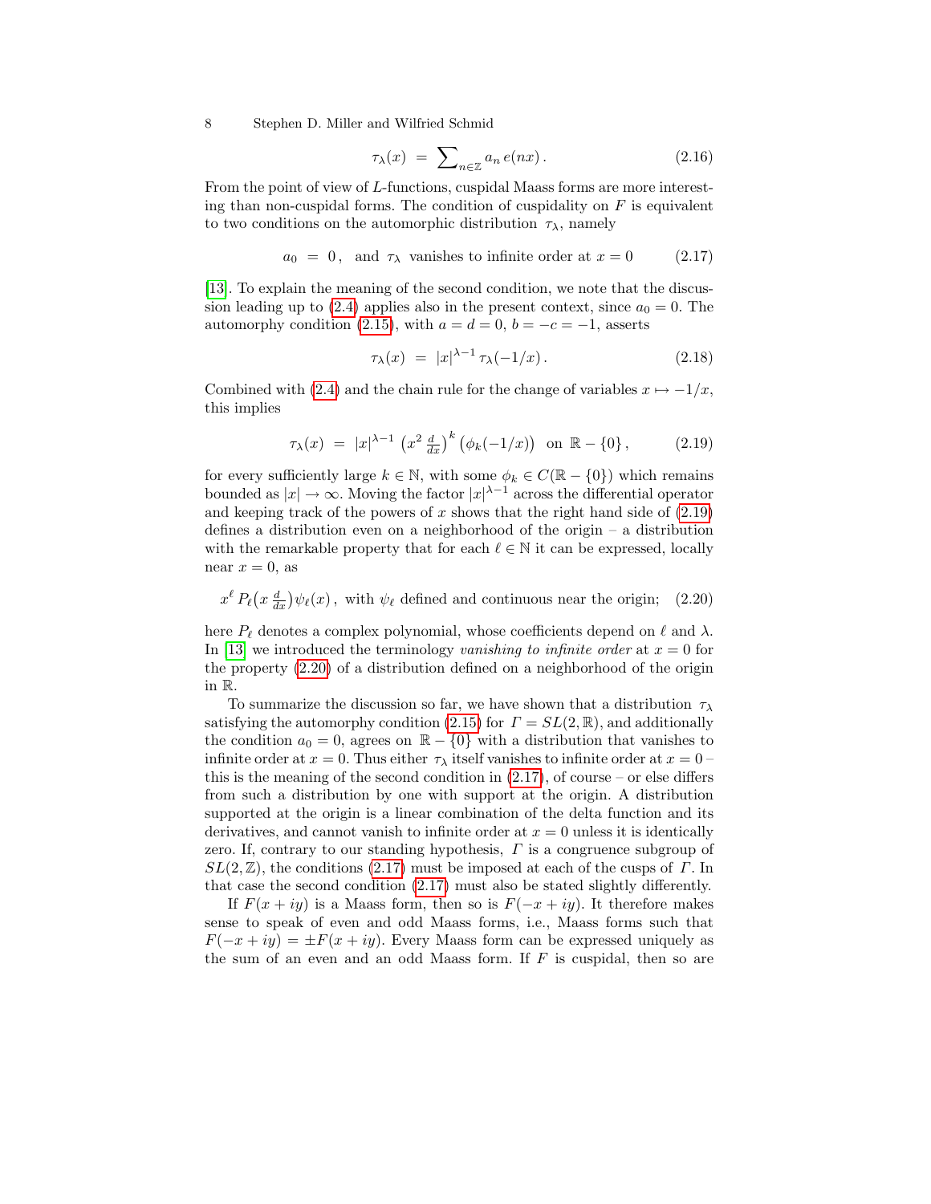$$\tau_\lambda(x) \ = \ \sum\nolimits_{n\in\mathbb{Z}} a_n \, e(nx)\,. \tag{2.16}$$

From the point of view of $L$-functions, cuspidal Maass forms are more interesting than non-cuspidal forms. The condition of cuspidality on $F$ is equivalent to two conditions on the automorphic distribution $\tau_\lambda$, namely

$$a_0 \ = \ 0\,, \ \ \text{and } \ \tau_\lambda \ \text{ vanishes to infinite order at } x = 0 \tag{2.17}$$

[13]. To explain the meaning of the second condition, we note that the discussion leading up to (2.4) applies also in the present context, since $a_0 = 0$. The automorphy condition (2.15), with $a = d = 0$, $b = -c = -1$, asserts

$$\tau_\lambda(x) \ = \ |x|^{\lambda-1}\, \tau_\lambda(-1/x)\,. \tag{2.18}$$

Combined with (2.4) and the chain rule for the change of variables $x \mapsto -1/x$, this implies

$$\tau_\lambda(x) \ = \ |x|^{\lambda-1} \left(x^2 \tfrac{d}{dx}\right)^k \left(\phi_k(-1/x)\right) \ \text{ on } \mathbb{R}-\{0\}\,, \tag{2.19}$$

for every sufficiently large $k \in \mathbb{N}$, with some $\phi_k \in C(\mathbb{R}-\{0\})$ which remains bounded as $|x| \to \infty$. Moving the factor $|x|^{\lambda-1}$ across the differential operator and keeping track of the powers of $x$ shows that the right hand side of (2.19) defines a distribution even on a neighborhood of the origin – a distribution with the remarkable property that for each $\ell \in \mathbb{N}$ it can be expressed, locally near $x = 0$, as

$$x^\ell \, P_\ell\big(x \tfrac{d}{dx}\big)\psi_\ell(x)\,, \ \text{with } \psi_\ell \text{ defined and continuous near the origin;} \tag{2.20}$$

here $P_\ell$ denotes a complex polynomial, whose coefficients depend on $\ell$ and $\lambda$. In [13] we introduced the terminology *vanishing to infinite order* at $x = 0$ for the property (2.20) of a distribution defined on a neighborhood of the origin in $\mathbb{R}$.

To summarize the discussion so far, we have shown that a distribution $\tau_\lambda$ satisfying the automorphy condition (2.15) for $\Gamma = SL(2,\mathbb{R})$, and additionally the condition $a_0 = 0$, agrees on $\mathbb{R}-\{0\}$ with a distribution that vanishes to infinite order at $x = 0$. Thus either $\tau_\lambda$ itself vanishes to infinite order at $x = 0$ – this is the meaning of the second condition in (2.17), of course – or else differs from such a distribution by one with support at the origin. A distribution supported at the origin is a linear combination of the delta function and its derivatives, and cannot vanish to infinite order at $x = 0$ unless it is identically zero. If, contrary to our standing hypothesis, $\Gamma$ is a congruence subgroup of $SL(2,\mathbb{Z})$, the conditions (2.17) must be imposed at each of the cusps of $\Gamma$. In that case the second condition (2.17) must also be stated slightly differently.

If $F(x+iy)$ is a Maass form, then so is $F(-x+iy)$. It therefore makes sense to speak of even and odd Maass forms, i.e., Maass forms such that $F(-x+iy) = \pm F(x+iy)$. Every Maass form can be expressed uniquely as the sum of an even and an odd Maass form. If $F$ is cuspidal, then so are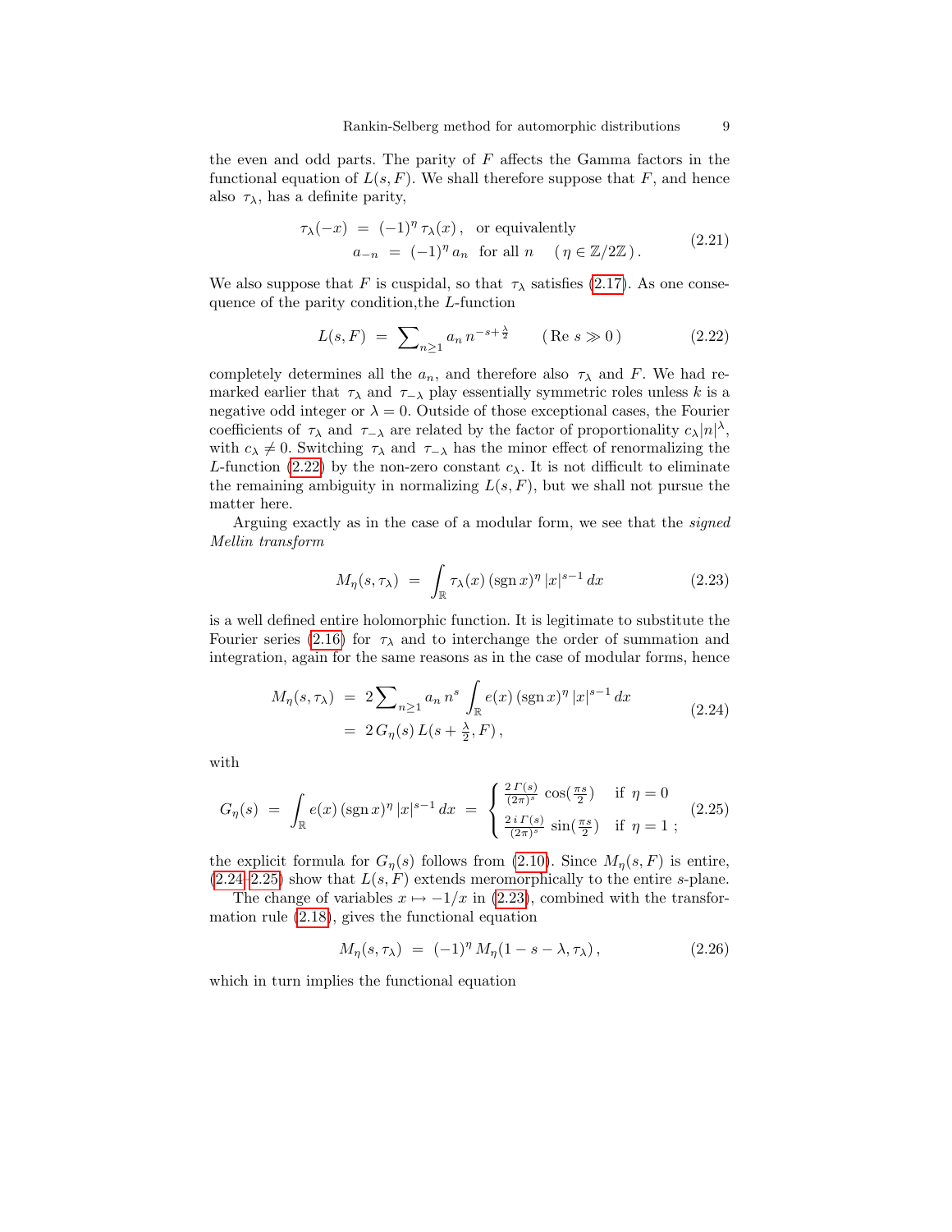the even and odd parts. The parity of $F$ affects the Gamma factors in the functional equation of $L(s,F)$. We shall therefore suppose that $F$, and hence also $\tau_\lambda$, has a definite parity,

$$
\begin{aligned}
\tau_\lambda(-x) \ &= \ (-1)^\eta \, \tau_\lambda(x) \,, \quad \text{or equivalently} \\
a_{-n} \ &= \ (-1)^\eta \, a_n \quad \text{for all } n \qquad (\, \eta \in \mathbb{Z}/2\mathbb{Z} \,) \,.
\end{aligned}
\tag{2.21}
$$

We also suppose that $F$ is cuspidal, so that $\tau_\lambda$ satisfies (2.17). As one consequence of the parity condition,the $L$-function

$$
L(s,F) \ = \ \sum\nolimits_{n\geq 1} a_n \, n^{-s+\frac{\lambda}{2}} \qquad (\, \mathrm{Re}\ s \gg 0 \,) \tag{2.22}
$$

completely determines all the $a_n$, and therefore also $\tau_\lambda$ and $F$. We had remarked earlier that $\tau_\lambda$ and $\tau_{-\lambda}$ play essentially symmetric roles unless $k$ is a negative odd integer or $\lambda = 0$. Outside of those exceptional cases, the Fourier coefficients of $\tau_\lambda$ and $\tau_{-\lambda}$ are related by the factor of proportionality $c_\lambda |n|^\lambda$, with $c_\lambda \neq 0$. Switching $\tau_\lambda$ and $\tau_{-\lambda}$ has the minor effect of renormalizing the $L$-function (2.22) by the non-zero constant $c_\lambda$. It is not difficult to eliminate the remaining ambiguity in normalizing $L(s,F)$, but we shall not pursue the matter here.

Arguing exactly as in the case of a modular form, we see that the *signed Mellin transform*

$$
M_\eta(s,\tau_\lambda) \ = \ \int_{\mathbb{R}} \tau_\lambda(x)\, (\operatorname{sgn} x)^\eta \, |x|^{s-1} \, dx \tag{2.23}
$$

is a well defined entire holomorphic function. It is legitimate to substitute the Fourier series (2.16) for $\tau_\lambda$ and to interchange the order of summation and integration, again for the same reasons as in the case of modular forms, hence

$$
\begin{aligned}
M_\eta(s,\tau_\lambda) \ &= \ 2 \sum\nolimits_{n\geq 1} a_n \, n^s \int_{\mathbb{R}} e(x)\, (\operatorname{sgn} x)^\eta \, |x|^{s-1} \, dx \\
&= \ 2\, G_\eta(s) \, L(s+\tfrac{\lambda}{2}, F) \,,
\end{aligned}
\tag{2.24}
$$

with

$$
G_\eta(s) \ = \ \int_{\mathbb{R}} e(x)\, (\operatorname{sgn} x)^\eta \, |x|^{s-1} \, dx \ = \ 
\begin{cases}
\frac{2\,\Gamma(s)}{(2\pi)^s} \, \cos(\frac{\pi s}{2}) & \text{if } \eta = 0 \\
\frac{2\,i\,\Gamma(s)}{(2\pi)^s} \, \sin(\frac{\pi s}{2}) & \text{if } \eta = 1 \,;
\end{cases}
\tag{2.25}
$$

the explicit formula for $G_\eta(s)$ follows from (2.10). Since $M_\eta(s,F)$ is entire, (2.24–2.25) show that $L(s,F)$ extends meromorphically to the entire $s$-plane.

The change of variables $x \mapsto -1/x$ in (2.23), combined with the transformation rule (2.18), gives the functional equation

$$
M_\eta(s,\tau_\lambda) \ = \ (-1)^\eta \, M_\eta(1-s-\lambda, \tau_\lambda) \,, \tag{2.26}
$$

which in turn implies the functional equation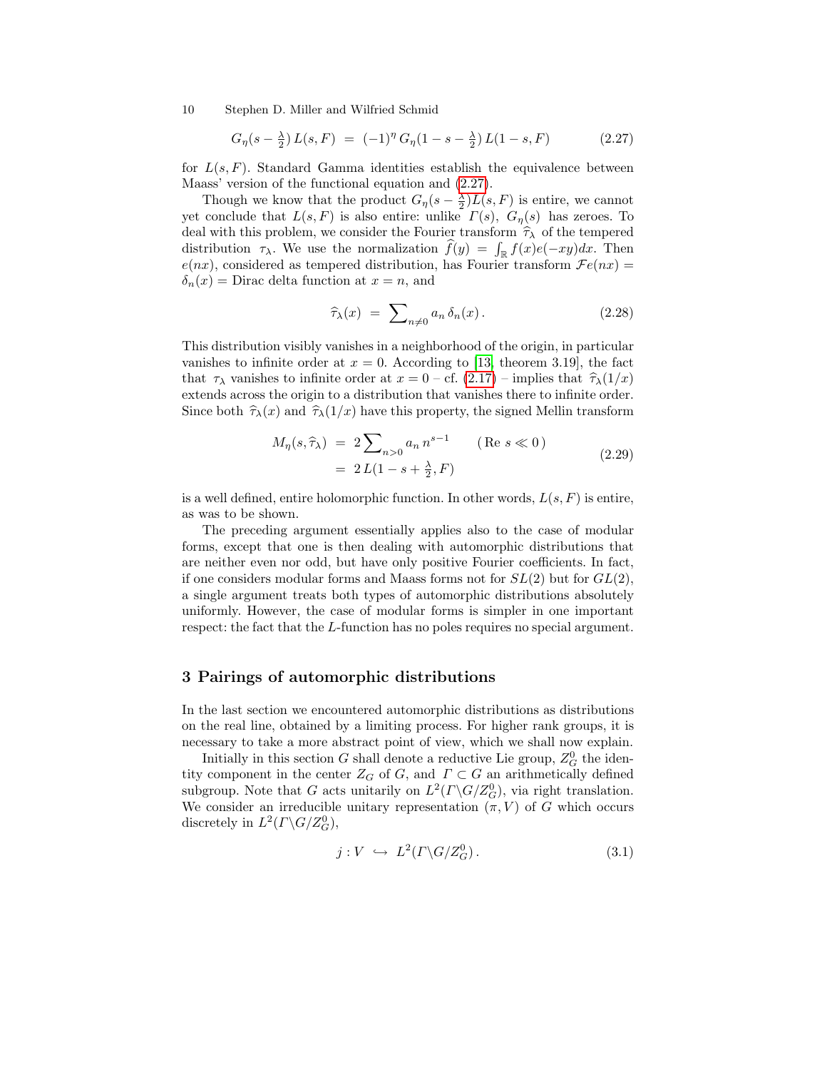$$G_\eta(s - \tfrac{\lambda}{2})\, L(s, F) \;=\; (-1)^\eta\, G_\eta(1 - s - \tfrac{\lambda}{2})\, L(1 - s, F) \tag{2.27}$$

for $L(s,F)$. Standard Gamma identities establish the equivalence between Maass' version of the functional equation and (2.27).

Though we know that the product $G_\eta(s - \frac{\lambda}{2}) L(s,F)$ is entire, we cannot yet conclude that $L(s,F)$ is also entire: unlike $\Gamma(s)$, $G_\eta(s)$ has zeroes. To deal with this problem, we consider the Fourier transform $\widehat{\tau}_\lambda$ of the tempered distribution $\tau_\lambda$. We use the normalization $\widehat{f}(y) = \int_{\mathbb{R}} f(x) e(-xy) dx$. Then $e(nx)$, considered as tempered distribution, has Fourier transform $\mathcal{F}e(nx) = \delta_n(x) =$ Dirac delta function at $x = n$, and

$$\widehat{\tau}_\lambda(x) \;=\; \sum\nolimits_{n \neq 0} a_n\, \delta_n(x)\,. \tag{2.28}$$

This distribution visibly vanishes in a neighborhood of the origin, in particular vanishes to infinite order at $x = 0$. According to [13, theorem 3.19], the fact that $\tau_\lambda$ vanishes to infinite order at $x = 0$ – cf. (2.17) – implies that $\widehat{\tau}_\lambda(1/x)$ extends across the origin to a distribution that vanishes there to infinite order. Since both $\widehat{\tau}_\lambda(x)$ and $\widehat{\tau}_\lambda(1/x)$ have this property, the signed Mellin transform

$$\begin{aligned} M_\eta(s, \widehat{\tau}_\lambda) \;&=\; 2 \sum\nolimits_{n>0} a_n\, n^{s-1} \qquad (\,\mathrm{Re}\ s \ll 0\,) \\ &=\; 2\, L(1 - s + \tfrac{\lambda}{2}, F) \end{aligned} \tag{2.29}$$

is a well defined, entire holomorphic function. In other words, $L(s,F)$ is entire, as was to be shown.

The preceding argument essentially applies also to the case of modular forms, except that one is then dealing with automorphic distributions that are neither even nor odd, but have only positive Fourier coefficients. In fact, if one considers modular forms and Maass forms not for $SL(2)$ but for $GL(2)$, a single argument treats both types of automorphic distributions absolutely uniformly. However, the case of modular forms is simpler in one important respect: the fact that the $L$-function has no poles requires no special argument.

## 3 Pairings of automorphic distributions

In the last section we encountered automorphic distributions as distributions on the real line, obtained by a limiting process. For higher rank groups, it is necessary to take a more abstract point of view, which we shall now explain.

Initially in this section $G$ shall denote a reductive Lie group, $Z_G^0$ the identity component in the center $Z_G$ of $G$, and $\Gamma \subset G$ an arithmetically defined subgroup. Note that $G$ acts unitarily on $L^2(\Gamma\backslash G/Z_G^0)$, via right translation. We consider an irreducible unitary representation $(\pi, V)$ of $G$ which occurs discretely in $L^2(\Gamma\backslash G/Z_G^0)$,

$$j : V \;\hookrightarrow\; L^2(\Gamma\backslash G/Z_G^0)\,. \tag{3.1}$$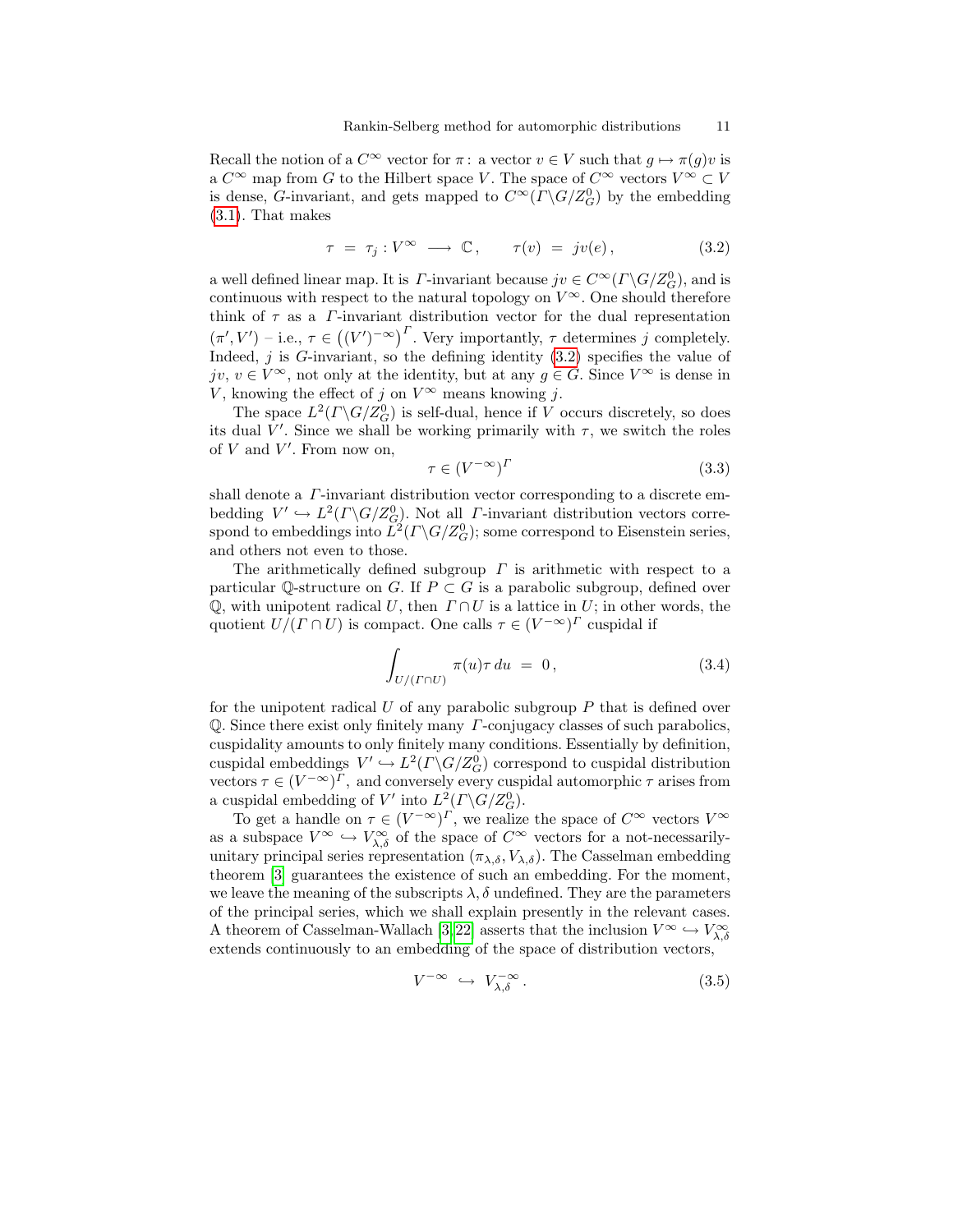Recall the notion of a $C^\infty$ vector for $\pi$: a vector $v \in V$ such that $g \mapsto \pi(g)v$ is a $C^\infty$ map from $G$ to the Hilbert space $V$. The space of $C^\infty$ vectors $V^\infty \subset V$ is dense, $G$-invariant, and gets mapped to $C^\infty(\Gamma\backslash G/Z_G^0)$ by the embedding (3.1). That makes

$$\tau \;=\; \tau_j : V^\infty \;\longrightarrow\; \mathbb{C}\,, \qquad \tau(v) \;=\; jv(e)\,, \tag{3.2}$$

a well defined linear map. It is $\Gamma$-invariant because $jv \in C^\infty(\Gamma\backslash G/Z_G^0)$, and is continuous with respect to the natural topology on $V^\infty$. One should therefore think of $\tau$ as a $\Gamma$-invariant distribution vector for the dual representation $(\pi', V')$ – i.e., $\tau \in \big((V')^{-\infty}\big)^\Gamma$. Very importantly, $\tau$ determines $j$ completely. Indeed, $j$ is $G$-invariant, so the defining identity (3.2) specifies the value of $jv$, $v \in V^\infty$, not only at the identity, but at any $g \in G$. Since $V^\infty$ is dense in $V$, knowing the effect of $j$ on $V^\infty$ means knowing $j$.

The space $L^2(\Gamma\backslash G/Z_G^0)$ is self-dual, hence if $V$ occurs discretely, so does its dual $V'$. Since we shall be working primarily with $\tau$, we switch the roles of $V$ and $V'$. From now on,

$$\tau \in (V^{-\infty})^\Gamma \tag{3.3}$$

shall denote a $\Gamma$-invariant distribution vector corresponding to a discrete embedding $V' \hookrightarrow L^2(\Gamma\backslash G/Z_G^0)$. Not all $\Gamma$-invariant distribution vectors correspond to embeddings into $L^2(\Gamma\backslash G/Z_G^0)$; some correspond to Eisenstein series, and others not even to those.

The arithmetically defined subgroup $\Gamma$ is arithmetic with respect to a particular $\mathbb{Q}$-structure on $G$. If $P \subset G$ is a parabolic subgroup, defined over $\mathbb{Q}$, with unipotent radical $U$, then $\Gamma \cap U$ is a lattice in $U$; in other words, the quotient $U/(\Gamma \cap U)$ is compact. One calls $\tau \in (V^{-\infty})^\Gamma$ cuspidal if

$$\int_{U/(\Gamma\cap U)} \pi(u)\tau \, du \;=\; 0\,, \tag{3.4}$$

for the unipotent radical $U$ of any parabolic subgroup $P$ that is defined over $\mathbb{Q}$. Since there exist only finitely many $\Gamma$-conjugacy classes of such parabolics, cuspidality amounts to only finitely many conditions. Essentially by definition, cuspidal embeddings $V' \hookrightarrow L^2(\Gamma\backslash G/Z_G^0)$ correspond to cuspidal distribution vectors $\tau \in (V^{-\infty})^\Gamma$, and conversely every cuspidal automorphic $\tau$ arises from a cuspidal embedding of $V'$ into $L^2(\Gamma\backslash G/Z_G^0)$.

To get a handle on $\tau \in (V^{-\infty})^\Gamma$, we realize the space of $C^\infty$ vectors $V^\infty$ as a subspace $V^\infty \hookrightarrow V^\infty_{\lambda,\delta}$ of the space of $C^\infty$ vectors for a not-necessarily-unitary principal series representation $(\pi_{\lambda,\delta}, V_{\lambda,\delta})$. The Casselman embedding theorem [3] guarantees the existence of such an embedding. For the moment, we leave the meaning of the subscripts $\lambda, \delta$ undefined. They are the parameters of the principal series, which we shall explain presently in the relevant cases. A theorem of Casselman-Wallach [3,22] asserts that the inclusion $V^\infty \hookrightarrow V^\infty_{\lambda,\delta}$ extends continuously to an embedding of the space of distribution vectors,

$$V^{-\infty} \;\hookrightarrow\; V^{-\infty}_{\lambda,\delta}\,. \tag{3.5}$$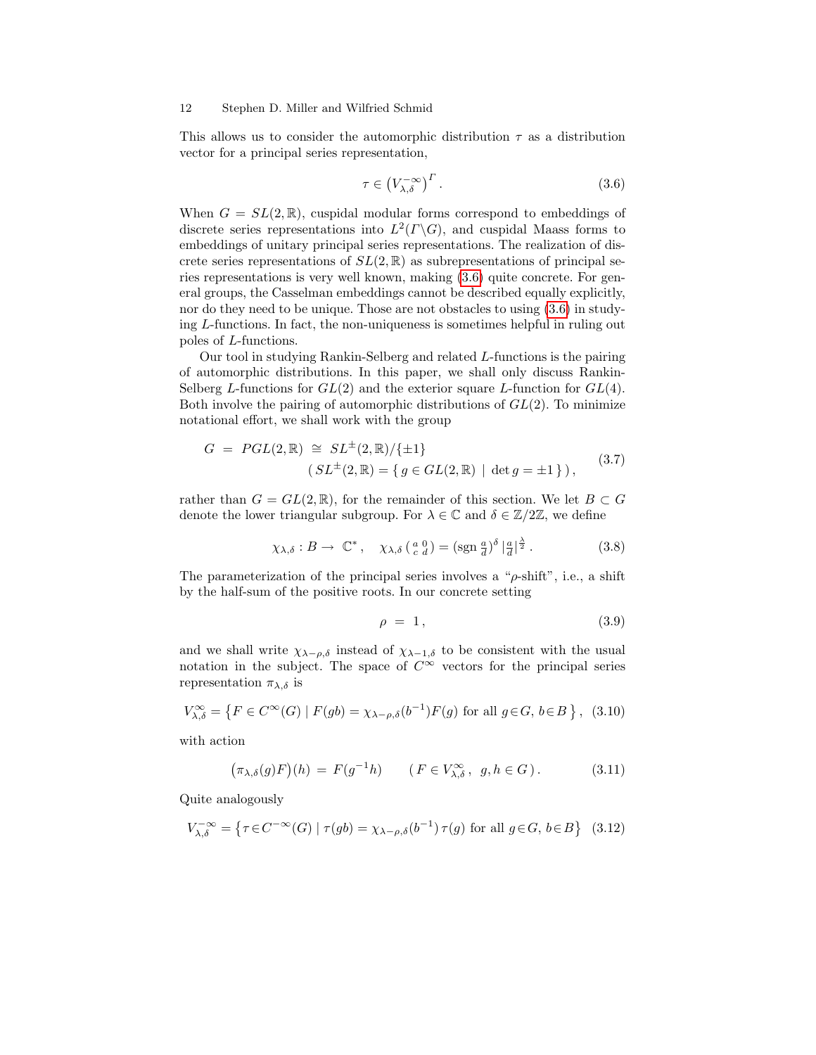This allows us to consider the automorphic distribution $\tau$ as a distribution vector for a principal series representation,

$$\tau \in \left(V_{\lambda,\delta}^{-\infty}\right)^{\Gamma}. \tag{3.6}$$

When $G = SL(2,\mathbb{R})$, cuspidal modular forms correspond to embeddings of discrete series representations into $L^2(\Gamma\backslash G)$, and cuspidal Maass forms to embeddings of unitary principal series representations. The realization of discrete series representations of $SL(2,\mathbb{R})$ as subrepresentations of principal series representations is very well known, making (3.6) quite concrete. For general groups, the Casselman embeddings cannot be described equally explicitly, nor do they need to be unique. Those are not obstacles to using (3.6) in studying $L$-functions. In fact, the non-uniqueness is sometimes helpful in ruling out poles of $L$-functions.

Our tool in studying Rankin-Selberg and related $L$-functions is the pairing of automorphic distributions. In this paper, we shall only discuss Rankin-Selberg $L$-functions for $GL(2)$ and the exterior square $L$-function for $GL(4)$. Both involve the pairing of automorphic distributions of $GL(2)$. To minimize notational effort, we shall work with the group

$$\begin{aligned} G \;=\; PGL(2,\mathbb{R}) \;&\cong\; SL^{\pm}(2,\mathbb{R})/\{\pm 1\} \\ &(\,SL^{\pm}(2,\mathbb{R}) = \{\, g \in GL(2,\mathbb{R}) \mid \det g = \pm 1 \,\}\,), \end{aligned} \tag{3.7}$$

rather than $G = GL(2,\mathbb{R})$, for the remainder of this section. We let $B \subset G$ denote the lower triangular subgroup. For $\lambda \in \mathbb{C}$ and $\delta \in \mathbb{Z}/2\mathbb{Z}$, we define

$$\chi_{\lambda,\delta} : B \to \mathbb{C}^*, \quad \chi_{\lambda,\delta}\left(\begin{smallmatrix} a & 0 \\ c & d \end{smallmatrix}\right) = (\operatorname{sgn} \tfrac{a}{d})^{\delta}\, |\tfrac{a}{d}|^{\frac{\lambda}{2}}. \tag{3.8}$$

The parameterization of the principal series involves a "$\rho$-shift", i.e., a shift by the half-sum of the positive roots. In our concrete setting

$$\rho \;=\; 1, \tag{3.9}$$

and we shall write $\chi_{\lambda-\rho,\delta}$ instead of $\chi_{\lambda-1,\delta}$ to be consistent with the usual notation in the subject. The space of $C^\infty$ vectors for the principal series representation $\pi_{\lambda,\delta}$ is

$$V_{\lambda,\delta}^{\infty} = \left\{ F \in C^\infty(G) \mid F(gb) = \chi_{\lambda-\rho,\delta}(b^{-1})F(g) \text{ for all } g \in G,\ b \in B \,\right\}, \tag{3.10}$$

with action

$$\big(\pi_{\lambda,\delta}(g)F\big)(h) \;=\; F(g^{-1}h) \qquad (\, F \in V_{\lambda,\delta}^{\infty}\,,\ \ g,h \in G\,). \tag{3.11}$$

Quite analogously

$$V_{\lambda,\delta}^{-\infty} = \left\{ \tau \in C^{-\infty}(G) \mid \tau(gb) = \chi_{\lambda-\rho,\delta}(b^{-1})\,\tau(g) \text{ for all } g \in G,\ b \in B \right\} \tag{3.12}$$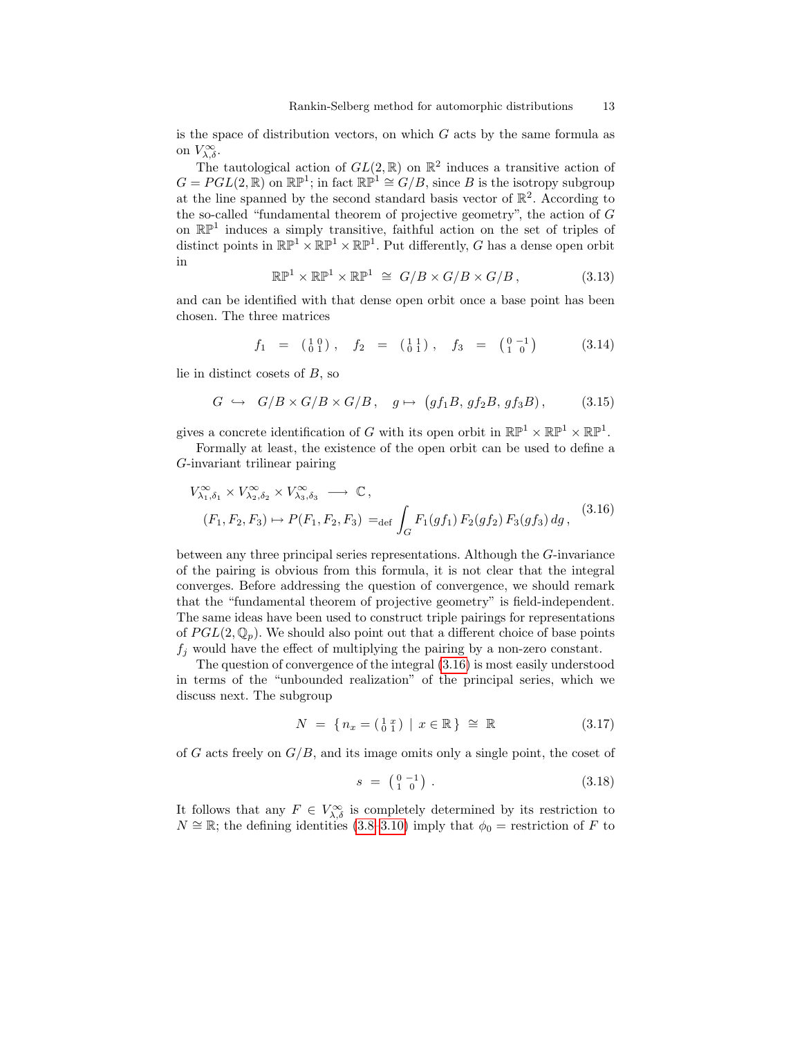is the space of distribution vectors, on which $G$ acts by the same formula as on $V^\infty_{\lambda,\delta}$.

The tautological action of $GL(2,\mathbb{R})$ on $\mathbb{R}^2$ induces a transitive action of $G = PGL(2,\mathbb{R})$ on $\mathbb{RP}^1$; in fact $\mathbb{RP}^1 \cong G/B$, since $B$ is the isotropy subgroup at the line spanned by the second standard basis vector of $\mathbb{R}^2$. According to the so-called "fundamental theorem of projective geometry", the action of $G$ on $\mathbb{RP}^1$ induces a simply transitive, faithful action on the set of triples of distinct points in $\mathbb{RP}^1 \times \mathbb{RP}^1 \times \mathbb{RP}^1$. Put differently, $G$ has a dense open orbit in

$$\mathbb{RP}^1 \times \mathbb{RP}^1 \times \mathbb{RP}^1 \;\cong\; G/B \times G/B \times G/B\,, \tag{3.13}$$

and can be identified with that dense open orbit once a base point has been chosen. The three matrices

$$f_1 \;=\; \left(\begin{smallmatrix} 1 & 0 \\ 0 & 1 \end{smallmatrix}\right), \quad f_2 \;=\; \left(\begin{smallmatrix} 1 & 1 \\ 0 & 1 \end{smallmatrix}\right), \quad f_3 \;=\; \left(\begin{smallmatrix} 0 & -1 \\ 1 & 0 \end{smallmatrix}\right) \tag{3.14}$$

lie in distinct cosets of $B$, so

$$G \;\hookrightarrow\; G/B \times G/B \times G/B\,, \quad g \mapsto \big(gf_1B,\, gf_2B,\, gf_3B\big)\,, \tag{3.15}$$

gives a concrete identification of $G$ with its open orbit in $\mathbb{RP}^1 \times \mathbb{RP}^1 \times \mathbb{RP}^1$.

Formally at least, the existence of the open orbit can be used to define a $G$-invariant trilinear pairing

$$\begin{aligned} &V^\infty_{\lambda_1,\delta_1} \times V^\infty_{\lambda_2,\delta_2} \times V^\infty_{\lambda_3,\delta_3} \;\longrightarrow\; \mathbb{C}\,, \\ &\quad (F_1,F_2,F_3) \mapsto P(F_1,F_2,F_3) \;=_{\mathrm{def}} \int_G F_1(gf_1)\, F_2(gf_2)\, F_3(gf_3)\, dg\,, \end{aligned} \tag{3.16}$$

between any three principal series representations. Although the $G$-invariance of the pairing is obvious from this formula, it is not clear that the integral converges. Before addressing the question of convergence, we should remark that the "fundamental theorem of projective geometry" is field-independent. The same ideas have been used to construct triple pairings for representations of $PGL(2,\mathbb{Q}_p)$. We should also point out that a different choice of base points $f_j$ would have the effect of multiplying the pairing by a non-zero constant.

The question of convergence of the integral (3.16) is most easily understood in terms of the "unbounded realization" of the principal series, which we discuss next. The subgroup

$$N \;=\; \{\, n_x = \left(\begin{smallmatrix} 1 & x \\ 0 & 1 \end{smallmatrix}\right) \mid x \in \mathbb{R}\,\} \;\cong\; \mathbb{R} \tag{3.17}$$

of $G$ acts freely on $G/B$, and its image omits only a single point, the coset of

$$s \;=\; \left(\begin{smallmatrix} 0 & -1 \\ 1 & 0 \end{smallmatrix}\right)\,. \tag{3.18}$$

It follows that any $F \in V^\infty_{\lambda,\delta}$ is completely determined by its restriction to $N \cong \mathbb{R}$; the defining identities (3.8–3.10) imply that $\phi_0$ = restriction of $F$ to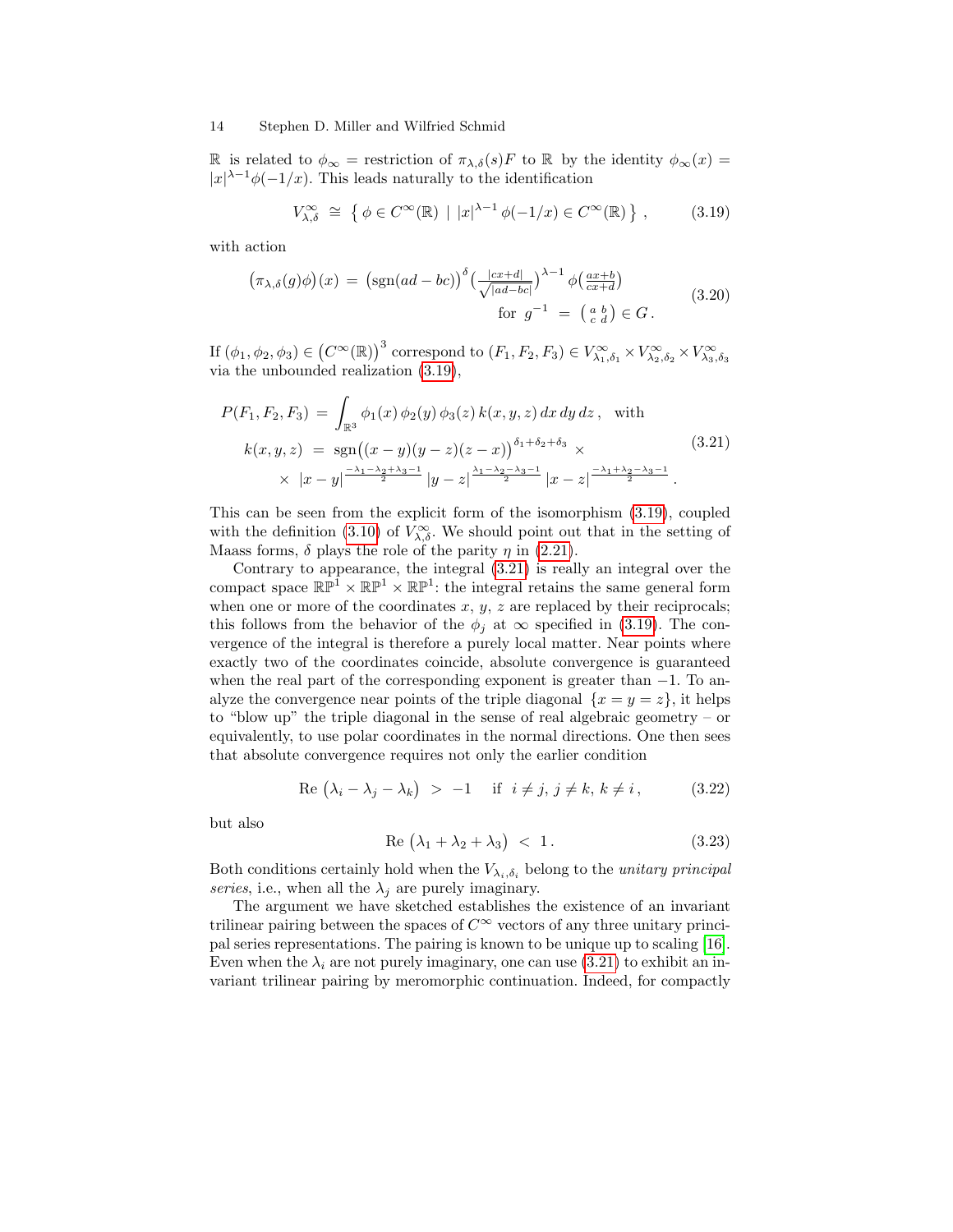$\mathbb{R}$ is related to $\phi_\infty$ = restriction of $\pi_{\lambda,\delta}(s)F$ to $\mathbb{R}$ by the identity $\phi_\infty(x) = |x|^{\lambda-1}\phi(-1/x)$. This leads naturally to the identification

$$V^\infty_{\lambda,\delta} \;\cong\; \left\{\, \phi \in C^\infty(\mathbb{R}) \;\mid\; |x|^{\lambda-1}\,\phi(-1/x) \in C^\infty(\mathbb{R}) \,\right\}\,, \tag{3.19}$$

with action

$$\begin{aligned}\big(\pi_{\lambda,\delta}(g)\phi\big)(x) \;=\; \big(\operatorname{sgn}(ad-bc)\big)^{\delta}\Big(\tfrac{|cx+d|}{\sqrt{|ad-bc|}}\Big)^{\lambda-1}\,\phi\big(\tfrac{ax+b}{cx+d}\big)\\ \text{for } g^{-1} \;=\; \left(\begin{smallmatrix} a & b\\ c & d\end{smallmatrix}\right) \in G\,.\end{aligned} \tag{3.20}$$

If $(\phi_1,\phi_2,\phi_3) \in \big(C^\infty(\mathbb{R})\big)^3$ correspond to $(F_1,F_2,F_3) \in V^\infty_{\lambda_1,\delta_1}\times V^\infty_{\lambda_2,\delta_2}\times V^\infty_{\lambda_3,\delta_3}$ via the unbounded realization (3.19),

$$\begin{aligned} P(F_1,F_2,F_3) \;&=\; \int_{\mathbb{R}^3} \phi_1(x)\,\phi_2(y)\,\phi_3(z)\,k(x,y,z)\,dx\,dy\,dz\,, \quad\text{with}\\ k(x,y,z) \;&=\; \operatorname{sgn}\big((x-y)(y-z)(z-x)\big)^{\delta_1+\delta_2+\delta_3}\;\times\\ &\times\; |x-y|^{\frac{-\lambda_1-\lambda_2+\lambda_3-1}{2}}\,|y-z|^{\frac{\lambda_1-\lambda_2-\lambda_3-1}{2}}\,|x-z|^{\frac{-\lambda_1+\lambda_2-\lambda_3-1}{2}}\,. \end{aligned} \tag{3.21}$$

This can be seen from the explicit form of the isomorphism (3.19), coupled with the definition (3.10) of $V^\infty_{\lambda,\delta}$. We should point out that in the setting of Maass forms, $\delta$ plays the role of the parity $\eta$ in (2.21).

Contrary to appearance, the integral (3.21) is really an integral over the compact space $\mathbb{RP}^1\times\mathbb{RP}^1\times\mathbb{RP}^1$: the integral retains the same general form when one or more of the coordinates $x$, $y$, $z$ are replaced by their reciprocals; this follows from the behavior of the $\phi_j$ at $\infty$ specified in (3.19). The convergence of the integral is therefore a purely local matter. Near points where exactly two of the coordinates coincide, absolute convergence is guaranteed when the real part of the corresponding exponent is greater than $-1$. To analyze the convergence near points of the triple diagonal $\{x=y=z\}$, it helps to "blow up" the triple diagonal in the sense of real algebraic geometry – or equivalently, to use polar coordinates in the normal directions. One then sees that absolute convergence requires not only the earlier condition

$$\operatorname{Re}\,\big(\lambda_i-\lambda_j-\lambda_k\big) \;>\; -1 \quad \text{if } \; i\neq j,\, j\neq k,\, k\neq i\,, \tag{3.22}$$

but also

$$\operatorname{Re}\,\big(\lambda_1+\lambda_2+\lambda_3\big) \;<\; 1\,. \tag{3.23}$$

Both conditions certainly hold when the $V_{\lambda_i,\delta_i}$ belong to the *unitary principal series*, i.e., when all the $\lambda_j$ are purely imaginary.

The argument we have sketched establishes the existence of an invariant trilinear pairing between the spaces of $C^\infty$ vectors of any three unitary principal series representations. The pairing is known to be unique up to scaling [16]. Even when the $\lambda_i$ are not purely imaginary, one can use (3.21) to exhibit an invariant trilinear pairing by meromorphic continuation. Indeed, for compactly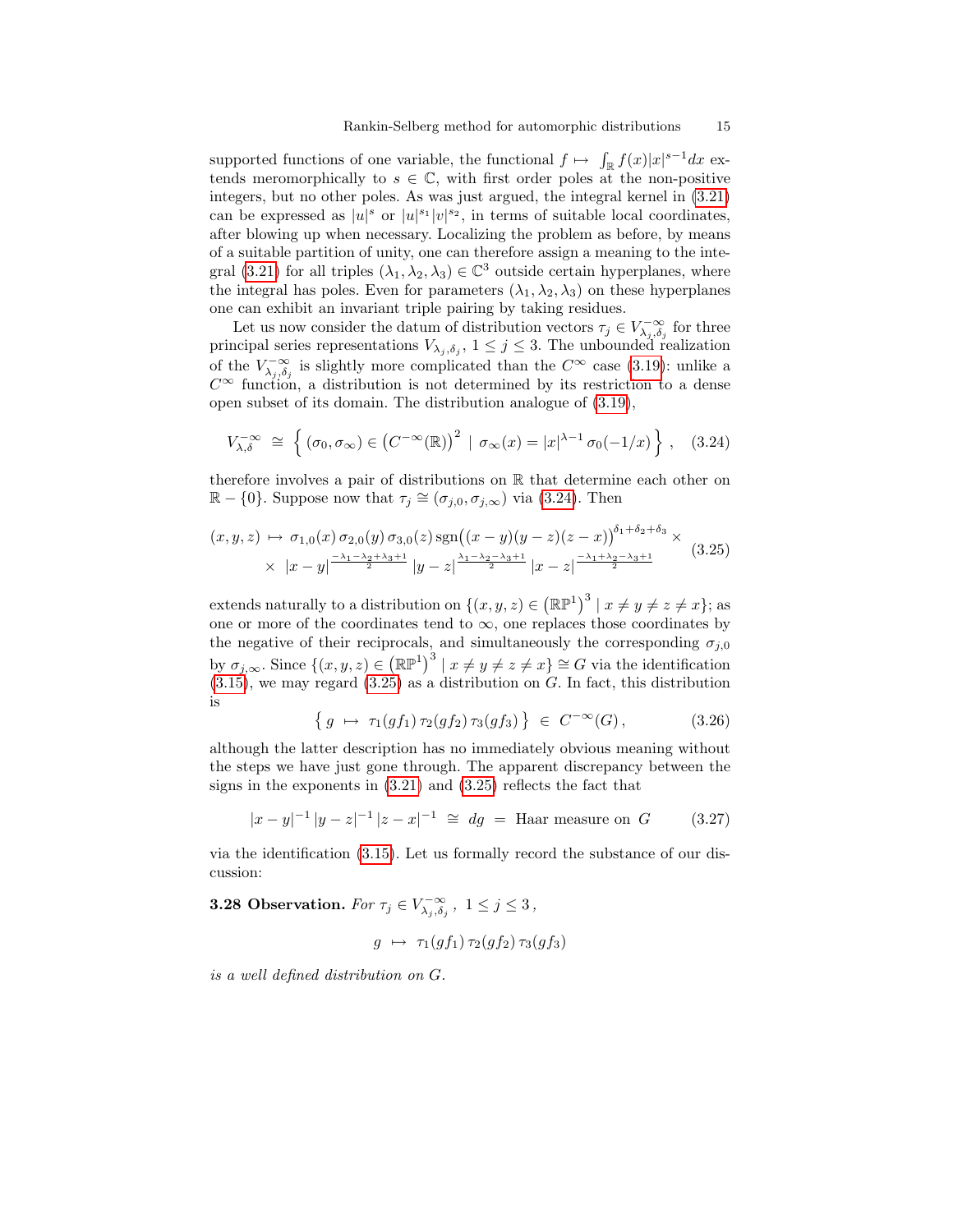supported functions of one variable, the functional $f \mapsto \int_{\mathbb{R}} f(x)|x|^{s-1}dx$ extends meromorphically to $s \in \mathbb{C}$, with first order poles at the non-positive integers, but no other poles. As was just argued, the integral kernel in (3.21) can be expressed as $|u|^s$ or $|u|^{s_1}|v|^{s_2}$, in terms of suitable local coordinates, after blowing up when necessary. Localizing the problem as before, by means of a suitable partition of unity, one can therefore assign a meaning to the integral (3.21) for all triples $(\lambda_1, \lambda_2, \lambda_3) \in \mathbb{C}^3$ outside certain hyperplanes, where the integral has poles. Even for parameters $(\lambda_1, \lambda_2, \lambda_3)$ on these hyperplanes one can exhibit an invariant triple pairing by taking residues.

Let us now consider the datum of distribution vectors $\tau_j \in V^{-\infty}_{\lambda_j,\delta_j}$ for three principal series representations $V_{\lambda_j,\delta_j}$, $1 \leq j \leq 3$. The unbounded realization of the $V^{-\infty}_{\lambda_j,\delta_j}$ is slightly more complicated than the $C^\infty$ case (3.19): unlike a $C^\infty$ function, a distribution is not determined by its restriction to a dense open subset of its domain. The distribution analogue of (3.19),

$$V^{-\infty}_{\lambda,\delta} \;\cong\; \Big\{ (\sigma_0, \sigma_\infty) \in \big(C^{-\infty}(\mathbb{R})\big)^2 \;\mid\; \sigma_\infty(x) = |x|^{\lambda-1}\, \sigma_0(-1/x) \Big\}\,, \qquad (3.24)$$

therefore involves a pair of distributions on $\mathbb{R}$ that determine each other on $\mathbb{R} - \{0\}$. Suppose now that $\tau_j \cong (\sigma_{j,0}, \sigma_{j,\infty})$ via (3.24). Then

$$\begin{aligned}(x,y,z) \;\mapsto\; & \sigma_{1,0}(x)\,\sigma_{2,0}(y)\,\sigma_{3,0}(z)\,\operatorname{sgn}\!\big((x-y)(y-z)(z-x)\big)^{\delta_1+\delta_2+\delta_3} \times \\ & \times\; |x-y|^{\frac{-\lambda_1-\lambda_2+\lambda_3+1}{2}}\,|y-z|^{\frac{\lambda_1-\lambda_2-\lambda_3+1}{2}}\,|x-z|^{\frac{-\lambda_1+\lambda_2-\lambda_3+1}{2}}\end{aligned} \qquad (3.25)$$

extends naturally to a distribution on $\{(x,y,z) \in \big(\mathbb{RP}^1\big)^3 \mid x \neq y \neq z \neq x\}$; as one or more of the coordinates tend to $\infty$, one replaces those coordinates by the negative of their reciprocals, and simultaneously the corresponding $\sigma_{j,0}$ by $\sigma_{j,\infty}$. Since $\{(x,y,z) \in \big(\mathbb{RP}^1\big)^3 \mid x \neq y \neq z \neq x\} \cong G$ via the identification (3.15), we may regard (3.25) as a distribution on $G$. In fact, this distribution is

$$\big\{\, g \;\mapsto\; \tau_1(gf_1)\,\tau_2(gf_2)\,\tau_3(gf_3)\,\big\} \;\in\; C^{-\infty}(G)\,, \qquad (3.26)$$

although the latter description has no immediately obvious meaning without the steps we have just gone through. The apparent discrepancy between the signs in the exponents in (3.21) and (3.25) reflects the fact that

$$|x-y|^{-1}\,|y-z|^{-1}\,|z-x|^{-1} \;\cong\; dg \;=\; \text{Haar measure on } G \qquad (3.27)$$

via the identification (3.15). Let us formally record the substance of our discussion:

**3.28 Observation.** *For* $\tau_j \in V^{-\infty}_{\lambda_j,\delta_j}\,,\ 1 \leq j \leq 3\,,$

$$g \;\mapsto\; \tau_1(gf_1)\,\tau_2(gf_2)\,\tau_3(gf_3)$$

*is a well defined distribution on* $G$.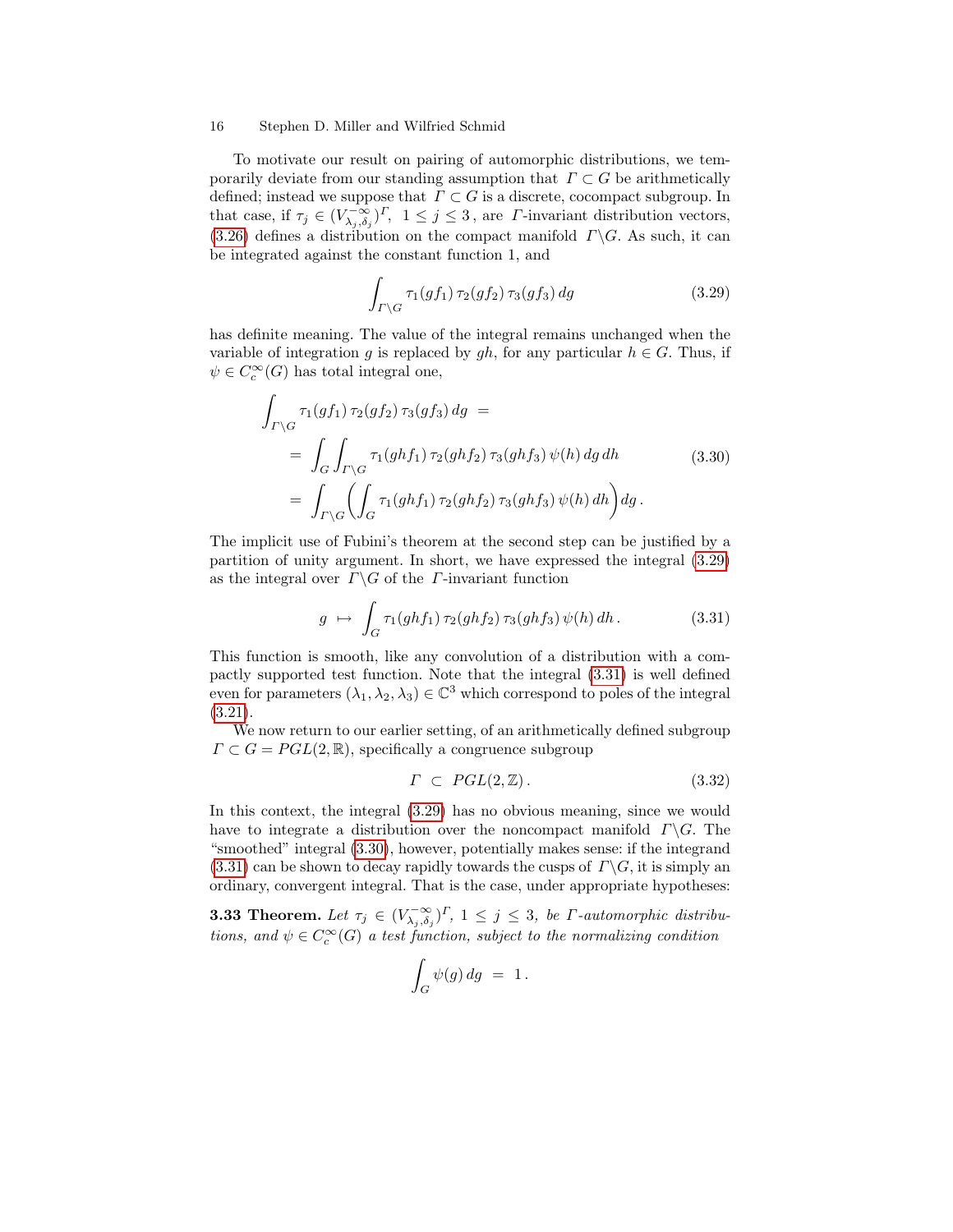To motivate our result on pairing of automorphic distributions, we temporarily deviate from our standing assumption that $\Gamma \subset G$ be arithmetically defined; instead we suppose that $\Gamma \subset G$ is a discrete, cocompact subgroup. In that case, if $\tau_j \in (V^{-\infty}_{\lambda_j,\delta_j})^\Gamma$, $1 \leq j \leq 3$, are $\Gamma$-invariant distribution vectors, (3.26) defines a distribution on the compact manifold $\Gamma\backslash G$. As such, it can be integrated against the constant function 1, and

$$\int_{\Gamma\backslash G} \tau_1(gf_1)\, \tau_2(gf_2)\, \tau_3(gf_3)\, dg \tag{3.29}$$

has definite meaning. The value of the integral remains unchanged when the variable of integration $g$ is replaced by $gh$, for any particular $h \in G$. Thus, if $\psi \in C_c^\infty(G)$ has total integral one,

$$\begin{aligned}
&\int_{\Gamma\backslash G} \tau_1(gf_1)\, \tau_2(gf_2)\, \tau_3(gf_3)\, dg \;= \\
&\qquad = \int_G \int_{\Gamma\backslash G} \tau_1(ghf_1)\, \tau_2(ghf_2)\, \tau_3(ghf_3)\, \psi(h)\, dg\, dh \\
&\qquad = \int_{\Gamma\backslash G} \left( \int_G \tau_1(ghf_1)\, \tau_2(ghf_2)\, \tau_3(ghf_3)\, \psi(h)\, dh \right) dg\,.
\end{aligned} \tag{3.30}$$

The implicit use of Fubini's theorem at the second step can be justified by a partition of unity argument. In short, we have expressed the integral (3.29) as the integral over $\Gamma\backslash G$ of the $\Gamma$-invariant function

$$g \;\mapsto\; \int_G \tau_1(ghf_1)\, \tau_2(ghf_2)\, \tau_3(ghf_3)\, \psi(h)\, dh\,. \tag{3.31}$$

This function is smooth, like any convolution of a distribution with a compactly supported test function. Note that the integral (3.31) is well defined even for parameters $(\lambda_1, \lambda_2, \lambda_3) \in \mathbb{C}^3$ which correspond to poles of the integral (3.21).

We now return to our earlier setting, of an arithmetically defined subgroup $\Gamma \subset G = PGL(2,\mathbb{R})$, specifically a congruence subgroup

$$\Gamma \;\subset\; PGL(2,\mathbb{Z})\,. \tag{3.32}$$

In this context, the integral (3.29) has no obvious meaning, since we would have to integrate a distribution over the noncompact manifold $\Gamma\backslash G$. The "smoothed" integral (3.30), however, potentially makes sense: if the integrand (3.31) can be shown to decay rapidly towards the cusps of $\Gamma\backslash G$, it is simply an ordinary, convergent integral. That is the case, under appropriate hypotheses:

**3.33 Theorem.** *Let $\tau_j \in (V^{-\infty}_{\lambda_j,\delta_j})^\Gamma$, $1 \leq j \leq 3$, be $\Gamma$-automorphic distributions, and $\psi \in C_c^\infty(G)$ a test function, subject to the normalizing condition*

$$\int_G \psi(g)\, dg \;=\; 1\,.$$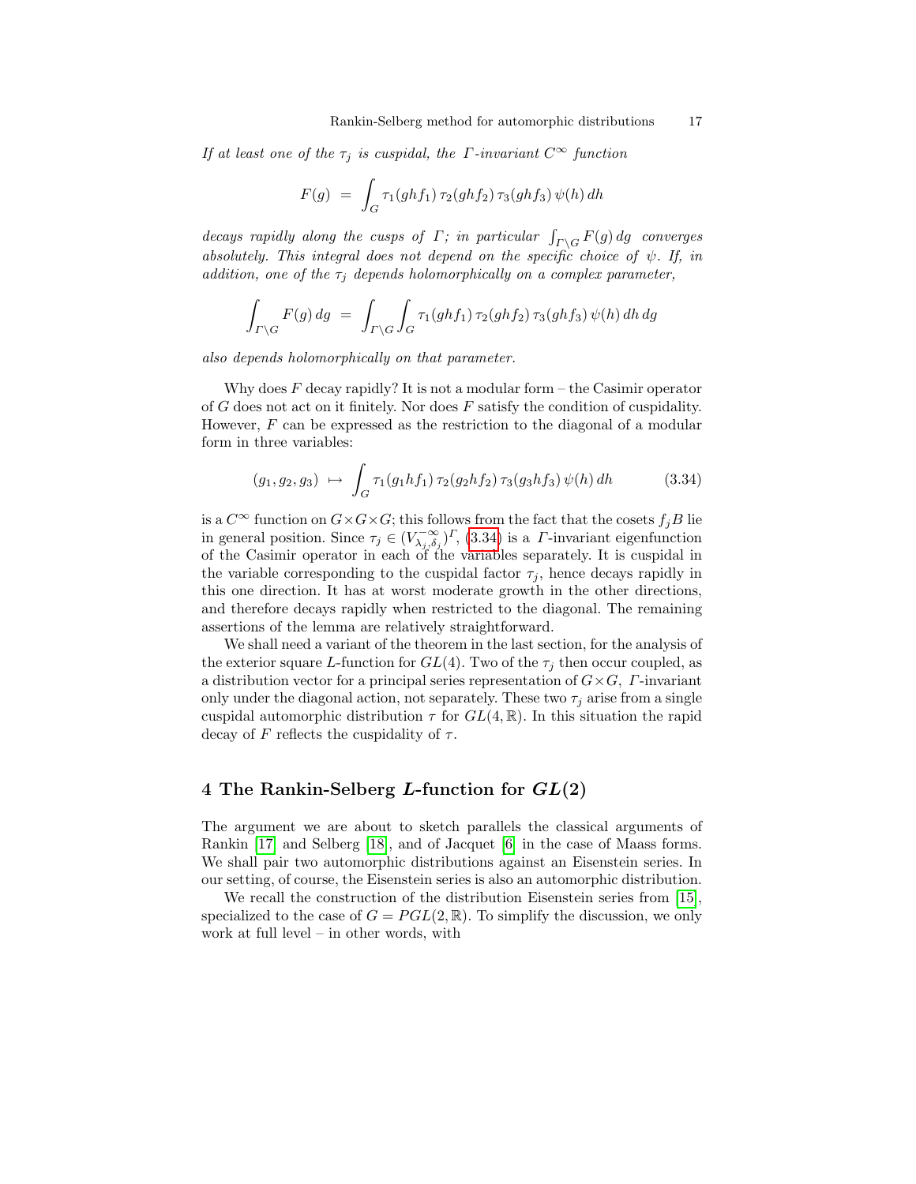*If at least one of the $\tau_j$ is cuspidal, the $\Gamma$-invariant $C^\infty$ function*

$$F(g) \;=\; \int_G \tau_1(ghf_1)\,\tau_2(ghf_2)\,\tau_3(ghf_3)\,\psi(h)\,dh$$

*decays rapidly along the cusps of $\Gamma$; in particular $\int_{\Gamma\backslash G} F(g)\,dg$ converges absolutely. This integral does not depend on the specific choice of $\psi$. If, in addition, one of the $\tau_j$ depends holomorphically on a complex parameter,*

$$\int_{\Gamma\backslash G} F(g)\,dg \;=\; \int_{\Gamma\backslash G}\int_G \tau_1(ghf_1)\,\tau_2(ghf_2)\,\tau_3(ghf_3)\,\psi(h)\,dh\,dg$$

*also depends holomorphically on that parameter.*

Why does $F$ decay rapidly? It is not a modular form – the Casimir operator of $G$ does not act on it finitely. Nor does $F$ satisfy the condition of cuspidality. However, $F$ can be expressed as the restriction to the diagonal of a modular form in three variables:

$$(g_1,g_2,g_3) \;\mapsto\; \int_G \tau_1(g_1hf_1)\,\tau_2(g_2hf_2)\,\tau_3(g_3hf_3)\,\psi(h)\,dh \tag{3.34}$$

is a $C^\infty$ function on $G\times G\times G$; this follows from the fact that the cosets $f_jB$ lie in general position. Since $\tau_j \in (V^{-\infty}_{\lambda_j,\delta_j})^\Gamma$, (3.34) is a $\Gamma$-invariant eigenfunction of the Casimir operator in each of the variables separately. It is cuspidal in the variable corresponding to the cuspidal factor $\tau_j$, hence decays rapidly in this one direction. It has at worst moderate growth in the other directions, and therefore decays rapidly when restricted to the diagonal. The remaining assertions of the lemma are relatively straightforward.

We shall need a variant of the theorem in the last section, for the analysis of the exterior square $L$-function for $GL(4)$. Two of the $\tau_j$ then occur coupled, as a distribution vector for a principal series representation of $G\times G$, $\Gamma$-invariant only under the diagonal action, not separately. These two $\tau_j$ arise from a single cuspidal automorphic distribution $\tau$ for $GL(4,\mathbb{R})$. In this situation the rapid decay of $F$ reflects the cuspidality of $\tau$.

## 4 The Rankin-Selberg $L$-function for $GL(2)$

The argument we are about to sketch parallels the classical arguments of Rankin [17] and Selberg [18], and of Jacquet [6] in the case of Maass forms. We shall pair two automorphic distributions against an Eisenstein series. In our setting, of course, the Eisenstein series is also an automorphic distribution.

We recall the construction of the distribution Eisenstein series from [15], specialized to the case of $G = PGL(2,\mathbb{R})$. To simplify the discussion, we only work at full level – in other words, with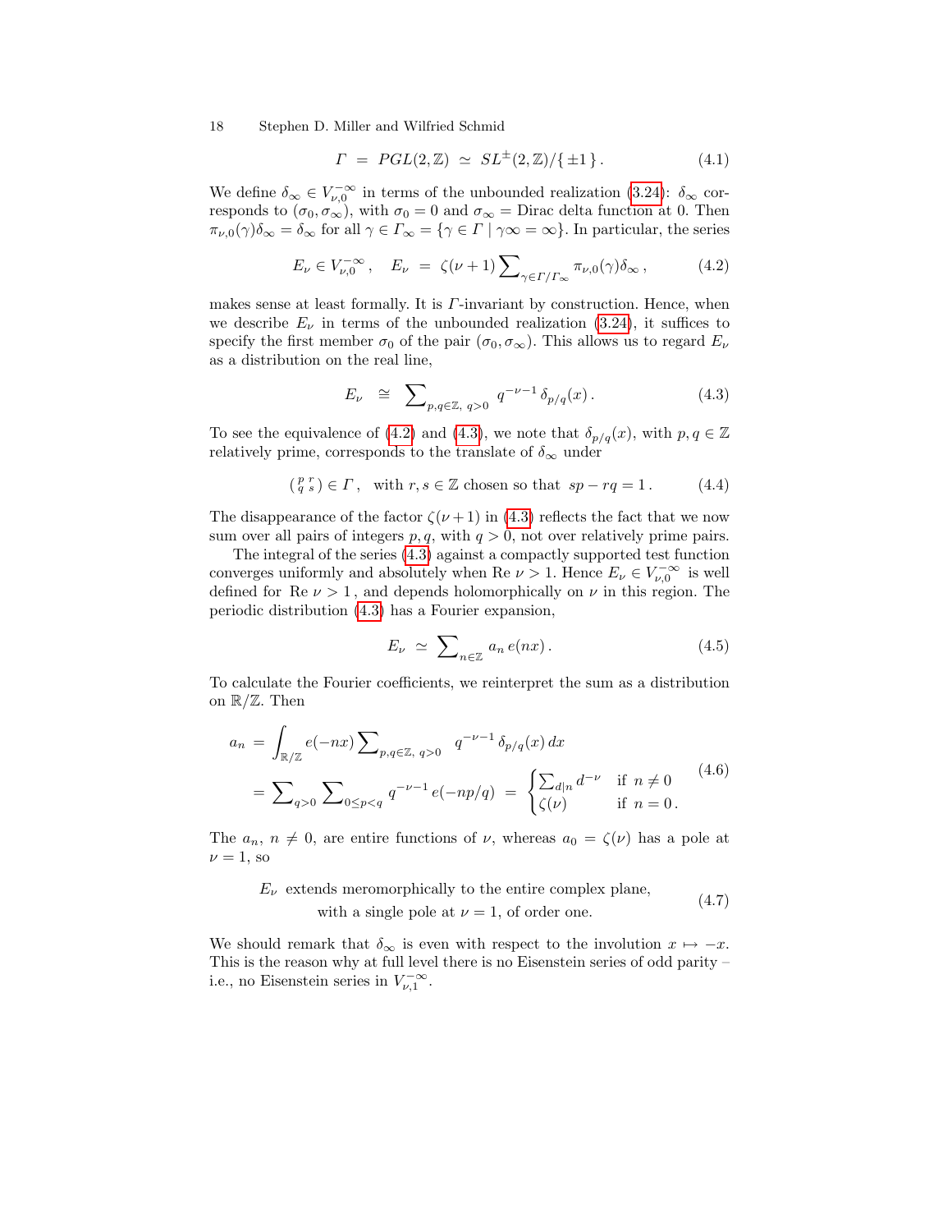$$\Gamma \ = \ PGL(2,\mathbb{Z}) \ \simeq \ SL^{\pm}(2,\mathbb{Z})/\{\pm 1\}\,. \tag{4.1}$$

We define $\delta_\infty \in V_{\nu,0}^{-\infty}$ in terms of the unbounded realization (3.24): $\delta_\infty$ corresponds to $(\sigma_0, \sigma_\infty)$, with $\sigma_0 = 0$ and $\sigma_\infty =$ Dirac delta function at 0. Then $\pi_{\nu,0}(\gamma)\delta_\infty = \delta_\infty$ for all $\gamma \in \Gamma_\infty = \{\gamma \in \Gamma \mid \gamma\infty = \infty\}$. In particular, the series

$$E_\nu \in V_{\nu,0}^{-\infty}\,, \quad E_\nu \ = \ \zeta(\nu+1)\sum\nolimits_{\gamma\in\Gamma/\Gamma_\infty} \pi_{\nu,0}(\gamma)\delta_\infty\,, \tag{4.2}$$

makes sense at least formally. It is $\Gamma$-invariant by construction. Hence, when we describe $E_\nu$ in terms of the unbounded realization (3.24), it suffices to specify the first member $\sigma_0$ of the pair $(\sigma_0, \sigma_\infty)$. This allows us to regard $E_\nu$ as a distribution on the real line,

$$E_\nu \ \cong \ \sum\nolimits_{p,q\in\mathbb{Z},\ q>0} \ q^{-\nu-1}\,\delta_{p/q}(x)\,. \tag{4.3}$$

To see the equivalence of (4.2) and (4.3), we note that $\delta_{p/q}(x)$, with $p, q \in \mathbb{Z}$ relatively prime, corresponds to the translate of $\delta_\infty$ under

$$\left(\begin{smallmatrix} p & r \\ q & s \end{smallmatrix}\right) \in \Gamma\,, \quad \text{with } r,s\in\mathbb{Z} \text{ chosen so that } sp - rq = 1\,. \tag{4.4}$$

The disappearance of the factor $\zeta(\nu+1)$ in (4.3) reflects the fact that we now sum over all pairs of integers $p, q$, with $q > 0$, not over relatively prime pairs.

The integral of the series (4.3) against a compactly supported test function converges uniformly and absolutely when $\operatorname{Re}\nu > 1$. Hence $E_\nu \in V_{\nu,0}^{-\infty}$ is well defined for $\operatorname{Re}\nu > 1$, and depends holomorphically on $\nu$ in this region. The periodic distribution (4.3) has a Fourier expansion,

$$E_\nu \ \simeq \ \sum\nolimits_{n\in\mathbb{Z}} a_n\, e(nx)\,. \tag{4.5}$$

To calculate the Fourier coefficients, we reinterpret the sum as a distribution on $\mathbb{R}/\mathbb{Z}$. Then

$$\begin{aligned} a_n \ &= \ \int_{\mathbb{R}/\mathbb{Z}} e(-nx) \sum\nolimits_{p,q\in\mathbb{Z},\ q>0} \ q^{-\nu-1}\,\delta_{p/q}(x)\,dx \\ &= \ \sum\nolimits_{q>0} \sum\nolimits_{0\le p<q} q^{-\nu-1}\, e(-np/q) \ = \ \begin{cases} \sum_{d|n} d^{-\nu} & \text{if } n \neq 0 \\ \zeta(\nu) & \text{if } n = 0\,. \end{cases} \end{aligned} \tag{4.6}$$

The $a_n$, $n \neq 0$, are entire functions of $\nu$, whereas $a_0 = \zeta(\nu)$ has a pole at $\nu = 1$, so

$$\begin{aligned} &E_\nu \text{ extends meromorphically to the entire complex plane,} \\ &\qquad\qquad \text{with a single pole at } \nu = 1, \text{ of order one.} \end{aligned} \tag{4.7}$$

We should remark that $\delta_\infty$ is even with respect to the involution $x \mapsto -x$. This is the reason why at full level there is no Eisenstein series of odd parity – i.e., no Eisenstein series in $V_{\nu,1}^{-\infty}$.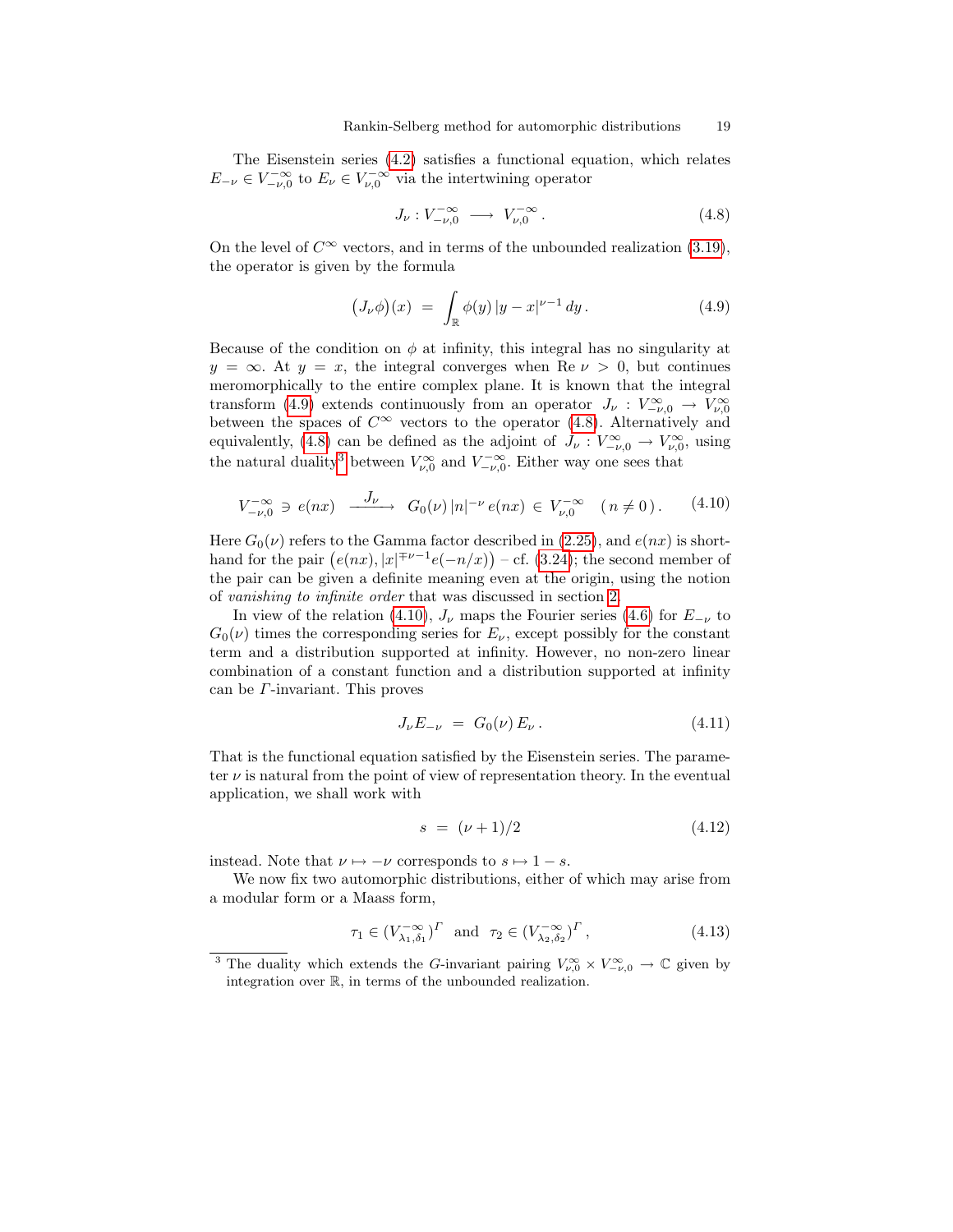The Eisenstein series (4.2) satisfies a functional equation, which relates $E_{-\nu} \in V^{-\infty}_{-\nu,0}$ to $E_\nu \in V^{-\infty}_{\nu,0}$ via the intertwining operator

$$J_\nu : V^{-\infty}_{-\nu,0} \longrightarrow V^{-\infty}_{\nu,0}\,. \tag{4.8}$$

On the level of $C^\infty$ vectors, and in terms of the unbounded realization (3.19), the operator is given by the formula

$$\big(J_\nu \phi\big)(x) \;=\; \int_{\mathbb{R}} \phi(y)\,|y-x|^{\nu-1}\,dy\,. \tag{4.9}$$

Because of the condition on $\phi$ at infinity, this integral has no singularity at $y = \infty$. At $y = x$, the integral converges when $\operatorname{Re}\nu > 0$, but continues meromorphically to the entire complex plane. It is known that the integral transform (4.9) extends continuously from an operator $J_\nu : V^{\infty}_{-\nu,0} \to V^{\infty}_{\nu,0}$ between the spaces of $C^\infty$ vectors to the operator (4.8). Alternatively and equivalently, (4.8) can be defined as the adjoint of $J_\nu : V^{\infty}_{-\nu,0} \to V^{\infty}_{\nu,0}$, using the natural duality[3] between $V^{\infty}_{\nu,0}$ and $V^{-\infty}_{-\nu,0}$. Either way one sees that

$$V^{-\infty}_{-\nu,0} \ni e(nx) \quad \xrightarrow{\;\;J_\nu\;\;} \quad G_0(\nu)\,|n|^{-\nu}\,e(nx) \,\in\, V^{-\infty}_{\nu,0} \quad (\,n \neq 0\,)\,. \tag{4.10}$$

Here $G_0(\nu)$ refers to the Gamma factor described in (2.25), and $e(nx)$ is shorthand for the pair $\big(e(nx), |x|^{\mp\nu-1}e(-n/x)\big)$ – cf. (3.24); the second member of the pair can be given a definite meaning even at the origin, using the notion of *vanishing to infinite order* that was discussed in section 2.

In view of the relation (4.10), $J_\nu$ maps the Fourier series (4.6) for $E_{-\nu}$ to $G_0(\nu)$ times the corresponding series for $E_\nu$, except possibly for the constant term and a distribution supported at infinity. However, no non-zero linear combination of a constant function and a distribution supported at infinity can be $\Gamma$-invariant. This proves

$$J_\nu E_{-\nu} \;=\; G_0(\nu)\,E_\nu\,. \tag{4.11}$$

That is the functional equation satisfied by the Eisenstein series. The parameter $\nu$ is natural from the point of view of representation theory. In the eventual application, we shall work with

$$s \;=\; (\nu+1)/2 \tag{4.12}$$

instead. Note that $\nu \mapsto -\nu$ corresponds to $s \mapsto 1-s$.

We now fix two automorphic distributions, either of which may arise from a modular form or a Maass form,

$$\tau_1 \in (V^{-\infty}_{\lambda_1,\delta_1})^{\Gamma} \quad \text{and} \quad \tau_2 \in (V^{-\infty}_{\lambda_2,\delta_2})^{\Gamma}\,, \tag{4.13}$$

[3] The duality which extends the $G$-invariant pairing $V^{\infty}_{\nu,0} \times V^{\infty}_{-\nu,0} \to \mathbb{C}$ given by integration over $\mathbb{R}$, in terms of the unbounded realization.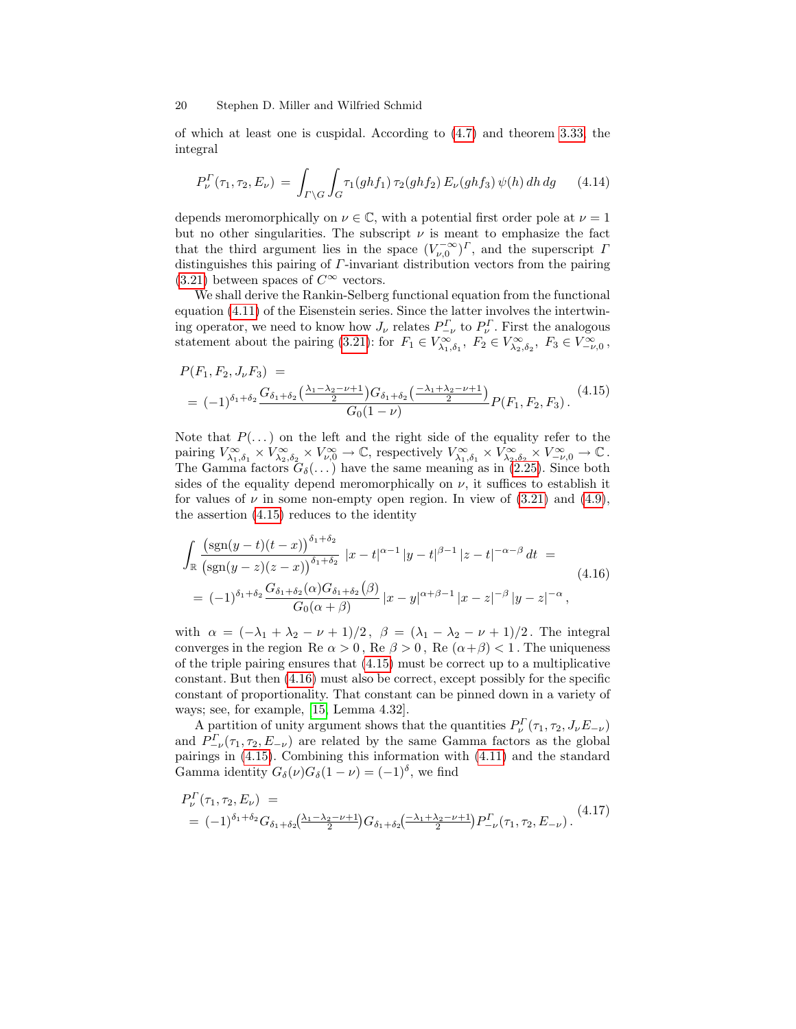of which at least one is cuspidal. According to (4.7) and theorem 3.33, the integral

$$P_\nu^\Gamma(\tau_1,\tau_2,E_\nu) \;=\; \int_{\Gamma\backslash G}\int_G \tau_1(ghf_1)\,\tau_2(ghf_2)\,E_\nu(ghf_3)\,\psi(h)\,dh\,dg \tag{4.14}$$

depends meromorphically on $\nu \in \mathbb{C}$, with a potential first order pole at $\nu = 1$ but no other singularities. The subscript $\nu$ is meant to emphasize the fact that the third argument lies in the space $(V_{\nu,0}^{-\infty})^\Gamma$, and the superscript $\Gamma$ distinguishes this pairing of $\Gamma$-invariant distribution vectors from the pairing (3.21) between spaces of $C^\infty$ vectors.

We shall derive the Rankin-Selberg functional equation from the functional equation (4.11) of the Eisenstein series. Since the latter involves the intertwining operator, we need to know how $J_\nu$ relates $P_{-\nu}^\Gamma$ to $P_\nu^\Gamma$. First the analogous statement about the pairing (3.21): for $F_1 \in V^\infty_{\lambda_1,\delta_1}$, $F_2 \in V^\infty_{\lambda_2,\delta_2}$, $F_3 \in V^\infty_{-\nu,0}$,

$$\begin{aligned} &P(F_1,F_2,J_\nu F_3) \;=\\ &\;=\;(-1)^{\delta_1+\delta_2}\,\frac{G_{\delta_1+\delta_2}\big(\frac{\lambda_1-\lambda_2-\nu+1}{2}\big)G_{\delta_1+\delta_2}\big(\frac{-\lambda_1+\lambda_2-\nu+1}{2}\big)}{G_0(1-\nu)}P(F_1,F_2,F_3)\,. \end{aligned} \tag{4.15}$$

Note that $P(\dots)$ on the left and the right side of the equality refer to the pairing $V^\infty_{\lambda_1,\delta_1}\times V^\infty_{\lambda_2,\delta_2}\times V^\infty_{\nu,0} \to \mathbb{C}$, respectively $V^\infty_{\lambda_1,\delta_1}\times V^\infty_{\lambda_2,\delta_2}\times V^\infty_{-\nu,0}\to\mathbb{C}$. The Gamma factors $G_\delta(\dots)$ have the same meaning as in (2.25). Since both sides of the equality depend meromorphically on $\nu$, it suffices to establish it for values of $\nu$ in some non-empty open region. In view of (3.21) and (4.9), the assertion (4.15) reduces to the identity

$$\begin{aligned} &\int_{\mathbb{R}} \frac{\big(\operatorname{sgn}(y-t)(t-x)\big)^{\delta_1+\delta_2}}{\big(\operatorname{sgn}(y-z)(z-x)\big)^{\delta_1+\delta_2}}\;|x-t|^{\alpha-1}\,|y-t|^{\beta-1}\,|z-t|^{-\alpha-\beta}\,dt \;=\\ &\;=\;(-1)^{\delta_1+\delta_2}\,\frac{G_{\delta_1+\delta_2}(\alpha)G_{\delta_1+\delta_2}(\beta)}{G_0(\alpha+\beta)}\,|x-y|^{\alpha+\beta-1}\,|x-z|^{-\beta}\,|y-z|^{-\alpha}\,, \end{aligned} \tag{4.16}$$

with $\alpha = (-\lambda_1+\lambda_2-\nu+1)/2$, $\beta = (\lambda_1-\lambda_2-\nu+1)/2$. The integral converges in the region $\operatorname{Re}\alpha > 0$, $\operatorname{Re}\beta > 0$, $\operatorname{Re}(\alpha+\beta) < 1$. The uniqueness of the triple pairing ensures that (4.15) must be correct up to a multiplicative constant. But then (4.16) must also be correct, except possibly for the specific constant of proportionality. That constant can be pinned down in a variety of ways; see, for example, [15, Lemma 4.32].

A partition of unity argument shows that the quantities $P_\nu^\Gamma(\tau_1,\tau_2,J_\nu E_{-\nu})$ and $P_{-\nu}^\Gamma(\tau_1,\tau_2,E_{-\nu})$ are related by the same Gamma factors as the global pairings in (4.15). Combining this information with (4.11) and the standard Gamma identity $G_\delta(\nu)G_\delta(1-\nu) = (-1)^\delta$, we find

$$\begin{aligned} &P_\nu^\Gamma(\tau_1,\tau_2,E_\nu) \;=\\ &\;=\;(-1)^{\delta_1+\delta_2}G_{\delta_1+\delta_2}\big(\tfrac{\lambda_1-\lambda_2-\nu+1}{2}\big)G_{\delta_1+\delta_2}\big(\tfrac{-\lambda_1+\lambda_2-\nu+1}{2}\big)P_{-\nu}^\Gamma(\tau_1,\tau_2,E_{-\nu})\,. \end{aligned} \tag{4.17}$$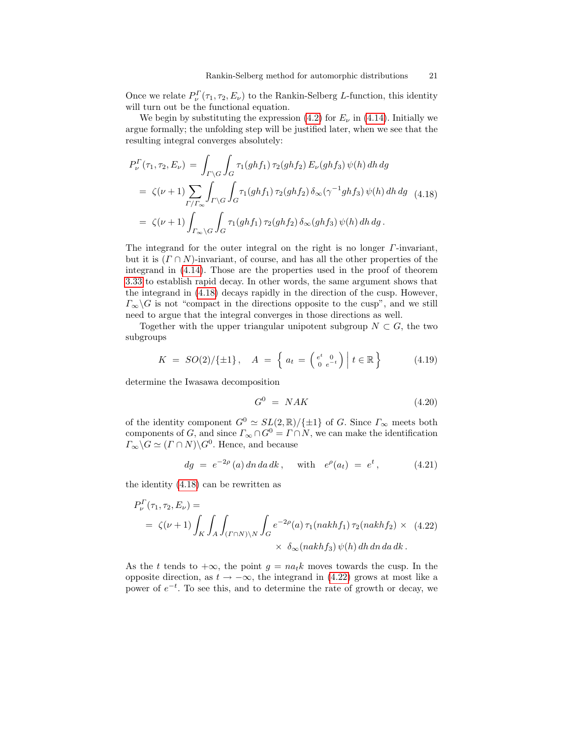Once we relate $P_\nu^\Gamma(\tau_1,\tau_2,E_\nu)$ to the Rankin-Selberg $L$-function, this identity will turn out be the functional equation.

We begin by substituting the expression (4.2) for $E_\nu$ in (4.14). Initially we argue formally; the unfolding step will be justified later, when we see that the resulting integral converges absolutely:

$$
\begin{aligned}
P_\nu^\Gamma(\tau_1,\tau_2,E_\nu) \;&=\; \int_{\Gamma\backslash G}\int_G \tau_1(ghf_1)\,\tau_2(ghf_2)\,E_\nu(ghf_3)\,\psi(h)\,dh\,dg \\
&=\; \zeta(\nu+1)\sum_{\Gamma/\Gamma_\infty}\int_{\Gamma\backslash G}\int_G \tau_1(ghf_1)\,\tau_2(ghf_2)\,\delta_\infty(\gamma^{-1}ghf_3)\,\psi(h)\,dh\,dg \\
&=\; \zeta(\nu+1)\int_{\Gamma_\infty\backslash G}\int_G \tau_1(ghf_1)\,\tau_2(ghf_2)\,\delta_\infty(ghf_3)\,\psi(h)\,dh\,dg\,.
\end{aligned}
\tag{4.18}
$$

The integrand for the outer integral on the right is no longer $\Gamma$-invariant, but it is $(\Gamma\cap N)$-invariant, of course, and has all the other properties of the integrand in (4.14). Those are the properties used in the proof of theorem 3.33 to establish rapid decay. In other words, the same argument shows that the integrand in (4.18) decays rapidly in the direction of the cusp. However, $\Gamma_\infty\backslash G$ is not "compact in the directions opposite to the cusp", and we still need to argue that the integral converges in those directions as well.

Together with the upper triangular unipotent subgroup $N\subset G$, the two subgroups

$$
K \;=\; SO(2)/\{\pm1\}\,,\quad A \;=\; \left\{\, a_t = \begin{pmatrix} e^t & 0 \\ 0 & e^{-t}\end{pmatrix} \;\middle|\; t\in\mathbb{R}\right\}
\tag{4.19}
$$

determine the Iwasawa decomposition

$$
G^0 \;=\; NAK
\tag{4.20}
$$

of the identity component $G^0\simeq SL(2,\mathbb{R})/\{\pm1\}$ of $G$. Since $\Gamma_\infty$ meets both components of $G$, and since $\Gamma_\infty\cap G^0=\Gamma\cap N$, we can make the identification $\Gamma_\infty\backslash G\simeq(\Gamma\cap N)\backslash G^0$. Hence, and because

$$
dg \;=\; e^{-2\rho}(a)\,dn\,da\,dk\,,\qquad\text{with}\quad e^{\rho}(a_t) \;=\; e^{t}\,,
\tag{4.21}
$$

the identity (4.18) can be rewritten as

$$
\begin{aligned}
&P_\nu^\Gamma(\tau_1,\tau_2,E_\nu) = \\
&\;=\; \zeta(\nu+1)\int_K\int_A\int_{(\Gamma\cap N)\backslash N}\int_G e^{-2\rho}(a)\,\tau_1(nakhf_1)\,\tau_2(nakhf_2)\,\times \\
&\qquad\qquad\qquad\qquad\qquad\qquad\times\;\delta_\infty(nakhf_3)\,\psi(h)\,dh\,dn\,da\,dk\,.
\end{aligned}
\tag{4.22}
$$

As the $t$ tends to $+\infty$, the point $g=na_tk$ moves towards the cusp. In the opposite direction, as $t\to-\infty$, the integrand in (4.22) grows at most like a power of $e^{-t}$. To see this, and to determine the rate of growth or decay, we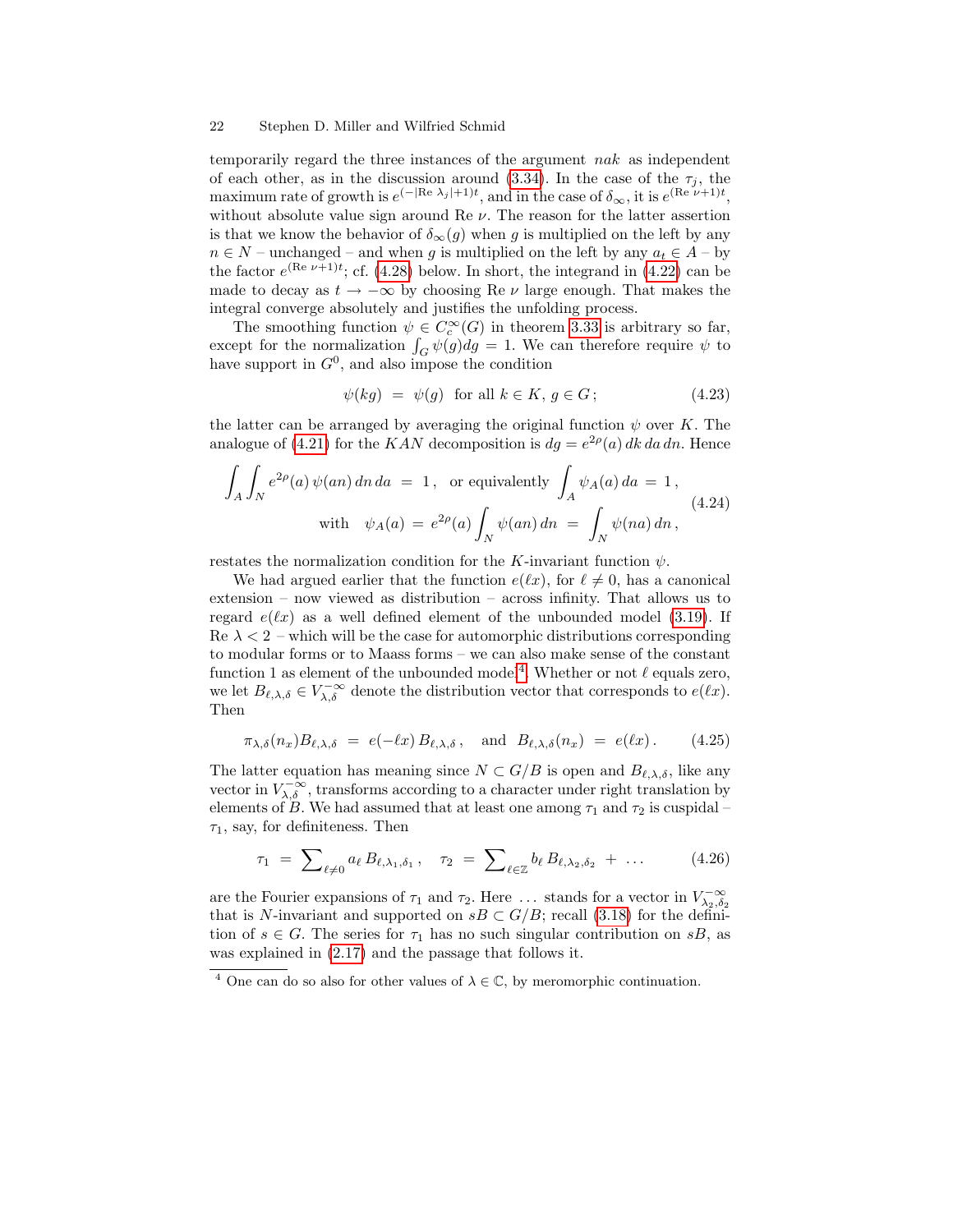temporarily regard the three instances of the argument $nak$ as independent of each other, as in the discussion around (3.34). In the case of the $\tau_j$, the maximum rate of growth is $e^{(-|\mathrm{Re}\,\lambda_j|+1)t}$, and in the case of $\delta_\infty$, it is $e^{(\mathrm{Re}\,\nu+1)t}$, without absolute value sign around $\mathrm{Re}\,\nu$. The reason for the latter assertion is that we know the behavior of $\delta_\infty(g)$ when $g$ is multiplied on the left by any $n \in N$ – unchanged – and when $g$ is multiplied on the left by any $a_t \in A$ – by the factor $e^{(\mathrm{Re}\,\nu+1)t}$; cf. (4.28) below. In short, the integrand in (4.22) can be made to decay as $t \to -\infty$ by choosing $\mathrm{Re}\,\nu$ large enough. That makes the integral converge absolutely and justifies the unfolding process.

The smoothing function $\psi \in C_c^\infty(G)$ in theorem 3.33 is arbitrary so far, except for the normalization $\int_G \psi(g)dg = 1$. We can therefore require $\psi$ to have support in $G^0$, and also impose the condition

$$\psi(kg) \ = \ \psi(g) \ \text{ for all } k \in K,\, g \in G\,; \tag{4.23}$$

the latter can be arranged by averaging the original function $\psi$ over $K$. The analogue of (4.21) for the $KAN$ decomposition is $dg = e^{2\rho}(a)\, dk\, da\, dn$. Hence

$$\begin{gathered}\int_A \int_N e^{2\rho}(a)\, \psi(an)\, dn\, da \ = \ 1\,, \quad \text{or equivalently} \quad \int_A \psi_A(a)\, da \ = \ 1\,, \\ \text{with} \quad \psi_A(a) \ = \ e^{2\rho}(a) \int_N \psi(an)\, dn \ = \ \int_N \psi(na)\, dn\,,\end{gathered} \tag{4.24}$$

restates the normalization condition for the $K$-invariant function $\psi$.

We had argued earlier that the function $e(\ell x)$, for $\ell \neq 0$, has a canonical extension – now viewed as distribution – across infinity. That allows us to regard $e(\ell x)$ as a well defined element of the unbounded model (3.19). If $\mathrm{Re}\,\lambda < 2$ – which will be the case for automorphic distributions corresponding to modular forms or to Maass forms – we can also make sense of the constant function 1 as element of the unbounded model[4]. Whether or not $\ell$ equals zero, we let $B_{\ell,\lambda,\delta} \in V_{\lambda,\delta}^{-\infty}$ denote the distribution vector that corresponds to $e(\ell x)$. Then

$$\pi_{\lambda,\delta}(n_x) B_{\ell,\lambda,\delta} \ = \ e(-\ell x)\, B_{\ell,\lambda,\delta}\,, \quad \text{and} \quad B_{\ell,\lambda,\delta}(n_x) \ = \ e(\ell x)\,. \tag{4.25}$$

The latter equation has meaning since $N \subset G/B$ is open and $B_{\ell,\lambda,\delta}$, like any vector in $V_{\lambda,\delta}^{-\infty}$, transforms according to a character under right translation by elements of $B$. We had assumed that at least one among $\tau_1$ and $\tau_2$ is cuspidal – $\tau_1$, say, for definiteness. Then

$$\tau_1 \ = \ \sum\nolimits_{\ell\neq 0} a_\ell\, B_{\ell,\lambda_1,\delta_1}\,, \quad \tau_2 \ = \ \sum\nolimits_{\ell\in\mathbb{Z}} b_\ell\, B_{\ell,\lambda_2,\delta_2} \ + \ \ldots \tag{4.26}$$

are the Fourier expansions of $\tau_1$ and $\tau_2$. Here $\ldots$ stands for a vector in $V_{\lambda_2,\delta_2}^{-\infty}$ that is $N$-invariant and supported on $sB \subset G/B$; recall (3.18) for the definition of $s \in G$. The series for $\tau_1$ has no such singular contribution on $sB$, as was explained in (2.17) and the passage that follows it.

[4] One can do so also for other values of $\lambda \in \mathbb{C}$, by meromorphic continuation.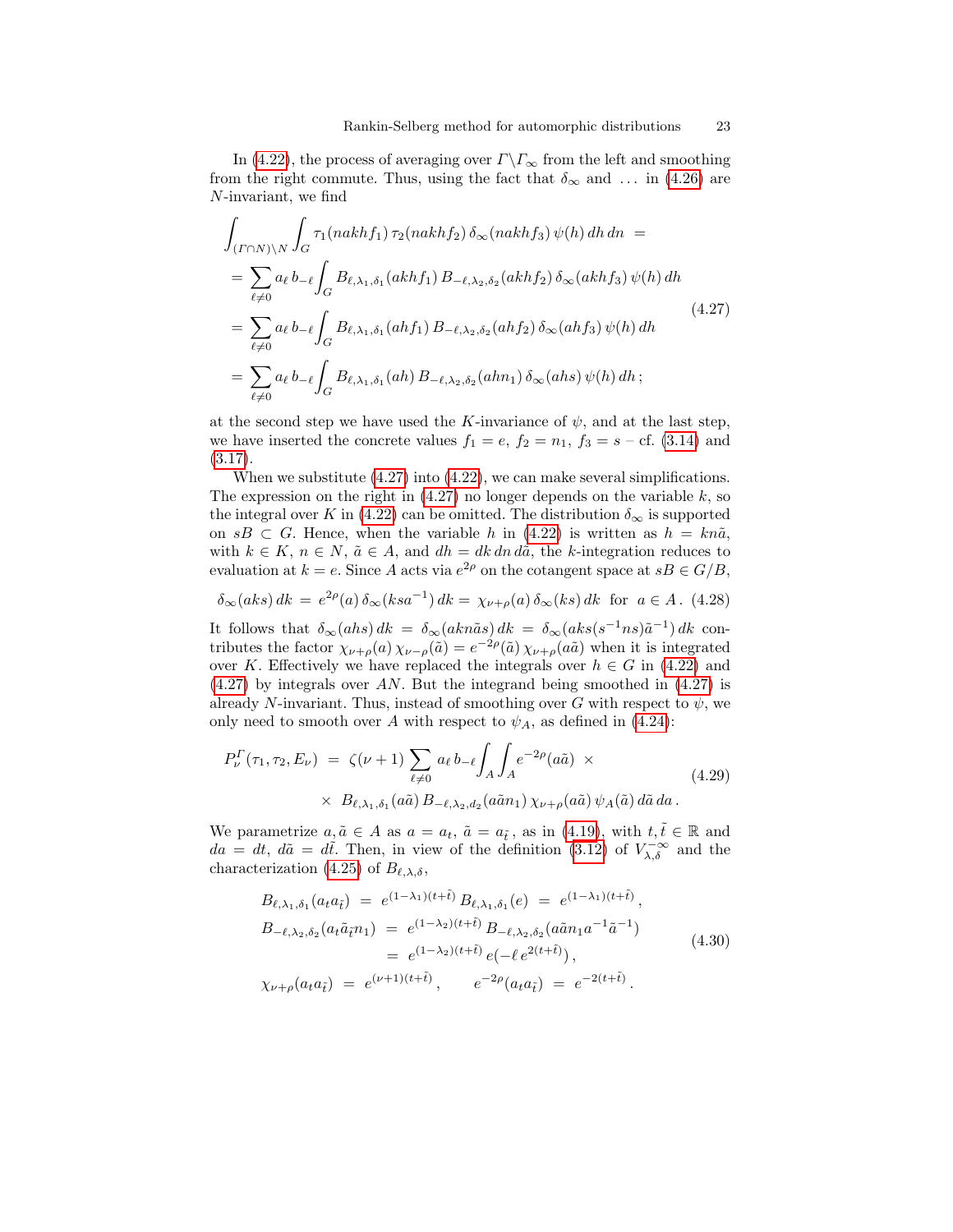In (4.22), the process of averaging over $\Gamma\backslash\Gamma_\infty$ from the left and smoothing from the right commute. Thus, using the fact that $\delta_\infty$ and $\ldots$ in (4.26) are $N$-invariant, we find

$$
\begin{aligned}
\int_{(\Gamma\cap N)\backslash N}\int_G \tau_1(nakhf_1)\,\tau_2(nakhf_2)\,\delta_\infty(nakhf_3)\,\psi(h)\,dh\,dn \;&= \\
=\sum_{\ell\neq 0} a_\ell\, b_{-\ell}\int_G B_{\ell,\lambda_1,\delta_1}(akhf_1)\, B_{-\ell,\lambda_2,\delta_2}(akhf_2)\,\delta_\infty(akhf_3)\,\psi(h)\,dh& \\
=\sum_{\ell\neq 0} a_\ell\, b_{-\ell}\int_G B_{\ell,\lambda_1,\delta_1}(ahf_1)\, B_{-\ell,\lambda_2,\delta_2}(ahf_2)\,\delta_\infty(ahf_3)\,\psi(h)\,dh& \\
=\sum_{\ell\neq 0} a_\ell\, b_{-\ell}\int_G B_{\ell,\lambda_1,\delta_1}(ah)\, B_{-\ell,\lambda_2,\delta_2}(ahn_1)\,\delta_\infty(ahs)\,\psi(h)\,dh\,;&
\end{aligned}
\tag{4.27}
$$

at the second step we have used the $K$-invariance of $\psi$, and at the last step, we have inserted the concrete values $f_1 = e$, $f_2 = n_1$, $f_3 = s$ – cf. (3.14) and (3.17).

When we substitute (4.27) into (4.22), we can make several simplifications. The expression on the right in (4.27) no longer depends on the variable $k$, so the integral over $K$ in (4.22) can be omitted. The distribution $\delta_\infty$ is supported on $sB \subset G$. Hence, when the variable $h$ in (4.22) is written as $h = kn\tilde{a}$, with $k\in K$, $n\in N$, $\tilde{a}\in A$, and $dh = dk\,dn\,d\tilde{a}$, the $k$-integration reduces to evaluation at $k=e$. Since $A$ acts via $e^{2\rho}$ on the cotangent space at $sB\in G/B$,

$$
\delta_\infty(aks)\,dk \;=\; e^{2\rho}(a)\,\delta_\infty(ksa^{-1})\,dk \;=\; \chi_{\nu+\rho}(a)\,\delta_\infty(ks)\,dk \quad\text{for}\quad a\in A\,. \tag{4.28}
$$

It follows that $\delta_\infty(ahs)\,dk \;=\; \delta_\infty(akn\tilde{a}s)\,dk \;=\; \delta_\infty(aks(s^{-1}ns)\tilde{a}^{-1})\,dk$ contributes the factor $\chi_{\nu+\rho}(a)\,\chi_{\nu-\rho}(\tilde{a}) = e^{-2\rho}(\tilde{a})\,\chi_{\nu+\rho}(a\tilde{a})$ when it is integrated over $K$. Effectively we have replaced the integrals over $h\in G$ in (4.22) and (4.27) by integrals over $AN$. But the integrand being smoothed in (4.27) is already $N$-invariant. Thus, instead of smoothing over $G$ with respect to $\psi$, we only need to smooth over $A$ with respect to $\psi_A$, as defined in (4.24):

$$
\begin{aligned}
P_\nu^\Gamma(\tau_1,\tau_2,E_\nu) \;=\; \zeta(\nu+1)\sum_{\ell\neq 0} a_\ell\, b_{-\ell}\int_A\int_A e^{-2\rho}(a\tilde{a})\;\times& \\
\times\; B_{\ell,\lambda_1,\delta_1}(a\tilde{a})\, B_{-\ell,\lambda_2,d_2}(a\tilde{a}n_1)\,\chi_{\nu+\rho}(a\tilde{a})\,\psi_A(\tilde{a})\,d\tilde{a}\,da\,.&
\end{aligned}
\tag{4.29}
$$

We parametrize $a,\tilde{a}\in A$ as $a = a_t$, $\tilde{a} = a_{\tilde{t}}$, as in (4.19), with $t,\tilde{t}\in\mathbb{R}$ and $da = dt$, $d\tilde{a} = d\tilde{t}$. Then, in view of the definition (3.12) of $V_{\lambda,\delta}^{-\infty}$ and the characterization (4.25) of $B_{\ell,\lambda,\delta}$,

$$
\begin{aligned}
B_{\ell,\lambda_1,\delta_1}(a_t a_{\tilde{t}}) \;&=\; e^{(1-\lambda_1)(t+\tilde{t})}\, B_{\ell,\lambda_1,\delta_1}(e) \;=\; e^{(1-\lambda_1)(t+\tilde{t})}\,, \\
B_{-\ell,\lambda_2,\delta_2}(a_t\tilde{a}_{\tilde{t}}n_1) \;&=\; e^{(1-\lambda_2)(t+\tilde{t})}\, B_{-\ell,\lambda_2,\delta_2}(a\tilde{a}n_1a^{-1}\tilde{a}^{-1}) \\
&=\; e^{(1-\lambda_2)(t+\tilde{t})}\, e(-\ell\, e^{2(t+\tilde{t})})\,, \\
\chi_{\nu+\rho}(a_t a_{\tilde{t}}) \;&=\; e^{(\nu+1)(t+\tilde{t})}\,, \qquad e^{-2\rho}(a_t a_{\tilde{t}}) \;=\; e^{-2(t+\tilde{t})}\,.
\end{aligned}
\tag{4.30}
$$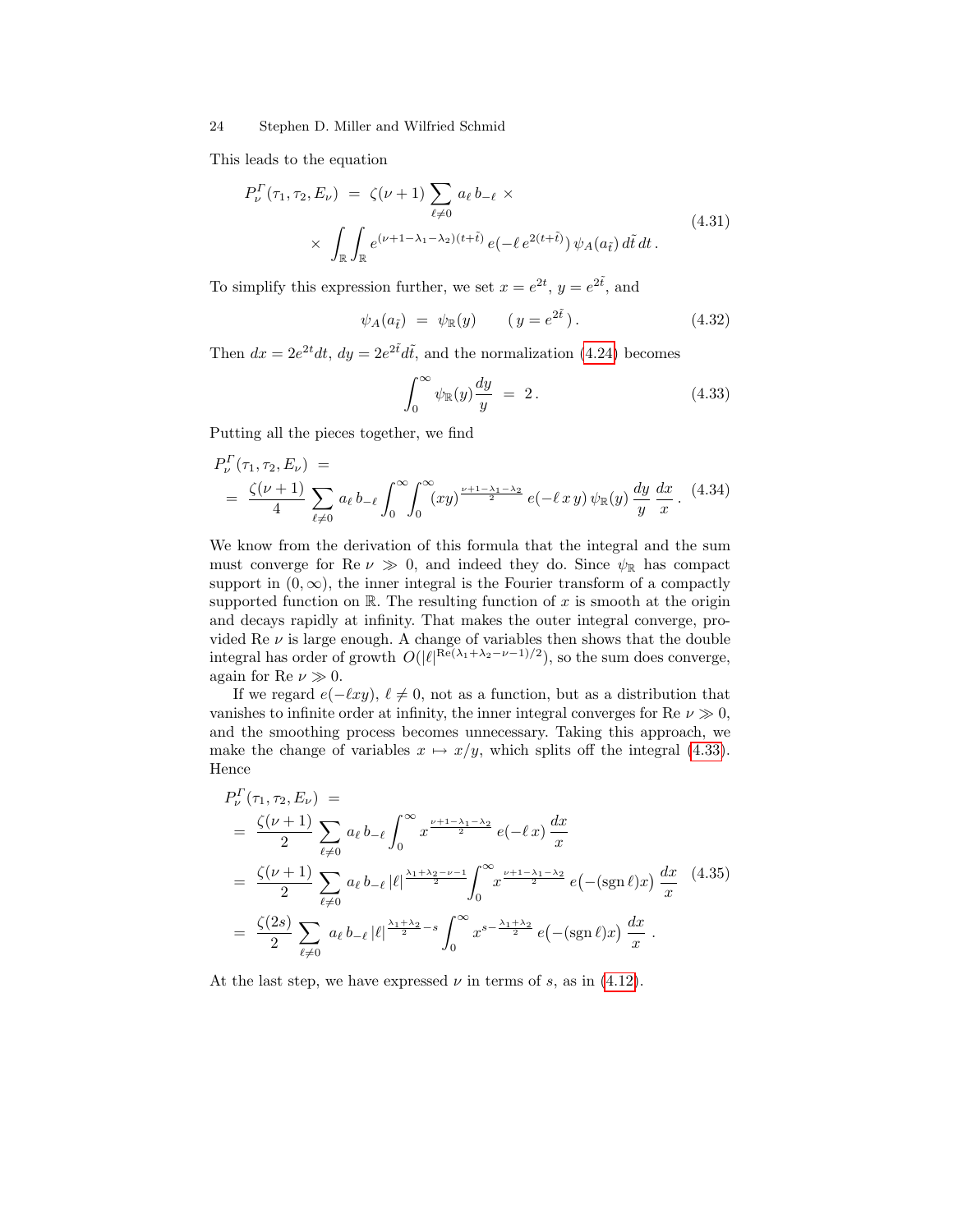This leads to the equation

$$
\begin{aligned}
P_\nu^\Gamma(\tau_1,\tau_2,E_\nu) \;&=\; \zeta(\nu+1)\sum_{\ell\neq 0} a_\ell\, b_{-\ell}\,\times \\
&\quad\times\; \int_{\mathbb{R}}\int_{\mathbb{R}} e^{(\nu+1-\lambda_1-\lambda_2)(t+\tilde t)}\, e(-\ell\, e^{2(t+\tilde t)})\,\psi_A(a_{\tilde t})\,d\tilde t\,dt\,.
\end{aligned}
\tag{4.31}
$$

To simplify this expression further, we set $x=e^{2t}$, $y=e^{2\tilde t}$, and

$$
\psi_A(a_{\tilde t}) \;=\; \psi_{\mathbb{R}}(y) \qquad (\,y=e^{2\tilde t}\,)\,. \tag{4.32}
$$

Then $dx=2e^{2t}dt$, $dy=2e^{2\tilde t}d\tilde t$, and the normalization (4.24) becomes

$$
\int_0^\infty \psi_{\mathbb{R}}(y)\,\frac{dy}{y} \;=\; 2\,. \tag{4.33}
$$

Putting all the pieces together, we find

$$
\begin{aligned}
&P_\nu^\Gamma(\tau_1,\tau_2,E_\nu) \;=\\
&=\; \frac{\zeta(\nu+1)}{4}\sum_{\ell\neq 0} a_\ell\, b_{-\ell}\int_0^\infty\!\!\int_0^\infty (xy)^{\frac{\nu+1-\lambda_1-\lambda_2}{2}}\, e(-\ell\, x\, y)\,\psi_{\mathbb{R}}(y)\,\frac{dy}{y}\,\frac{dx}{x}\,.
\end{aligned}
\tag{4.34}
$$

We know from the derivation of this formula that the integral and the sum must converge for $\operatorname{Re}\nu\gg 0$, and indeed they do. Since $\psi_{\mathbb{R}}$ has compact support in $(0,\infty)$, the inner integral is the Fourier transform of a compactly supported function on $\mathbb{R}$. The resulting function of $x$ is smooth at the origin and decays rapidly at infinity. That makes the outer integral converge, provided $\operatorname{Re}\nu$ is large enough. A change of variables then shows that the double integral has order of growth $O(|\ell|^{\operatorname{Re}(\lambda_1+\lambda_2-\nu-1)/2})$, so the sum does converge, again for $\operatorname{Re}\nu\gg 0$.

If we regard $e(-\ell xy)$, $\ell\neq 0$, not as a function, but as a distribution that vanishes to infinite order at infinity, the inner integral converges for $\operatorname{Re}\nu\gg 0$, and the smoothing process becomes unnecessary. Taking this approach, we make the change of variables $x\mapsto x/y$, which splits off the integral (4.33). Hence

$$
\begin{aligned}
&P_\nu^\Gamma(\tau_1,\tau_2,E_\nu) \;=\\
&=\; \frac{\zeta(\nu+1)}{2}\sum_{\ell\neq 0} a_\ell\, b_{-\ell}\int_0^\infty x^{\frac{\nu+1-\lambda_1-\lambda_2}{2}}\, e(-\ell\, x)\,\frac{dx}{x}\\
&=\; \frac{\zeta(\nu+1)}{2}\sum_{\ell\neq 0} a_\ell\, b_{-\ell}\,|\ell|^{\frac{\lambda_1+\lambda_2-\nu-1}{2}}\int_0^\infty x^{\frac{\nu+1-\lambda_1-\lambda_2}{2}}\, e\big(-(\operatorname{sgn}\ell)x\big)\,\frac{dx}{x}\\
&=\; \frac{\zeta(2s)}{2}\sum_{\ell\neq 0} a_\ell\, b_{-\ell}\,|\ell|^{\frac{\lambda_1+\lambda_2}{2}-s}\int_0^\infty x^{s-\frac{\lambda_1+\lambda_2}{2}}\, e\big(-(\operatorname{sgn}\ell)x\big)\,\frac{dx}{x}\,.
\end{aligned}
\tag{4.35}
$$

At the last step, we have expressed $\nu$ in terms of $s$, as in (4.12).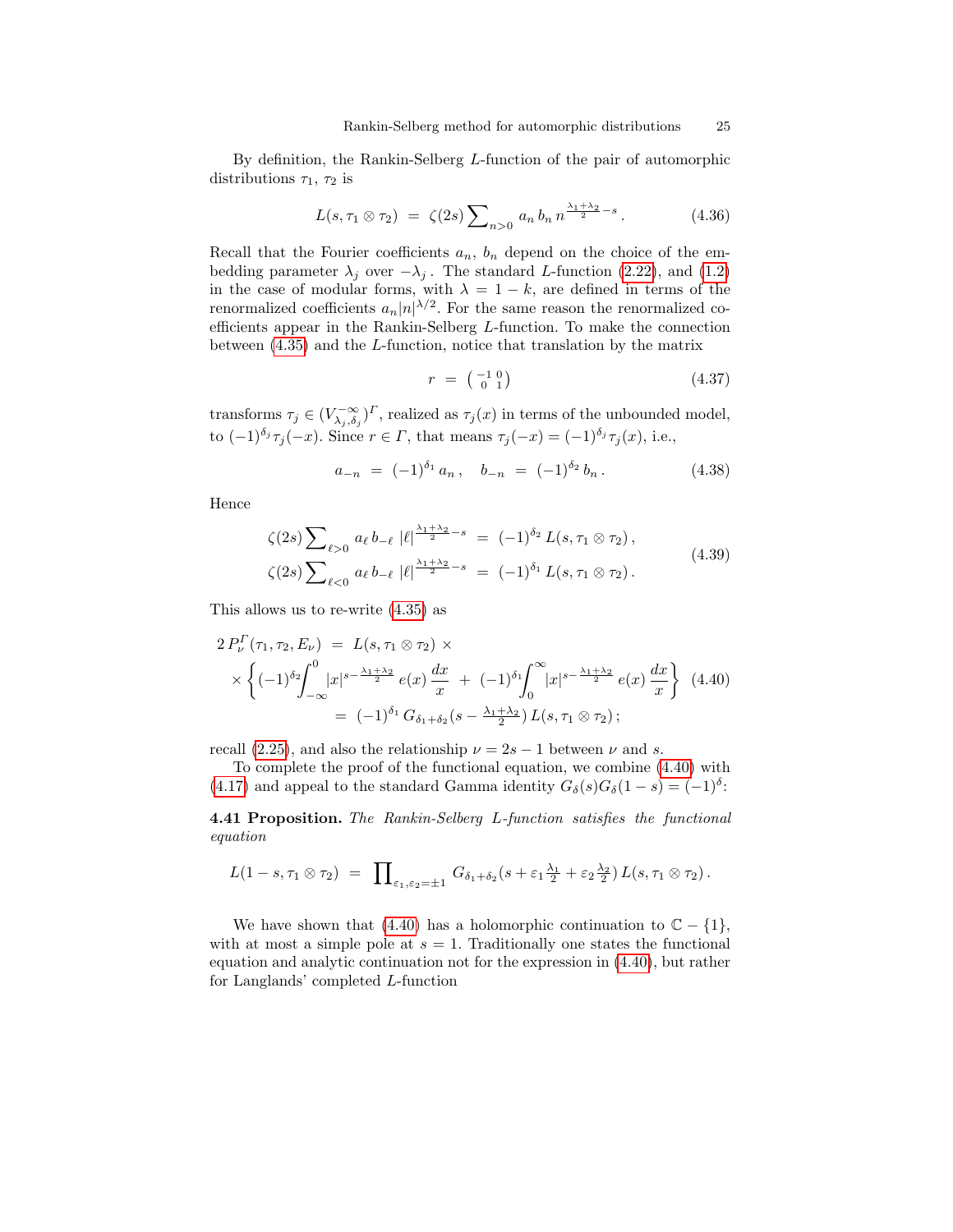By definition, the Rankin-Selberg $L$-function of the pair of automorphic distributions $\tau_1$, $\tau_2$ is

$$L(s, \tau_1 \otimes \tau_2) \;=\; \zeta(2s) \sum\nolimits_{n>0} a_n \, b_n \, n^{\frac{\lambda_1+\lambda_2}{2}-s} \,. \tag{4.36}$$

Recall that the Fourier coefficients $a_n$, $b_n$ depend on the choice of the embedding parameter $\lambda_j$ over $-\lambda_j$. The standard $L$-function (2.22), and (1.2) in the case of modular forms, with $\lambda = 1-k$, are defined in terms of the renormalized coefficients $a_n |n|^{\lambda/2}$. For the same reason the renormalized coefficients appear in the Rankin-Selberg $L$-function. To make the connection between (4.35) and the $L$-function, notice that translation by the matrix

$$r \;=\; \left(\begin{smallmatrix} -1 & 0 \\ 0 & 1 \end{smallmatrix}\right) \tag{4.37}$$

transforms $\tau_j \in (V^{-\infty}_{\lambda_j,\delta_j})^{\Gamma}$, realized as $\tau_j(x)$ in terms of the unbounded model, to $(-1)^{\delta_j} \tau_j(-x)$. Since $r \in \Gamma$, that means $\tau_j(-x) = (-1)^{\delta_j}\tau_j(x)$, i.e.,

$$a_{-n} \;=\; (-1)^{\delta_1}\, a_n \,, \quad b_{-n} \;=\; (-1)^{\delta_2}\, b_n \,. \tag{4.38}$$

Hence

$$\begin{aligned} \zeta(2s) \sum\nolimits_{\ell>0} a_\ell \, b_{-\ell} \, |\ell|^{\frac{\lambda_1+\lambda_2}{2}-s} \;&=\; (-1)^{\delta_2}\, L(s, \tau_1 \otimes \tau_2) \,, \\ \zeta(2s) \sum\nolimits_{\ell<0} a_\ell \, b_{-\ell} \, |\ell|^{\frac{\lambda_1+\lambda_2}{2}-s} \;&=\; (-1)^{\delta_1}\, L(s, \tau_1 \otimes \tau_2) \,. \end{aligned} \tag{4.39}$$

This allows us to re-write (4.35) as

$$\begin{aligned} 2\, P^{\Gamma}_{\nu}(\tau_1, \tau_2, E_\nu) \;&=\; L(s, \tau_1 \otimes \tau_2) \,\times \\ \times \Big\{ (-1)^{\delta_2} \!\int_{-\infty}^{0} & |x|^{s-\frac{\lambda_1+\lambda_2}{2}} \, e(x) \, \frac{dx}{x} \;+\; (-1)^{\delta_1}\! \int_{0}^{\infty} |x|^{s-\frac{\lambda_1+\lambda_2}{2}} \, e(x) \, \frac{dx}{x} \Big\} \\ &=\; (-1)^{\delta_1}\, G_{\delta_1+\delta_2}(s - \tfrac{\lambda_1+\lambda_2}{2})\, L(s, \tau_1 \otimes \tau_2) \,; \end{aligned} \tag{4.40}$$

recall (2.25), and also the relationship $\nu = 2s-1$ between $\nu$ and $s$.

To complete the proof of the functional equation, we combine (4.40) with (4.17) and appeal to the standard Gamma identity $G_\delta(s)G_\delta(1-s) = (-1)^\delta$:

**4.41 Proposition.** *The Rankin-Selberg $L$-function satisfies the functional equation*

$$L(1-s, \tau_1 \otimes \tau_2) \;=\; \prod\nolimits_{\varepsilon_1, \varepsilon_2 = \pm 1} G_{\delta_1+\delta_2}(s + \varepsilon_1 \tfrac{\lambda_1}{2} + \varepsilon_2 \tfrac{\lambda_2}{2})\, L(s, \tau_1 \otimes \tau_2) \,.$$

We have shown that (4.40) has a holomorphic continuation to $\mathbb{C} - \{1\}$, with at most a simple pole at $s = 1$. Traditionally one states the functional equation and analytic continuation not for the expression in (4.40), but rather for Langlands' completed $L$-function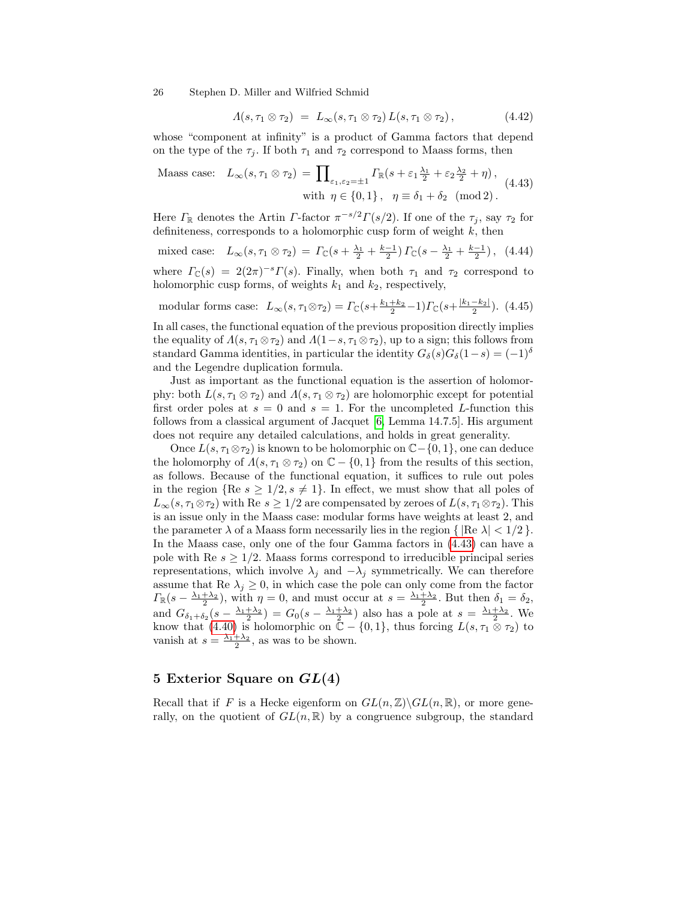$$\Lambda(s, \tau_1 \otimes \tau_2) \;=\; L_\infty(s, \tau_1 \otimes \tau_2)\, L(s, \tau_1 \otimes \tau_2)\,, \tag{4.42}$$

whose "component at infinity" is a product of Gamma factors that depend on the type of the $\tau_j$. If both $\tau_1$ and $\tau_2$ correspond to Maass forms, then

$$\text{Maass case:}\quad L_\infty(s, \tau_1 \otimes \tau_2) \;=\; \prod\nolimits_{\varepsilon_1, \varepsilon_2 = \pm 1} \Gamma_{\mathbb{R}}(s + \varepsilon_1 \tfrac{\lambda_1}{2} + \varepsilon_2 \tfrac{\lambda_2}{2} + \eta)\,, \quad \text{with } \eta \in \{0, 1\}\,, \quad \eta \equiv \delta_1 + \delta_2 \pmod 2\,. \tag{4.43}$$

Here $\Gamma_{\mathbb{R}}$ denotes the Artin $\Gamma$-factor $\pi^{-s/2}\Gamma(s/2)$. If one of the $\tau_j$, say $\tau_2$ for definiteness, corresponds to a holomorphic cusp form of weight $k$, then

$$\text{mixed case:}\quad L_\infty(s, \tau_1 \otimes \tau_2) \;=\; \Gamma_{\mathbb{C}}(s + \tfrac{\lambda_1}{2} + \tfrac{k-1}{2})\, \Gamma_{\mathbb{C}}(s - \tfrac{\lambda_1}{2} + \tfrac{k-1}{2})\,, \tag{4.44}$$

where $\Gamma_{\mathbb{C}}(s) = 2(2\pi)^{-s}\Gamma(s)$. Finally, when both $\tau_1$ and $\tau_2$ correspond to holomorphic cusp forms, of weights $k_1$ and $k_2$, respectively,

$$\text{modular forms case:}\quad L_\infty(s, \tau_1 \otimes \tau_2) = \Gamma_{\mathbb{C}}(s + \tfrac{k_1 + k_2}{2} - 1)\Gamma_{\mathbb{C}}(s + \tfrac{|k_1 - k_2|}{2}). \tag{4.45}$$

In all cases, the functional equation of the previous proposition directly implies the equality of $\Lambda(s, \tau_1 \otimes \tau_2)$ and $\Lambda(1 - s, \tau_1 \otimes \tau_2)$, up to a sign; this follows from standard Gamma identities, in particular the identity $G_\delta(s) G_\delta(1-s) = (-1)^\delta$ and the Legendre duplication formula.

Just as important as the functional equation is the assertion of holomorphy: both $L(s, \tau_1 \otimes \tau_2)$ and $\Lambda(s, \tau_1 \otimes \tau_2)$ are holomorphic except for potential first order poles at $s = 0$ and $s = 1$. For the uncompleted $L$-function this follows from a classical argument of Jacquet [6, Lemma 14.7.5]. His argument does not require any detailed calculations, and holds in great generality.

Once $L(s, \tau_1 \otimes \tau_2)$ is known to be holomorphic on $\mathbb{C} - \{0, 1\}$, one can deduce the holomorphy of $\Lambda(s, \tau_1 \otimes \tau_2)$ on $\mathbb{C} - \{0, 1\}$ from the results of this section, as follows. Because of the functional equation, it suffices to rule out poles in the region $\{\mathrm{Re}\; s \geq 1/2, s \neq 1\}$. In effect, we must show that all poles of $L_\infty(s, \tau_1 \otimes \tau_2)$ with $\mathrm{Re}\; s \geq 1/2$ are compensated by zeroes of $L(s, \tau_1 \otimes \tau_2)$. This is an issue only in the Maass case: modular forms have weights at least 2, and the parameter $\lambda$ of a Maass form necessarily lies in the region $\{\, |\mathrm{Re}\; \lambda| < 1/2 \,\}$. In the Maass case, only one of the four Gamma factors in (4.43) can have a pole with $\mathrm{Re}\; s \geq 1/2$. Maass forms correspond to irreducible principal series representations, which involve $\lambda_j$ and $-\lambda_j$ symmetrically. We can therefore assume that $\mathrm{Re}\; \lambda_j \geq 0$, in which case the pole can only come from the factor $\Gamma_{\mathbb{R}}(s - \frac{\lambda_1 + \lambda_2}{2})$, with $\eta = 0$, and must occur at $s = \frac{\lambda_1 + \lambda_2}{2}$. But then $\delta_1 = \delta_2$, and $G_{\delta_1 + \delta_2}(s - \frac{\lambda_1 + \lambda_2}{2}) = G_0(s - \frac{\lambda_1 + \lambda_2}{2})$ also has a pole at $s = \frac{\lambda_1 + \lambda_2}{2}$. We know that (4.40) is holomorphic on $\mathbb{C} - \{0, 1\}$, thus forcing $L(s, \tau_1 \otimes \tau_2)$ to vanish at $s = \frac{\lambda_1 + \lambda_2}{2}$, as was to be shown.

## 5 Exterior Square on $GL(4)$

Recall that if $F$ is a Hecke eigenform on $GL(n, \mathbb{Z})\backslash GL(n, \mathbb{R})$, or more generally, on the quotient of $GL(n, \mathbb{R})$ by a congruence subgroup, the standard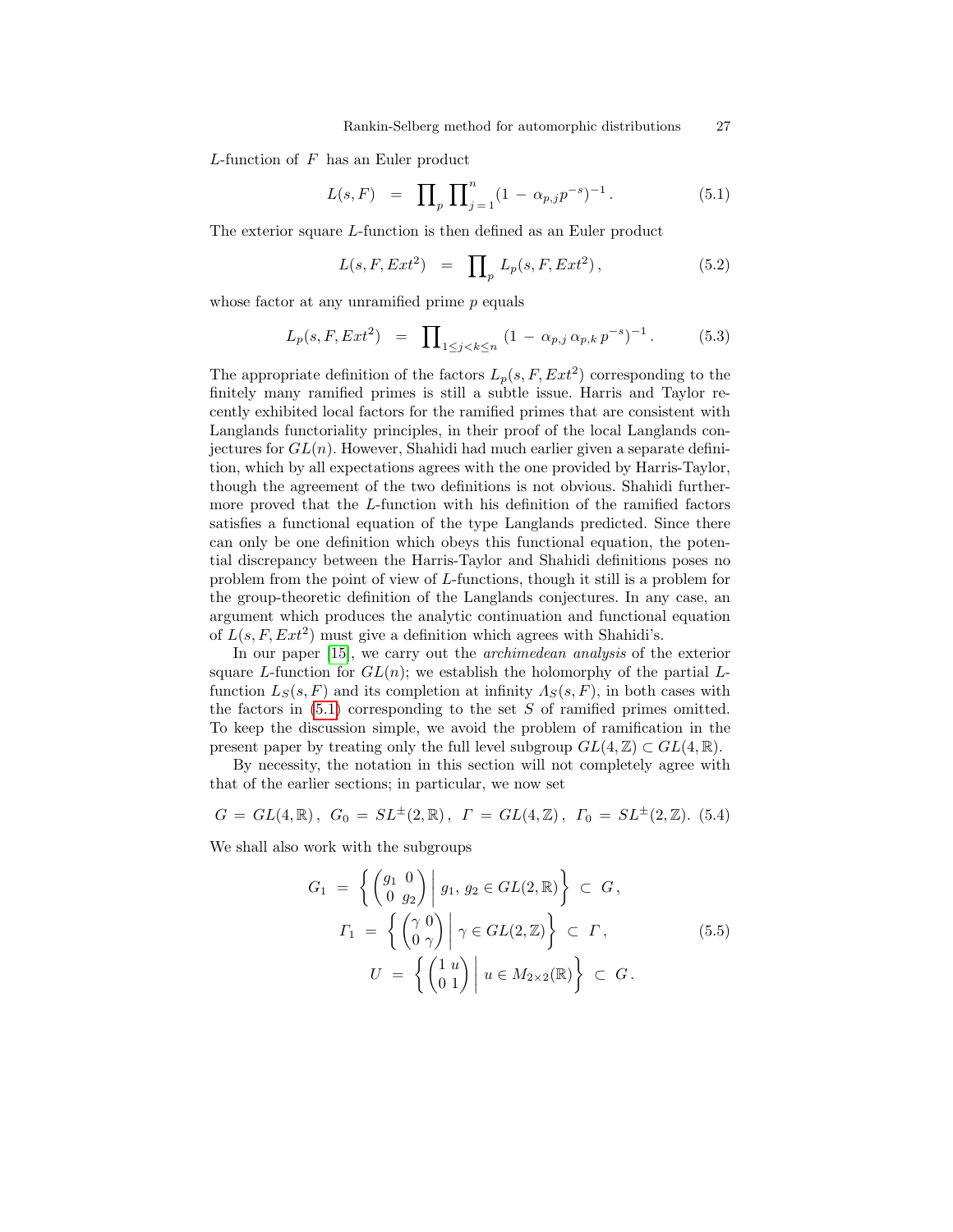$L$-function of $F$ has an Euler product

$$L(s,F) \;=\; \prod\nolimits_p \prod\nolimits_{j=1}^{n} (1 \,-\, \alpha_{p,j} p^{-s})^{-1}\,. \tag{5.1}$$

The exterior square $L$-function is then defined as an Euler product

$$L(s,F,Ext^2) \;=\; \prod\nolimits_p L_p(s,F,Ext^2)\,, \tag{5.2}$$

whose factor at any unramified prime $p$ equals

$$L_p(s,F,Ext^2) \;=\; \prod\nolimits_{1\leq j<k\leq n} (1 \,-\, \alpha_{p,j}\,\alpha_{p,k}\,p^{-s})^{-1}\,. \tag{5.3}$$

The appropriate definition of the factors $L_p(s,F,Ext^2)$ corresponding to the finitely many ramified primes is still a subtle issue. Harris and Taylor recently exhibited local factors for the ramified primes that are consistent with Langlands functoriality principles, in their proof of the local Langlands conjectures for $GL(n)$. However, Shahidi had much earlier given a separate definition, which by all expectations agrees with the one provided by Harris-Taylor, though the agreement of the two definitions is not obvious. Shahidi furthermore proved that the $L$-function with his definition of the ramified factors satisfies a functional equation of the type Langlands predicted. Since there can only be one definition which obeys this functional equation, the potential discrepancy between the Harris-Taylor and Shahidi definitions poses no problem from the point of view of $L$-functions, though it still is a problem for the group-theoretic definition of the Langlands conjectures. In any case, an argument which produces the analytic continuation and functional equation of $L(s,F,Ext^2)$ must give a definition which agrees with Shahidi's.

In our paper [15], we carry out the *archimedean analysis* of the exterior square $L$-function for $GL(n)$; we establish the holomorphy of the partial $L$-function $L_S(s,F)$ and its completion at infinity $\Lambda_S(s,F)$, in both cases with the factors in (5.1) corresponding to the set $S$ of ramified primes omitted. To keep the discussion simple, we avoid the problem of ramification in the present paper by treating only the full level subgroup $GL(4,\mathbb{Z})\subset GL(4,\mathbb{R})$.

By necessity, the notation in this section will not completely agree with that of the earlier sections; in particular, we now set

$$G \,=\, GL(4,\mathbb{R})\,,\;\; G_0 \,=\, SL^{\pm}(2,\mathbb{R})\,,\;\; \Gamma \,=\, GL(4,\mathbb{Z})\,,\;\; \Gamma_0 \,=\, SL^{\pm}(2,\mathbb{Z}). \tag{5.4}$$

We shall also work with the subgroups

$$\begin{aligned}
G_1 \;&=\; \left\{ \begin{pmatrix} g_1 & 0 \\ 0 & g_2 \end{pmatrix} \,\middle|\, g_1,\, g_2 \in GL(2,\mathbb{R}) \right\} \;\subset\; G\,,\\
\Gamma_1 \;&=\; \left\{ \begin{pmatrix} \gamma & 0 \\ 0 & \gamma \end{pmatrix} \,\middle|\, \gamma \in GL(2,\mathbb{Z}) \right\} \;\subset\; \Gamma\,,\\
U \;&=\; \left\{ \begin{pmatrix} 1 & u \\ 0 & 1 \end{pmatrix} \,\middle|\, u \in M_{2\times 2}(\mathbb{R}) \right\} \;\subset\; G\,.
\end{aligned} \tag{5.5}$$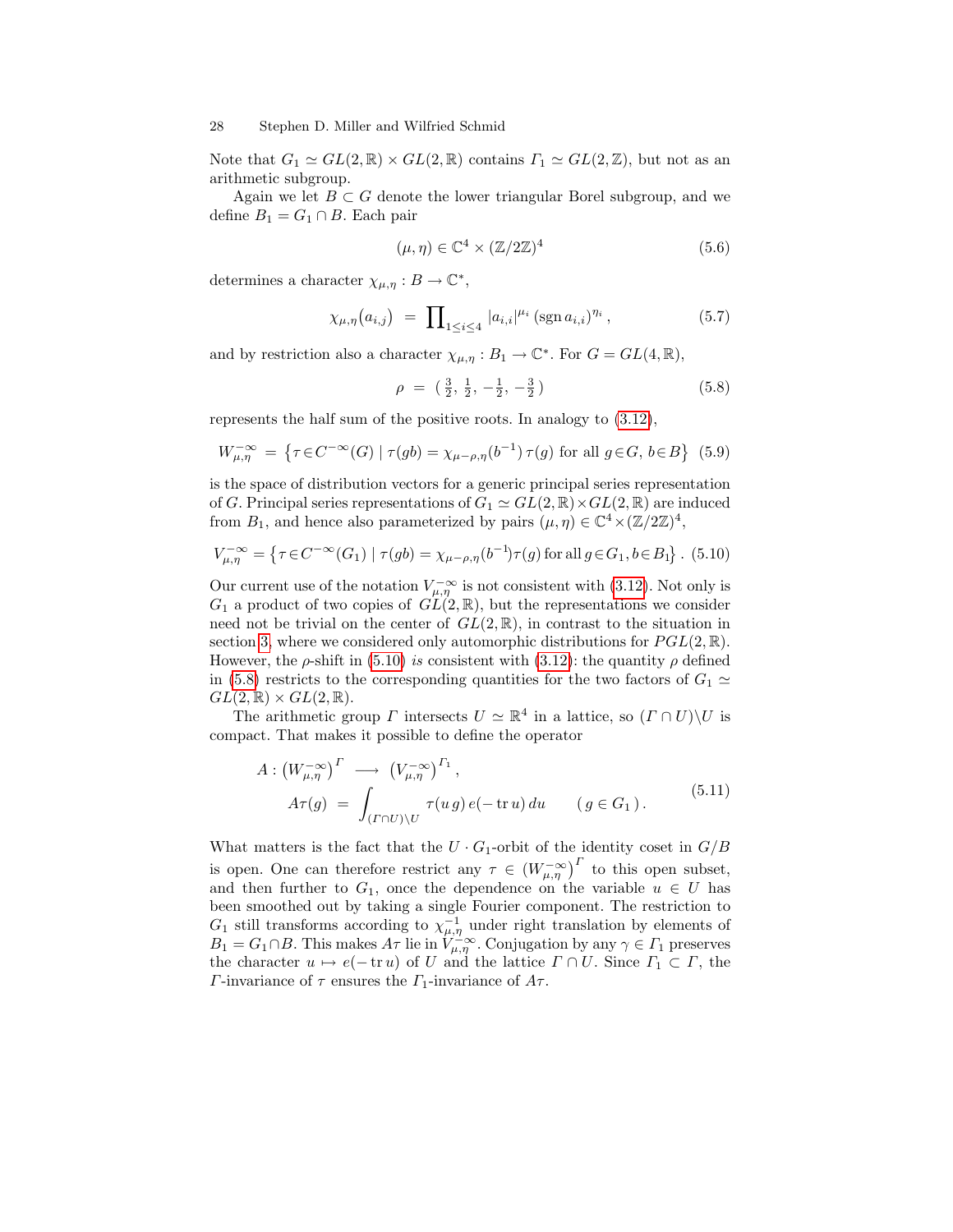Note that $G_1 \simeq GL(2,\mathbb{R}) \times GL(2,\mathbb{R})$ contains $\Gamma_1 \simeq GL(2,\mathbb{Z})$, but not as an arithmetic subgroup.

Again we let $B \subset G$ denote the lower triangular Borel subgroup, and we define $B_1 = G_1 \cap B$. Each pair

$$(\mu,\eta) \in \mathbb{C}^4 \times (\mathbb{Z}/2\mathbb{Z})^4 \tag{5.6}$$

determines a character $\chi_{\mu,\eta} : B \to \mathbb{C}^*$,

$$\chi_{\mu,\eta}\big(a_{i,j}\big) \;=\; \prod\nolimits_{1\leq i\leq 4} |a_{i,i}|^{\mu_i} \, (\operatorname{sgn} a_{i,i})^{\eta_i} \,, \tag{5.7}$$

and by restriction also a character $\chi_{\mu,\eta} : B_1 \to \mathbb{C}^*$. For $G = GL(4,\mathbb{R})$,

$$\rho \;=\; \big(\, \tfrac{3}{2},\, \tfrac{1}{2},\, -\tfrac{1}{2},\, -\tfrac{3}{2}\,\big) \tag{5.8}$$

represents the half sum of the positive roots. In analogy to (3.12),

$$W^{-\infty}_{\mu,\eta} \;=\; \big\{ \tau \in C^{-\infty}(G) \mid \tau(gb) = \chi_{\mu-\rho,\eta}(b^{-1})\, \tau(g) \text{ for all } g\in G,\, b\in B \big\} \tag{5.9}$$

is the space of distribution vectors for a generic principal series representation of $G$. Principal series representations of $G_1 \simeq GL(2,\mathbb{R})\times GL(2,\mathbb{R})$ are induced from $B_1$, and hence also parameterized by pairs $(\mu,\eta) \in \mathbb{C}^4 \times (\mathbb{Z}/2\mathbb{Z})^4$,

$$V^{-\infty}_{\mu,\eta} = \big\{ \tau \in C^{-\infty}(G_1) \mid \tau(gb) = \chi_{\mu-\rho,\eta}(b^{-1})\tau(g) \text{ for all } g\in G_1, b\in B_1 \big\}\,. \tag{5.10}$$

Our current use of the notation $V^{-\infty}_{\mu,\eta}$ is not consistent with (3.12). Not only is $G_1$ a product of two copies of $GL(2,\mathbb{R})$, but the representations we consider need not be trivial on the center of $GL(2,\mathbb{R})$, in contrast to the situation in section 3, where we considered only automorphic distributions for $PGL(2,\mathbb{R})$. However, the $\rho$-shift in (5.10) *is* consistent with (3.12): the quantity $\rho$ defined in (5.8) restricts to the corresponding quantities for the two factors of $G_1 \simeq GL(2,\mathbb{R}) \times GL(2,\mathbb{R})$.

The arithmetic group $\Gamma$ intersects $U \simeq \mathbb{R}^4$ in a lattice, so $(\Gamma\cap U)\backslash U$ is compact. That makes it possible to define the operator

$$\begin{aligned} A : \big(W^{-\infty}_{\mu,\eta}\big)^{\Gamma} \;&\longrightarrow\; \big(V^{-\infty}_{\mu,\eta}\big)^{\Gamma_1}\,, \\ A\tau(g) \;&=\; \int_{(\Gamma\cap U)\backslash U} \tau(u\, g)\, e(-\operatorname{tr} u)\, du \qquad (\, g \in G_1\,)\,. \end{aligned} \tag{5.11}$$

What matters is the fact that the $U\cdot G_1$-orbit of the identity coset in $G/B$ is open. One can therefore restrict any $\tau \in \big(W^{-\infty}_{\mu,\eta}\big)^{\Gamma}$ to this open subset, and then further to $G_1$, once the dependence on the variable $u \in U$ has been smoothed out by taking a single Fourier component. The restriction to $G_1$ still transforms according to $\chi^{-1}_{\mu,\eta}$ under right translation by elements of $B_1 = G_1 \cap B$. This makes $A\tau$ lie in $V^{-\infty}_{\mu,\eta}$. Conjugation by any $\gamma \in \Gamma_1$ preserves the character $u \mapsto e(-\operatorname{tr} u)$ of $U$ and the lattice $\Gamma \cap U$. Since $\Gamma_1 \subset \Gamma$, the $\Gamma$-invariance of $\tau$ ensures the $\Gamma_1$-invariance of $A\tau$.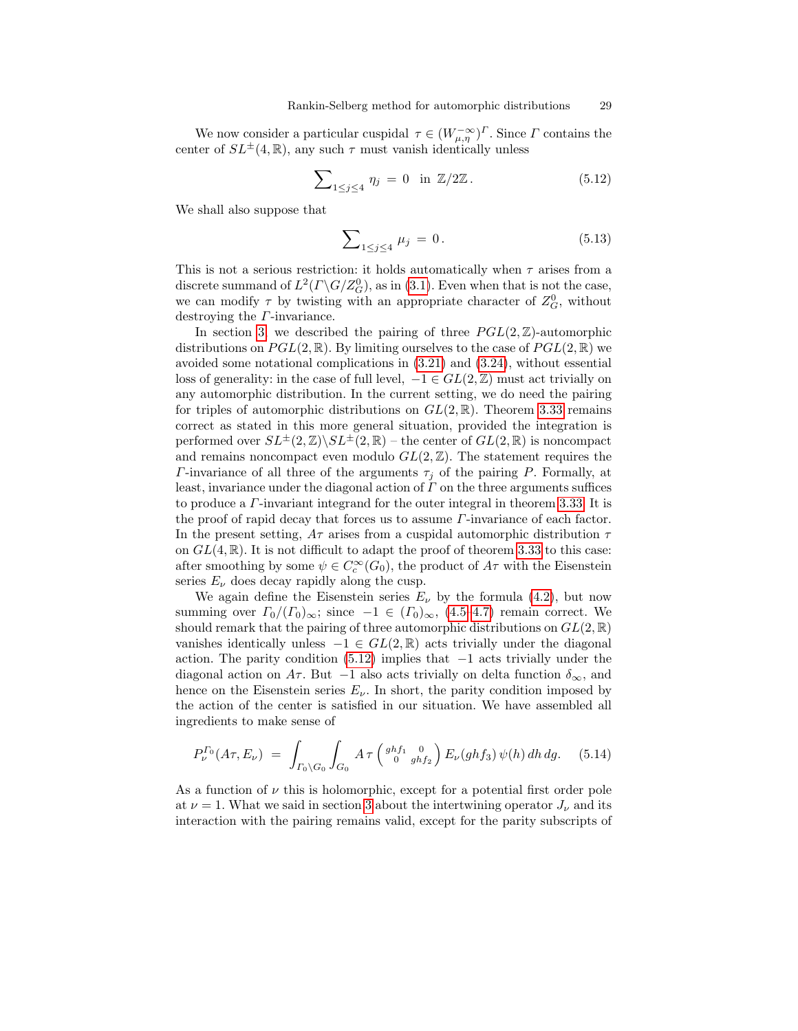We now consider a particular cuspidal $\tau \in (W^{-\infty}_{\mu,\eta})^{\Gamma}$. Since $\Gamma$ contains the center of $SL^{\pm}(4,\mathbb{R})$, any such $\tau$ must vanish identically unless

$$\sum\nolimits_{1\leq j\leq 4} \eta_j \;=\; 0 \;\; \text{in } \mathbb{Z}/2\mathbb{Z}\,. \tag{5.12}$$

We shall also suppose that

$$\sum\nolimits_{1\leq j\leq 4} \mu_j \;=\; 0\,. \tag{5.13}$$

This is not a serious restriction: it holds automatically when $\tau$ arises from a discrete summand of $L^2(\Gamma\backslash G/Z^0_G)$, as in (3.1). Even when that is not the case, we can modify $\tau$ by twisting with an appropriate character of $Z^0_G$, without destroying the $\Gamma$-invariance.

In section 3, we described the pairing of three $PGL(2,\mathbb{Z})$-automorphic distributions on $PGL(2,\mathbb{R})$. By limiting ourselves to the case of $PGL(2,\mathbb{R})$ we avoided some notational complications in (3.21) and (3.24), without essential loss of generality: in the case of full level, $-1 \in GL(2,\mathbb{Z})$ must act trivially on any automorphic distribution. In the current setting, we do need the pairing for triples of automorphic distributions on $GL(2,\mathbb{R})$. Theorem 3.33 remains correct as stated in this more general situation, provided the integration is performed over $SL^{\pm}(2,\mathbb{Z})\backslash SL^{\pm}(2,\mathbb{R})$ – the center of $GL(2,\mathbb{R})$ is noncompact and remains noncompact even modulo $GL(2,\mathbb{Z})$. The statement requires the $\Gamma$-invariance of all three of the arguments $\tau_j$ of the pairing $P$. Formally, at least, invariance under the diagonal action of $\Gamma$ on the three arguments suffices to produce a $\Gamma$-invariant integrand for the outer integral in theorem 3.33. It is the proof of rapid decay that forces us to assume $\Gamma$-invariance of each factor. In the present setting, $A\tau$ arises from a cuspidal automorphic distribution $\tau$ on $GL(4,\mathbb{R})$. It is not difficult to adapt the proof of theorem 3.33 to this case: after smoothing by some $\psi \in C^\infty_c(G_0)$, the product of $A\tau$ with the Eisenstein series $E_\nu$ does decay rapidly along the cusp.

We again define the Eisenstein series $E_\nu$ by the formula (4.2), but now summing over $\Gamma_0/(\Gamma_0)_\infty$; since $-1 \in (\Gamma_0)_\infty$, (4.5–4.7) remain correct. We should remark that the pairing of three automorphic distributions on $GL(2,\mathbb{R})$ vanishes identically unless $-1 \in GL(2,\mathbb{R})$ acts trivially under the diagonal action. The parity condition (5.12) implies that $-1$ acts trivially under the diagonal action on $A\tau$. But $-1$ also acts trivially on delta function $\delta_\infty$, and hence on the Eisenstein series $E_\nu$. In short, the parity condition imposed by the action of the center is satisfied in our situation. We have assembled all ingredients to make sense of

$$P^{\Gamma_0}_\nu(A\tau, E_\nu) \;=\; \int_{\Gamma_0\backslash G_0}\int_{G_0} A\,\tau\left(\begin{smallmatrix} ghf_1 & 0 \\ 0 & ghf_2\end{smallmatrix}\right) E_\nu(ghf_3)\,\psi(h)\,dh\,dg. \tag{5.14}$$

As a function of $\nu$ this is holomorphic, except for a potential first order pole at $\nu = 1$. What we said in section 3 about the intertwining operator $J_\nu$ and its interaction with the pairing remains valid, except for the parity subscripts of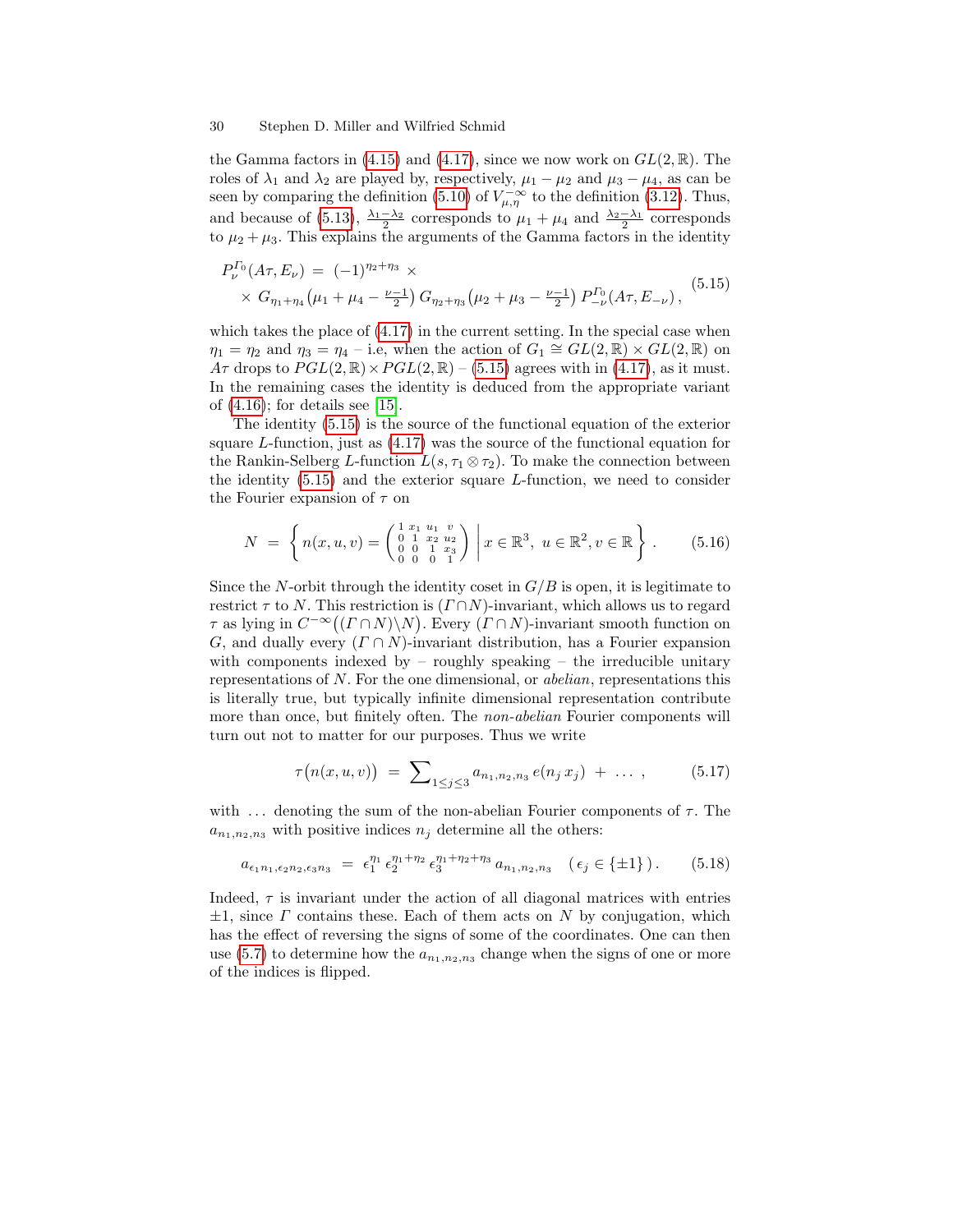the Gamma factors in (4.15) and (4.17), since we now work on $GL(2,\mathbb{R})$. The roles of $\lambda_1$ and $\lambda_2$ are played by, respectively, $\mu_1 - \mu_2$ and $\mu_3 - \mu_4$, as can be seen by comparing the definition (5.10) of $V^{-\infty}_{\mu,\eta}$ to the definition (3.12). Thus, and because of (5.13), $\frac{\lambda_1-\lambda_2}{2}$ corresponds to $\mu_1+\mu_4$ and $\frac{\lambda_2-\lambda_1}{2}$ corresponds to $\mu_2+\mu_3$. This explains the arguments of the Gamma factors in the identity

$$
\begin{aligned}
P^{\Gamma_0}_{\nu}(A\tau, E_\nu) \;=\; & (-1)^{\eta_2+\eta_3}\,\times \\
& \times\, G_{\eta_1+\eta_4}\big(\mu_1+\mu_4-\tfrac{\nu-1}{2}\big)\, G_{\eta_2+\eta_3}\big(\mu_2+\mu_3-\tfrac{\nu-1}{2}\big)\, P^{\Gamma_0}_{-\nu}(A\tau, E_{-\nu})\,,
\end{aligned}
\tag{5.15}
$$

which takes the place of (4.17) in the current setting. In the special case when $\eta_1=\eta_2$ and $\eta_3=\eta_4$ – i.e, when the action of $G_1\cong GL(2,\mathbb{R})\times GL(2,\mathbb{R})$ on $A\tau$ drops to $PGL(2,\mathbb{R})\times PGL(2,\mathbb{R})$ – (5.15) agrees with in (4.17), as it must. In the remaining cases the identity is deduced from the appropriate variant of (4.16); for details see [15].

The identity (5.15) is the source of the functional equation of the exterior square $L$-function, just as (4.17) was the source of the functional equation for the Rankin-Selberg $L$-function $L(s,\tau_1\otimes\tau_2)$. To make the connection between the identity (5.15) and the exterior square $L$-function, we need to consider the Fourier expansion of $\tau$ on

$$
N \;=\; \left\{ n(x,u,v) = \begin{pmatrix} 1 & x_1 & u_1 & v \\ 0 & 1 & x_2 & u_2 \\ 0 & 0 & 1 & x_3 \\ 0 & 0 & 0 & 1 \end{pmatrix} \;\middle|\; x\in\mathbb{R}^3,\ u\in\mathbb{R}^2, v\in\mathbb{R} \right\}. \tag{5.16}
$$

Since the $N$-orbit through the identity coset in $G/B$ is open, it is legitimate to restrict $\tau$ to $N$. This restriction is $(\Gamma\cap N)$-invariant, which allows us to regard $\tau$ as lying in $C^{-\infty}\big((\Gamma\cap N)\backslash N\big)$. Every $(\Gamma\cap N)$-invariant smooth function on $G$, and dually every $(\Gamma\cap N)$-invariant distribution, has a Fourier expansion with components indexed by – roughly speaking – the irreducible unitary representations of $N$. For the one dimensional, or *abelian*, representations this is literally true, but typically infinite dimensional representation contribute more than once, but finitely often. The *non-abelian* Fourier components will turn out not to matter for our purposes. Thus we write

$$
\tau\big(n(x,u,v)\big) \;=\; \textstyle\sum_{1\le j\le 3} a_{n_1,n_2,n_3}\, e(n_j\, x_j) \;+\; \dots\,, \tag{5.17}
$$

with $\dots$ denoting the sum of the non-abelian Fourier components of $\tau$. The $a_{n_1,n_2,n_3}$ with positive indices $n_j$ determine all the others:

$$
a_{\epsilon_1 n_1,\epsilon_2 n_2,\epsilon_3 n_3} \;=\; \epsilon_1^{\eta_1}\,\epsilon_2^{\eta_1+\eta_2}\,\epsilon_3^{\eta_1+\eta_2+\eta_3}\, a_{n_1,n_2,n_3} \quad (\,\epsilon_j\in\{\pm 1\}\,). \tag{5.18}
$$

Indeed, $\tau$ is invariant under the action of all diagonal matrices with entries $\pm1$, since $\Gamma$ contains these. Each of them acts on $N$ by conjugation, which has the effect of reversing the signs of some of the coordinates. One can then use (5.7) to determine how the $a_{n_1,n_2,n_3}$ change when the signs of one or more of the indices is flipped.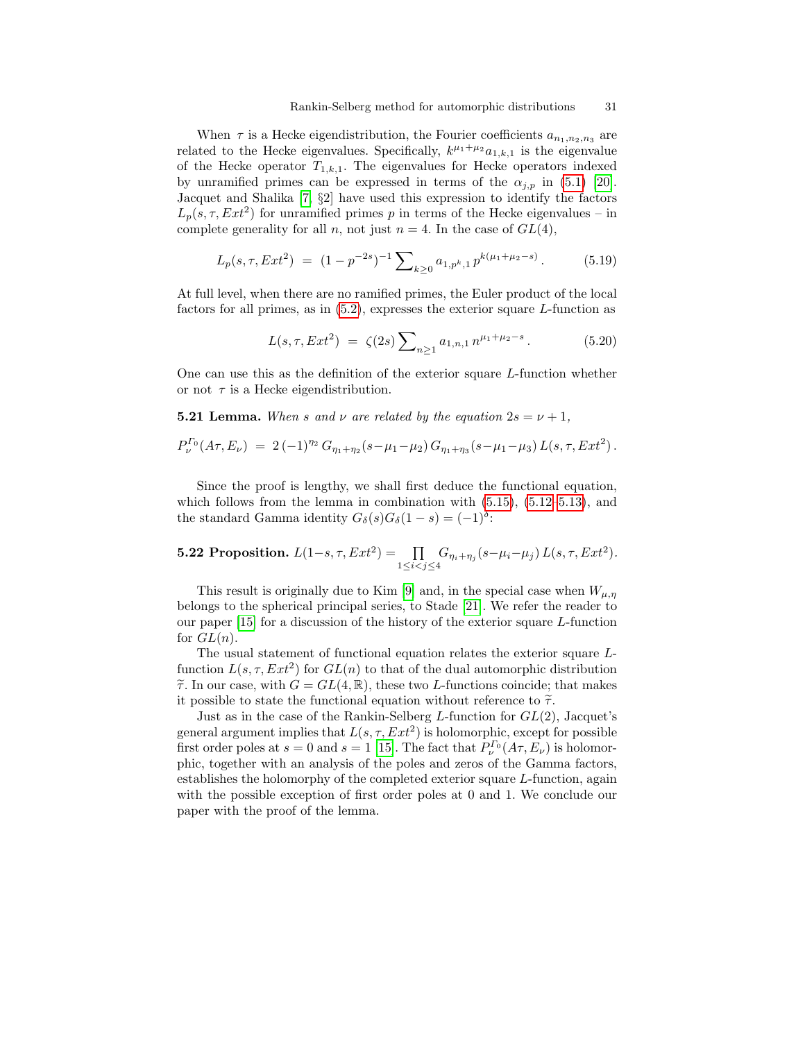When $\tau$ is a Hecke eigendistribution, the Fourier coefficients $a_{n_1,n_2,n_3}$ are related to the Hecke eigenvalues. Specifically, $k^{\mu_1+\mu_2} a_{1,k,1}$ is the eigenvalue of the Hecke operator $T_{1,k,1}$. The eigenvalues for Hecke operators indexed by unramified primes can be expressed in terms of the $\alpha_{j,p}$ in (5.1) [20]. Jacquet and Shalika [7, §2] have used this expression to identify the factors $L_p(s,\tau,Ext^2)$ for unramified primes $p$ in terms of the Hecke eigenvalues – in complete generality for all $n$, not just $n=4$. In the case of $GL(4)$,

$$L_p(s,\tau,Ext^2) \;=\; (1-p^{-2s})^{-1} \sum\nolimits_{k\geq 0} a_{1,p^k,1}\, p^{k(\mu_1+\mu_2-s)} \,. \tag{5.19}$$

At full level, when there are no ramified primes, the Euler product of the local factors for all primes, as in (5.2), expresses the exterior square $L$-function as

$$L(s,\tau,Ext^2) \;=\; \zeta(2s) \sum\nolimits_{n\geq 1} a_{1,n,1}\, n^{\mu_1+\mu_2-s} \,. \tag{5.20}$$

One can use this as the definition of the exterior square $L$-function whether or not $\tau$ is a Hecke eigendistribution.

**5.21 Lemma.** *When $s$ and $\nu$ are related by the equation $2s=\nu+1$,*

$$P_\nu^{\Gamma_0}(A\tau, E_\nu) \;=\; 2\,(-1)^{\eta_2}\, G_{\eta_1+\eta_2}(s-\mu_1-\mu_2)\, G_{\eta_1+\eta_3}(s-\mu_1-\mu_3)\, L(s,\tau,Ext^2)\,.$$

Since the proof is lengthy, we shall first deduce the functional equation, which follows from the lemma in combination with (5.15), (5.12–5.13), and the standard Gamma identity $G_\delta(s)G_\delta(1-s)=(-1)^\delta$:

**5.22 Proposition.** $L(1-s,\tau,Ext^2) = \prod\limits_{1\leq i<j\leq 4} G_{\eta_i+\eta_j}(s-\mu_i-\mu_j)\, L(s,\tau,Ext^2).$

This result is originally due to Kim [9] and, in the special case when $W_{\mu,\eta}$ belongs to the spherical principal series, to Stade [21]. We refer the reader to our paper [15] for a discussion of the history of the exterior square $L$-function for $GL(n)$.

The usual statement of functional equation relates the exterior square $L$-function $L(s,\tau,Ext^2)$ for $GL(n)$ to that of the dual automorphic distribution $\widetilde{\tau}$. In our case, with $G=GL(4,\mathbb{R})$, these two $L$-functions coincide; that makes it possible to state the functional equation without reference to $\widetilde{\tau}$.

Just as in the case of the Rankin-Selberg $L$-function for $GL(2)$, Jacquet's general argument implies that $L(s,\tau,Ext^2)$ is holomorphic, except for possible first order poles at $s=0$ and $s=1$ [15]. The fact that $P_\nu^{\Gamma_0}(A\tau,E_\nu)$ is holomorphic, together with an analysis of the poles and zeros of the Gamma factors, establishes the holomorphy of the completed exterior square $L$-function, again with the possible exception of first order poles at 0 and 1. We conclude our paper with the proof of the lemma.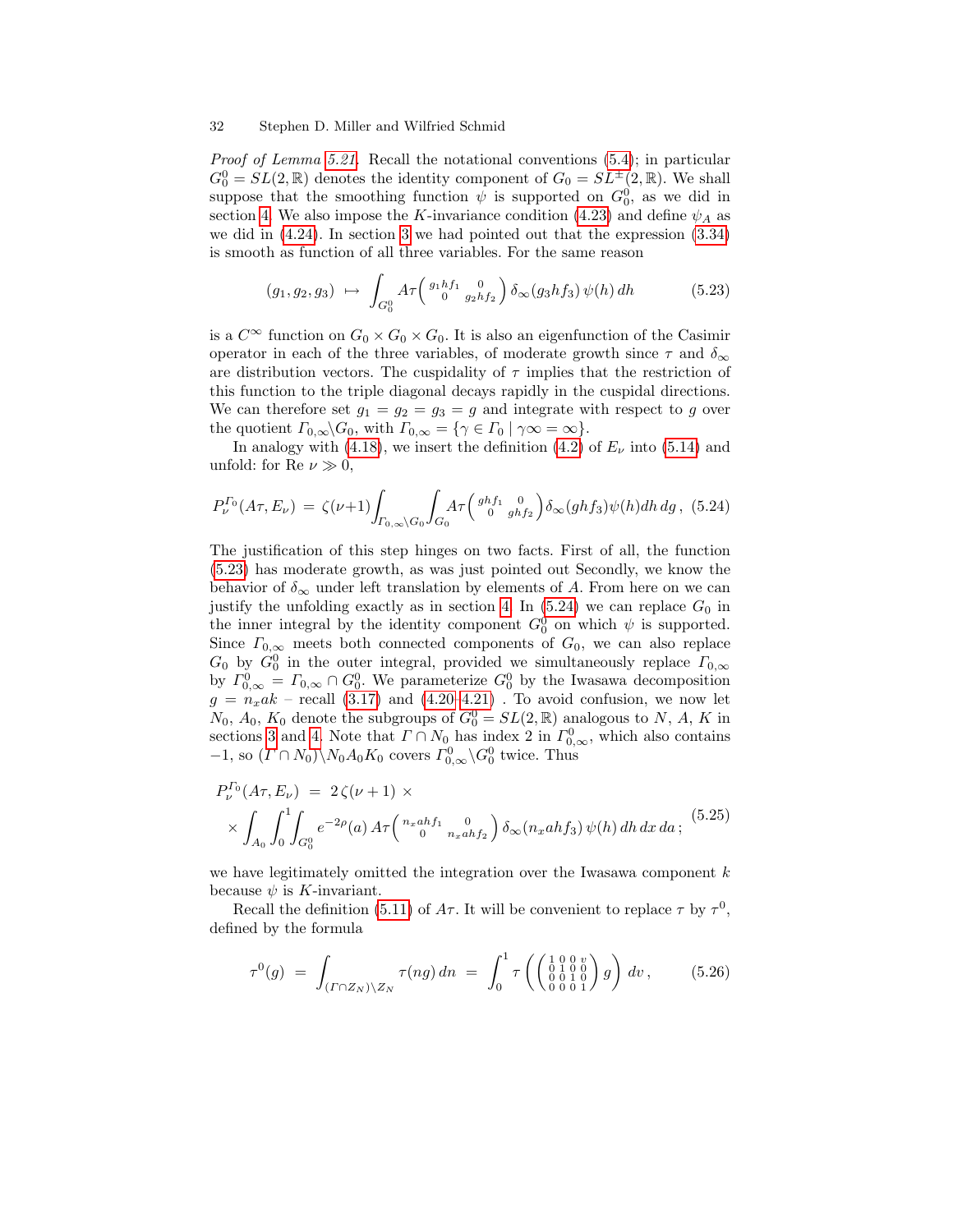*Proof of Lemma 5.21*. Recall the notational conventions (5.4); in particular $G_0^0 = SL(2,\mathbb{R})$ denotes the identity component of $G_0 = SL^{\pm}(2,\mathbb{R})$. We shall suppose that the smoothing function $\psi$ is supported on $G_0^0$, as we did in section 4. We also impose the $K$-invariance condition (4.23) and define $\psi_A$ as we did in (4.24). In section 3 we had pointed out that the expression (3.34) is smooth as function of all three variables. For the same reason

$$(g_1, g_2, g_3) \ \mapsto \ \int_{G_0^0} A\tau\begin{pmatrix} g_1 h f_1 & 0 \\ 0 & g_2 h f_2 \end{pmatrix} \delta_\infty(g_3 h f_3)\, \psi(h)\, dh \tag{5.23}$$

is a $C^\infty$ function on $G_0 \times G_0 \times G_0$. It is also an eigenfunction of the Casimir operator in each of the three variables, of moderate growth since $\tau$ and $\delta_\infty$ are distribution vectors. The cuspidality of $\tau$ implies that the restriction of this function to the triple diagonal decays rapidly in the cuspidal directions. We can therefore set $g_1 = g_2 = g_3 = g$ and integrate with respect to $g$ over the quotient $\Gamma_{0,\infty}\backslash G_0$, with $\Gamma_{0,\infty} = \{\gamma \in \Gamma_0 \mid \gamma\infty = \infty\}$.

In analogy with (4.18), we insert the definition (4.2) of $E_\nu$ into (5.14) and unfold: for Re $\nu \gg 0$,

$$P_\nu^{\Gamma_0}(A\tau, E_\nu) \ = \ \zeta(\nu+1)\int_{\Gamma_{0,\infty}\backslash G_0}\int_{G_0} A\tau\begin{pmatrix} g h f_1 & 0 \\ 0 & g h f_2 \end{pmatrix} \delta_\infty(g h f_3)\psi(h) dh\, dg\,, \tag{5.24}$$

The justification of this step hinges on two facts. First of all, the function (5.23) has moderate growth, as was just pointed out Secondly, we know the behavior of $\delta_\infty$ under left translation by elements of $A$. From here on we can justify the unfolding exactly as in section 4. In (5.24) we can replace $G_0$ in the inner integral by the identity component $G_0^0$ on which $\psi$ is supported. Since $\Gamma_{0,\infty}$ meets both connected components of $G_0$, we can also replace $G_0$ by $G_0^0$ in the outer integral, provided we simultaneously replace $\Gamma_{0,\infty}$ by $\Gamma_{0,\infty}^0 = \Gamma_{0,\infty} \cap G_0^0$. We parameterize $G_0^0$ by the Iwasawa decomposition $g = n_x a k$ – recall (3.17) and (4.20–4.21) . To avoid confusion, we now let $N_0$, $A_0$, $K_0$ denote the subgroups of $G_0^0 = SL(2,\mathbb{R})$ analogous to $N$, $A$, $K$ in sections 3 and 4. Note that $\Gamma \cap N_0$ has index 2 in $\Gamma_{0,\infty}^0$, which also contains $-1$, so $(\Gamma \cap N_0)\backslash N_0 A_0 K_0$ covers $\Gamma_{0,\infty}^0\backslash G_0^0$ twice. Thus

$$\begin{aligned} P_\nu^{\Gamma_0}(A\tau, E_\nu) \ &= \ 2\,\zeta(\nu+1) \ \times \\ &\times \int_{A_0}\int_0^1\int_{G_0^0} e^{-2\rho}(a)\, A\tau\begin{pmatrix} n_x a h f_1 & 0 \\ 0 & n_x a h f_2 \end{pmatrix} \delta_\infty(n_x a h f_3)\, \psi(h)\, dh\, dx\, da\,; \end{aligned} \tag{5.25}$$

we have legitimately omitted the integration over the Iwasawa component $k$ because $\psi$ is $K$-invariant.

Recall the definition (5.11) of $A\tau$. It will be convenient to replace $\tau$ by $\tau^0$, defined by the formula

$$\tau^0(g) \ = \ \int_{(\Gamma\cap Z_N)\backslash Z_N} \tau(ng)\, dn \ = \ \int_0^1 \tau\left(\begin{pmatrix} 1 & 0 & 0 & v \\ 0 & 1 & 0 & 0 \\ 0 & 0 & 1 & 0 \\ 0 & 0 & 0 & 1 \end{pmatrix} g\right) dv\,, \tag{5.26}$$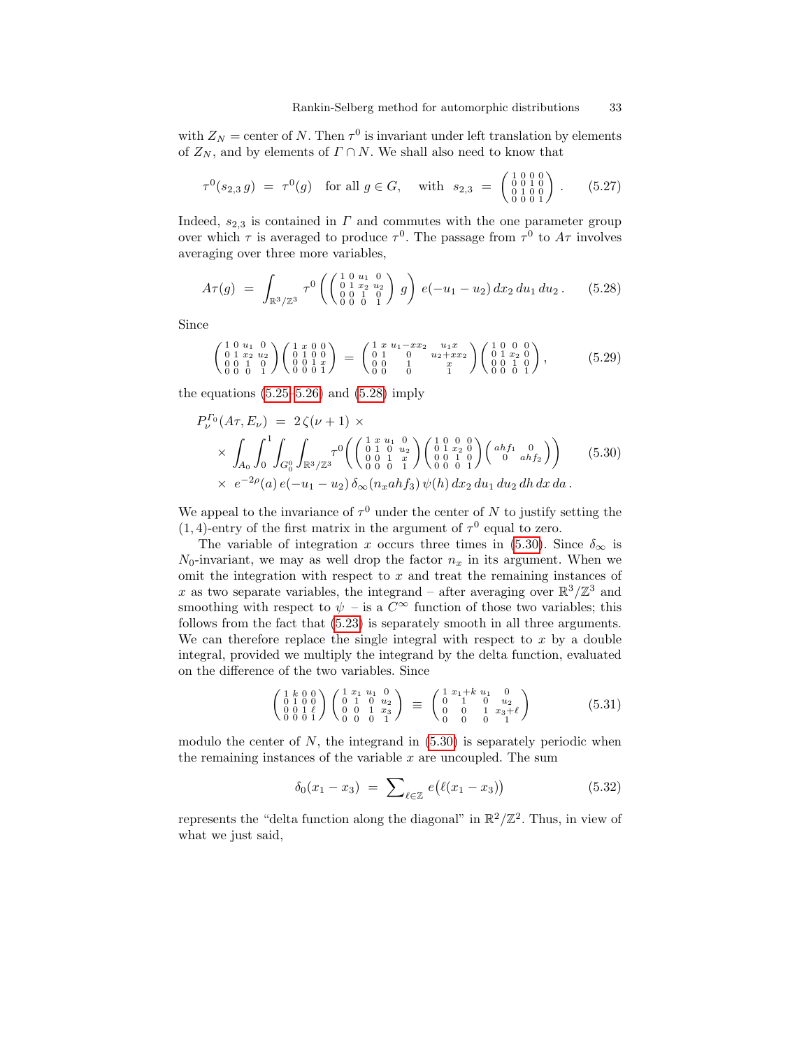with $Z_N$ = center of $N$. Then $\tau^0$ is invariant under left translation by elements of $Z_N$, and by elements of $\Gamma \cap N$. We shall also need to know that

$$\tau^0(s_{2,3}\, g) \;=\; \tau^0(g) \quad \text{for all } g \in G, \quad \text{with} \;\; s_{2,3} \;=\; \begin{pmatrix} 1&0&0&0 \\ 0&0&1&0 \\ 0&1&0&0 \\ 0&0&0&1 \end{pmatrix}. \tag{5.27}$$

Indeed, $s_{2,3}$ is contained in $\Gamma$ and commutes with the one parameter group over which $\tau$ is averaged to produce $\tau^0$. The passage from $\tau^0$ to $A\tau$ involves averaging over three more variables,

$$A\tau(g) \;=\; \int_{\mathbb{R}^3/\mathbb{Z}^3} \tau^0\left( \begin{pmatrix} 1&0&u_1&0 \\ 0&1&x_2&u_2 \\ 0&0&1&0 \\ 0&0&0&1 \end{pmatrix} g \right) e(-u_1-u_2)\, dx_2\, du_1\, du_2\,. \tag{5.28}$$

Since

$$\begin{pmatrix} 1&0&u_1&0 \\ 0&1&x_2&u_2 \\ 0&0&1&0 \\ 0&0&0&1 \end{pmatrix} \begin{pmatrix} 1&x&0&0 \\ 0&1&0&0 \\ 0&0&1&x \\ 0&0&0&1 \end{pmatrix} \;=\; \begin{pmatrix} 1&x&u_1-xx_2&u_1x \\ 0&1&0&u_2+xx_2 \\ 0&0&1&x \\ 0&0&0&1 \end{pmatrix} \begin{pmatrix} 1&0&0&0 \\ 0&1&x_2&0 \\ 0&0&1&0 \\ 0&0&0&1 \end{pmatrix}, \tag{5.29}$$

the equations (5.25–5.26) and (5.28) imply

$$\begin{aligned} P_\nu^{\Gamma_0}(A\tau, E_\nu) \;&=\; 2\,\zeta(\nu+1) \times \\ &\times \int_{A_0}\int_0^1\int_{G_0^0}\int_{\mathbb{R}^3/\mathbb{Z}^3} \tau^0\left( \begin{pmatrix} 1&x&u_1&0 \\ 0&1&0&u_2 \\ 0&0&1&x \\ 0&0&0&1 \end{pmatrix} \begin{pmatrix} 1&0&0&0 \\ 0&1&x_2&0 \\ 0&0&1&0 \\ 0&0&0&1 \end{pmatrix} \begin{pmatrix} ahf_1 & 0 \\ 0 & ahf_2 \end{pmatrix} \right) \\ &\times\; e^{-2\rho}(a)\, e(-u_1-u_2)\, \delta_\infty(n_x a h f_3)\, \psi(h)\, dx_2\, du_1\, du_2\, dh\, dx\, da\,. \end{aligned} \tag{5.30}$$

We appeal to the invariance of $\tau^0$ under the center of $N$ to justify setting the $(1,4)$-entry of the first matrix in the argument of $\tau^0$ equal to zero.

The variable of integration $x$ occurs three times in (5.30). Since $\delta_\infty$ is $N_0$-invariant, we may as well drop the factor $n_x$ in its argument. When we omit the integration with respect to $x$ and treat the remaining instances of $x$ as two separate variables, the integrand – after averaging over $\mathbb{R}^3/\mathbb{Z}^3$ and smoothing with respect to $\psi$ – is a $C^\infty$ function of those two variables; this follows from the fact that (5.23) is separately smooth in all three arguments. We can therefore replace the single integral with respect to $x$ by a double integral, provided we multiply the integrand by the delta function, evaluated on the difference of the two variables. Since

$$\begin{pmatrix} 1&k&0&0 \\ 0&1&0&0 \\ 0&0&1&\ell \\ 0&0&0&1 \end{pmatrix} \begin{pmatrix} 1&x_1&u_1&0 \\ 0&1&0&u_2 \\ 0&0&1&x_3 \\ 0&0&0&1 \end{pmatrix} \;\equiv\; \begin{pmatrix} 1&x_1+k&u_1&0 \\ 0&1&0&u_2 \\ 0&0&1&x_3+\ell \\ 0&0&0&1 \end{pmatrix} \tag{5.31}$$

modulo the center of $N$, the integrand in (5.30) is separately periodic when the remaining instances of the variable $x$ are uncoupled. The sum

$$\delta_0(x_1-x_3) \;=\; \sum\nolimits_{\ell\in\mathbb{Z}} e\big(\ell(x_1-x_3)\big) \tag{5.32}$$

represents the "delta function along the diagonal" in $\mathbb{R}^2/\mathbb{Z}^2$. Thus, in view of what we just said,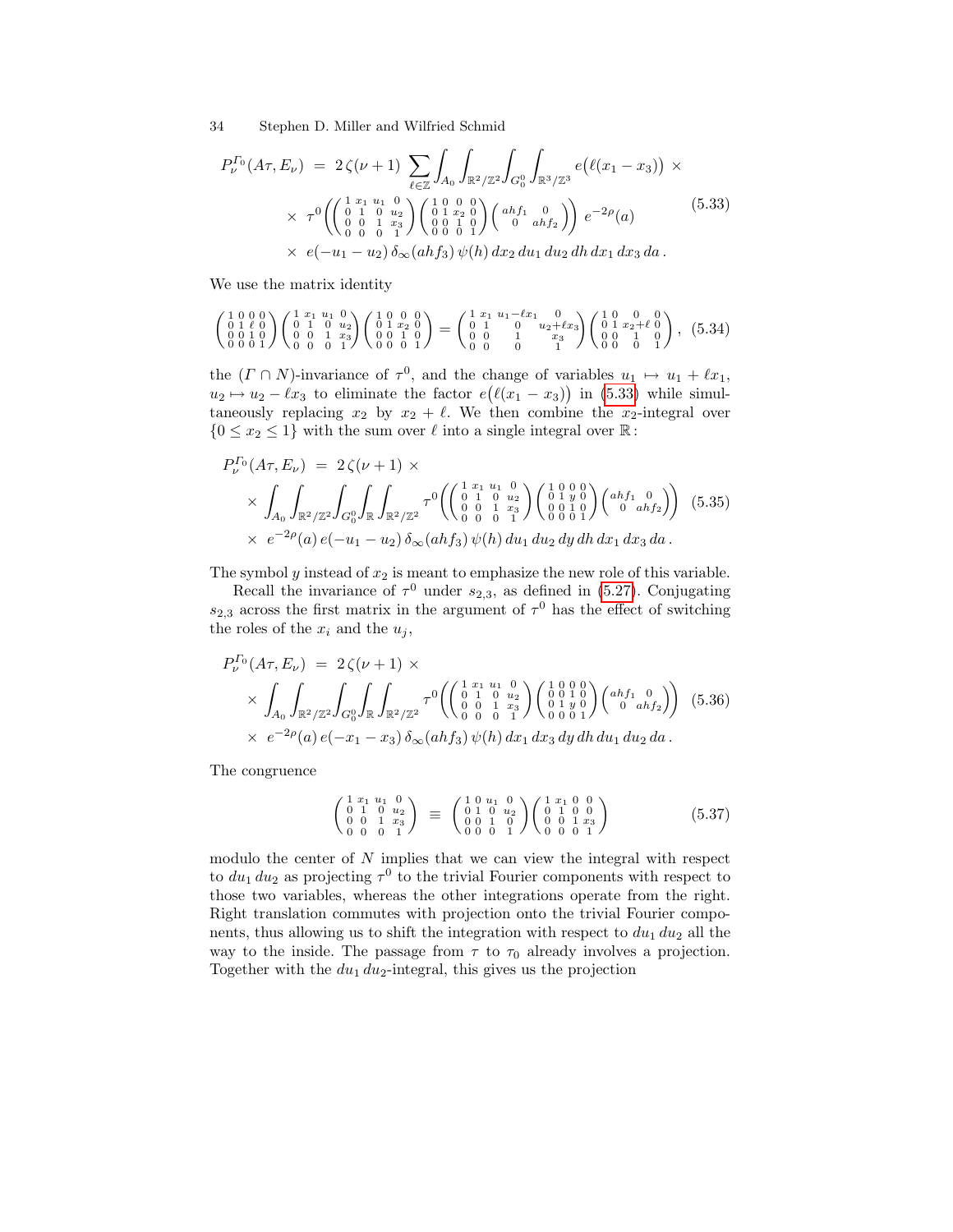$$
\begin{aligned}
P_\nu^{\Gamma_0}(A\tau, E_\nu) \;=\;& 2\,\zeta(\nu+1) \sum_{\ell\in\mathbb{Z}} \int_{A_0} \int_{\mathbb{R}^2/\mathbb{Z}^2} \int_{G_0^0} \int_{\mathbb{R}^3/\mathbb{Z}^3} e\big(\ell(x_1-x_3)\big) \;\times \\
&\times\; \tau^0\!\left( \begin{pmatrix} 1 & x_1 & u_1 & 0 \\ 0 & 1 & 0 & u_2 \\ 0 & 0 & 1 & x_3 \\ 0 & 0 & 0 & 1 \end{pmatrix} \begin{pmatrix} 1 & 0 & 0 & 0 \\ 0 & 1 & x_2 & 0 \\ 0 & 0 & 1 & 0 \\ 0 & 0 & 0 & 1 \end{pmatrix} \begin{pmatrix} ahf_1 & 0 \\ 0 & ahf_2 \end{pmatrix} \right) e^{-2\rho}(a) \\
&\times\; e(-u_1-u_2)\,\delta_\infty(ahf_3)\,\psi(h)\,dx_2\,du_1\,du_2\,dh\,dx_1\,dx_3\,da\,.
\end{aligned}
\tag{5.33}
$$

We use the matrix identity

$$
\begin{pmatrix} 1 & 0 & 0 & 0 \\ 0 & 1 & \ell & 0 \\ 0 & 0 & 1 & 0 \\ 0 & 0 & 0 & 1 \end{pmatrix} \begin{pmatrix} 1 & x_1 & u_1 & 0 \\ 0 & 1 & 0 & u_2 \\ 0 & 0 & 1 & x_3 \\ 0 & 0 & 0 & 1 \end{pmatrix} \begin{pmatrix} 1 & 0 & 0 & 0 \\ 0 & 1 & x_2 & 0 \\ 0 & 0 & 1 & 0 \\ 0 & 0 & 0 & 1 \end{pmatrix} = \begin{pmatrix} 1 & x_1 & u_1-\ell x_1 & 0 \\ 0 & 1 & 0 & u_2+\ell x_3 \\ 0 & 0 & 1 & x_3 \\ 0 & 0 & 0 & 1 \end{pmatrix} \begin{pmatrix} 1 & 0 & 0 & 0 \\ 0 & 1 & x_2+\ell & 0 \\ 0 & 0 & 1 & 0 \\ 0 & 0 & 0 & 1 \end{pmatrix}, \tag{5.34}
$$

the $(\Gamma\cap N)$-invariance of $\tau^0$, and the change of variables $u_1 \mapsto u_1 + \ell x_1$, $u_2 \mapsto u_2 - \ell x_3$ to eliminate the factor $e\big(\ell(x_1-x_3)\big)$ in (5.33) while simultaneously replacing $x_2$ by $x_2+\ell$. We then combine the $x_2$-integral over $\{0\le x_2 \le 1\}$ with the sum over $\ell$ into a single integral over $\mathbb{R}$:

$$
\begin{aligned}
P_\nu^{\Gamma_0}(A\tau, E_\nu) \;=\;& 2\,\zeta(\nu+1) \;\times \\
&\times \int_{A_0} \int_{\mathbb{R}^2/\mathbb{Z}^2} \int_{G_0^0} \int_{\mathbb{R}} \int_{\mathbb{R}^2/\mathbb{Z}^2} \tau^0\!\left( \begin{pmatrix} 1 & x_1 & u_1 & 0 \\ 0 & 1 & 0 & u_2 \\ 0 & 0 & 1 & x_3 \\ 0 & 0 & 0 & 1 \end{pmatrix} \begin{pmatrix} 1 & 0 & 0 & 0 \\ 0 & 1 & y & 0 \\ 0 & 0 & 1 & 0 \\ 0 & 0 & 0 & 1 \end{pmatrix} \begin{pmatrix} ahf_1 & 0 \\ 0 & ahf_2 \end{pmatrix} \right) \\
&\times\; e^{-2\rho}(a)\,e(-u_1-u_2)\,\delta_\infty(ahf_3)\,\psi(h)\,du_1\,du_2\,dy\,dh\,dx_1\,dx_3\,da\,.
\end{aligned}
\tag{5.35}
$$

The symbol $y$ instead of $x_2$ is meant to emphasize the new role of this variable.

Recall the invariance of $\tau^0$ under $s_{2,3}$, as defined in (5.27). Conjugating $s_{2,3}$ across the first matrix in the argument of $\tau^0$ has the effect of switching the roles of the $x_i$ and the $u_j$,

$$
\begin{aligned}
P_\nu^{\Gamma_0}(A\tau, E_\nu) \;=\;& 2\,\zeta(\nu+1) \;\times \\
&\times \int_{A_0} \int_{\mathbb{R}^2/\mathbb{Z}^2} \int_{G_0^0} \int_{\mathbb{R}} \int_{\mathbb{R}^2/\mathbb{Z}^2} \tau^0\!\left( \begin{pmatrix} 1 & x_1 & u_1 & 0 \\ 0 & 1 & 0 & u_2 \\ 0 & 0 & 1 & x_3 \\ 0 & 0 & 0 & 1 \end{pmatrix} \begin{pmatrix} 1 & 0 & 0 & 0 \\ 0 & 0 & 1 & 0 \\ 0 & 1 & y & 0 \\ 0 & 0 & 0 & 1 \end{pmatrix} \begin{pmatrix} ahf_1 & 0 \\ 0 & ahf_2 \end{pmatrix} \right) \\
&\times\; e^{-2\rho}(a)\,e(-x_1-x_3)\,\delta_\infty(ahf_3)\,\psi(h)\,dx_1\,dx_3\,dy\,dh\,du_1\,du_2\,da\,.
\end{aligned}
\tag{5.36}
$$

The congruence

$$
\begin{pmatrix} 1 & x_1 & u_1 & 0 \\ 0 & 1 & 0 & u_2 \\ 0 & 0 & 1 & x_3 \\ 0 & 0 & 0 & 1 \end{pmatrix} \;\equiv\; \begin{pmatrix} 1 & 0 & u_1 & 0 \\ 0 & 1 & 0 & u_2 \\ 0 & 0 & 1 & 0 \\ 0 & 0 & 0 & 1 \end{pmatrix} \begin{pmatrix} 1 & x_1 & 0 & 0 \\ 0 & 1 & 0 & 0 \\ 0 & 0 & 1 & x_3 \\ 0 & 0 & 0 & 1 \end{pmatrix} \tag{5.37}
$$

modulo the center of $N$ implies that we can view the integral with respect to $du_1\,du_2$ as projecting $\tau^0$ to the trivial Fourier components with respect to those two variables, whereas the other integrations operate from the right. Right translation commutes with projection onto the trivial Fourier components, thus allowing us to shift the integration with respect to $du_1\,du_2$ all the way to the inside. The passage from $\tau$ to $\tau_0$ already involves a projection. Together with the $du_1\,du_2$-integral, this gives us the projection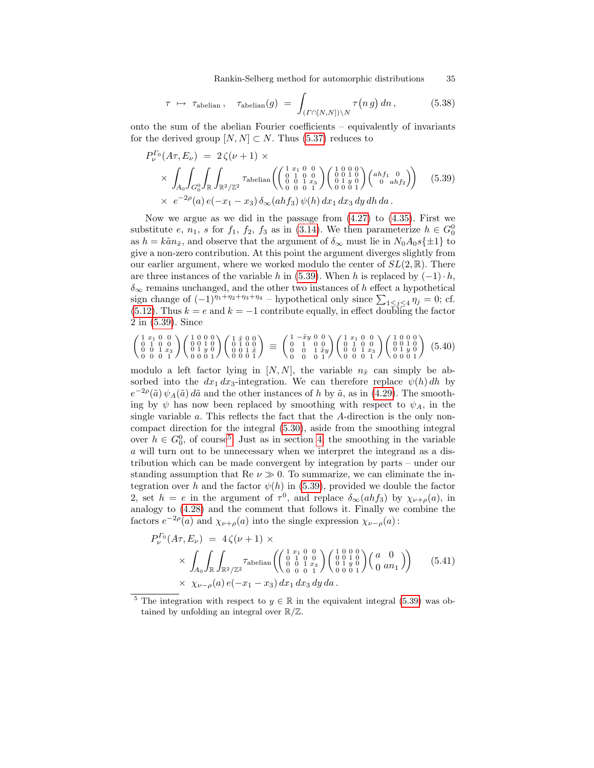$$\tau \ \mapsto \ \tau_{\text{abelian}}\,, \quad \tau_{\text{abelian}}(g) \ = \ \int_{(\Gamma\cap[N,N])\backslash N} \tau\big(n\,g\big)\,dn\,, \tag{5.38}$$

onto the sum of the abelian Fourier coefficients – equivalently of invariants for the derived group $[N,N] \subset N$. Thus (5.37) reduces to

$$\begin{aligned} P_\nu^{\Gamma_0}(A\tau, E_\nu) \ &= \ 2\,\zeta(\nu+1) \ \times \\ &\times \int_{A_0}\int_{G_0^0}\int_{\mathbb{R}}\int_{\mathbb{R}^2/\mathbb{Z}^2} \tau_{\text{abelian}}\left(\left(\begin{smallmatrix} 1 & x_1 & 0 & 0 \\ 0 & 1 & 0 & 0 \\ 0 & 0 & 1 & x_3 \\ 0 & 0 & 0 & 1 \end{smallmatrix}\right)\left(\begin{smallmatrix} 1 & 0 & 0 & 0 \\ 0 & 0 & 1 & 0 \\ 0 & 1 & y & 0 \\ 0 & 0 & 0 & 1 \end{smallmatrix}\right)\left(\begin{smallmatrix} ahf_1 & 0 \\ 0 & ahf_2 \end{smallmatrix}\right)\right) \\ &\times \ e^{-2\rho}(a)\,e(-x_1-x_3)\,\delta_\infty(ahf_3)\,\psi(h)\,dx_1\,dx_3\,dy\,dh\,da\,. \end{aligned} \tag{5.39}$$

Now we argue as we did in the passage from (4.27) to (4.35). First we substitute $e$, $n_1$, $s$ for $f_1$, $f_2$, $f_3$ as in (3.14). We then parameterize $h \in G_0^0$ as $h = k\tilde{a}n_{\tilde{x}}$, and observe that the argument of $\delta_\infty$ must lie in $N_0A_0s\{\pm 1\}$ to give a non-zero contribution. At this point the argument diverges slightly from our earlier argument, where we worked modulo the center of $SL(2,\mathbb{R})$. There are three instances of the variable $h$ in (5.39). When $h$ is replaced by $(-1)\cdot h$, $\delta_\infty$ remains unchanged, and the other two instances of $h$ effect a hypothetical sign change of $(-1)^{\eta_1+\eta_2+\eta_3+\eta_4}$ – hypothetical only since $\sum_{1\le j\le 4}\eta_j = 0$; cf. (5.12). Thus $k=e$ and $k=-1$ contribute equally, in effect doubling the factor 2 in (5.39). Since

$$\left(\begin{smallmatrix} 1 & x_1 & 0 & 0 \\ 0 & 1 & 0 & 0 \\ 0 & 0 & 1 & x_3 \\ 0 & 0 & 0 & 1 \end{smallmatrix}\right)\left(\begin{smallmatrix} 1 & 0 & 0 & 0 \\ 0 & 0 & 1 & 0 \\ 0 & 1 & y & 0 \\ 0 & 0 & 0 & 1 \end{smallmatrix}\right)\left(\begin{smallmatrix} 1 & \tilde{x} & 0 & 0 \\ 0 & 1 & 0 & 0 \\ 0 & 0 & 1 & \tilde{x} \\ 0 & 0 & 0 & 1 \end{smallmatrix}\right) \ \equiv \ \left(\begin{smallmatrix} 1 & -\tilde{x}y & 0 & 0 \\ 0 & 1 & 0 & 0 \\ 0 & 0 & 1 & \tilde{x}y \\ 0 & 0 & 0 & 1 \end{smallmatrix}\right)\left(\begin{smallmatrix} 1 & x_1 & 0 & 0 \\ 0 & 1 & 0 & 0 \\ 0 & 0 & 1 & x_3 \\ 0 & 0 & 0 & 1 \end{smallmatrix}\right)\left(\begin{smallmatrix} 1 & 0 & 0 & 0 \\ 0 & 0 & 1 & 0 \\ 0 & 1 & y & 0 \\ 0 & 0 & 0 & 1 \end{smallmatrix}\right) \tag{5.40}$$

modulo a left factor lying in $[N,N]$, the variable $n_{\tilde{x}}$ can simply be absorbed into the $dx_1\,dx_3$-integration. We can therefore replace $\psi(h)\,dh$ by $e^{-2\rho}(\tilde{a})\,\psi_A(\tilde{a})\,d\tilde{a}$ and the other instances of $h$ by $\tilde{a}$, as in (4.29). The smoothing by $\psi$ has now been replaced by smoothing with respect to $\psi_A$, in the single variable $a$. This reflects the fact that the $A$-direction is the only non-compact direction for the integral (5.30), aside from the smoothing integral over $h \in G_0^0$, of course[5]. Just as in section 4, the smoothing in the variable $a$ will turn out to be unnecessary when we interpret the integrand as a distribution which can be made convergent by integration by parts – under our standing assumption that $\mathrm{Re}\,\nu \gg 0$. To summarize, we can eliminate the integration over $h$ and the factor $\psi(h)$ in (5.39), provided we double the factor 2, set $h=e$ in the argument of $\tau^0$, and replace $\delta_\infty(ahf_3)$ by $\chi_{\nu+\rho}(a)$, in analogy to (4.28) and the comment that follows it. Finally we combine the factors $e^{-2\rho}(a)$ and $\chi_{\nu+\rho}(a)$ into the single expression $\chi_{\nu-\rho}(a)$:

$$\begin{aligned} P_\nu^{\Gamma_0}(A\tau, E_\nu) \ &= \ 4\,\zeta(\nu+1) \ \times \\ &\times \int_{A_0}\int_{\mathbb{R}}\int_{\mathbb{R}^2/\mathbb{Z}^2} \tau_{\text{abelian}}\left(\left(\begin{smallmatrix} 1 & x_1 & 0 & 0 \\ 0 & 1 & 0 & 0 \\ 0 & 0 & 1 & x_3 \\ 0 & 0 & 0 & 1 \end{smallmatrix}\right)\left(\begin{smallmatrix} 1 & 0 & 0 & 0 \\ 0 & 0 & 1 & 0 \\ 0 & 1 & y & 0 \\ 0 & 0 & 0 & 1 \end{smallmatrix}\right)\left(\begin{smallmatrix} a & 0 \\ 0 & an_1 \end{smallmatrix}\right)\right) \\ &\times \ \chi_{\nu-\rho}(a)\,e(-x_1-x_3)\,dx_1\,dx_3\,dy\,da\,. \end{aligned} \tag{5.41}$$

---

[5] The integration with respect to $y \in \mathbb{R}$ in the equivalent integral (5.39) was obtained by unfolding an integral over $\mathbb{R}/\mathbb{Z}$.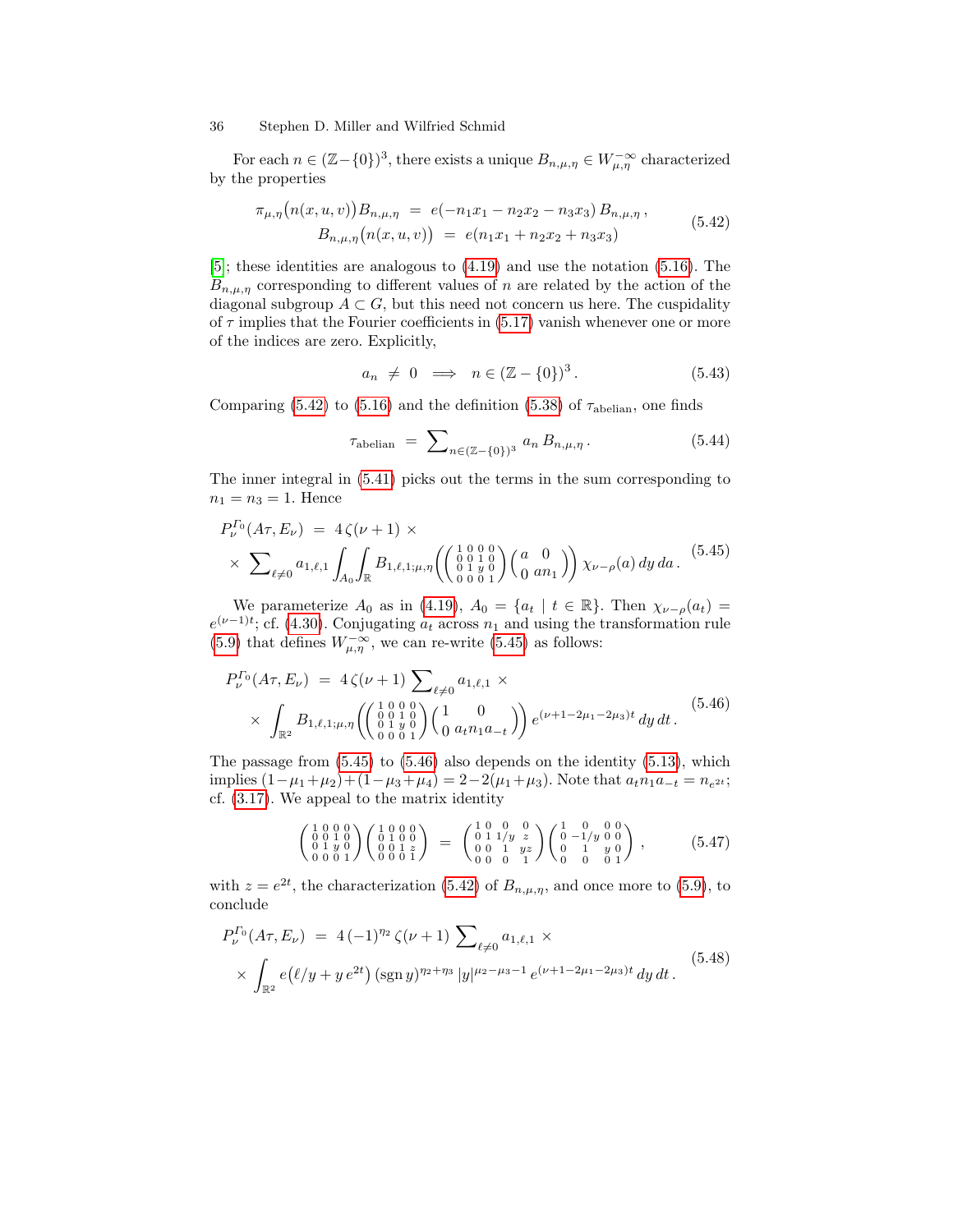For each $n \in (\mathbb{Z}-\{0\})^3$, there exists a unique $B_{n,\mu,\eta} \in W^{-\infty}_{\mu,\eta}$ characterized by the properties

$$
\begin{aligned}
\pi_{\mu,\eta}\big(n(x,u,v)\big)B_{n,\mu,\eta} \ &= \ e(-n_1x_1 - n_2x_2 - n_3x_3)\, B_{n,\mu,\eta}\,, \\
B_{n,\mu,\eta}\big(n(x,u,v)\big) \ &= \ e(n_1x_1 + n_2x_2 + n_3x_3)
\end{aligned}
\tag{5.42}
$$

[5]; these identities are analogous to (4.19) and use the notation (5.16). The $B_{n,\mu,\eta}$ corresponding to different values of $n$ are related by the action of the diagonal subgroup $A \subset G$, but this need not concern us here. The cuspidality of $\tau$ implies that the Fourier coefficients in (5.17) vanish whenever one or more of the indices are zero. Explicitly,

$$
a_n \ \neq \ 0 \quad \Longrightarrow \quad n \in (\mathbb{Z}-\{0\})^3\,. \tag{5.43}
$$

Comparing (5.42) to (5.16) and the definition (5.38) of $\tau_{\text{abelian}}$, one finds

$$
\tau_{\text{abelian}} \ = \ \sum\nolimits_{n \in (\mathbb{Z}-\{0\})^3} a_n\, B_{n,\mu,\eta}\,. \tag{5.44}
$$

The inner integral in (5.41) picks out the terms in the sum corresponding to $n_1 = n_3 = 1$. Hence

$$
\begin{aligned}
P^{\Gamma_0}_{\nu}(A\tau, E_\nu) \ &= \ 4\,\zeta(\nu+1) \ \times \\
&\times \ \sum\nolimits_{\ell\neq 0} a_{1,\ell,1} \int_{A_0}\int_{\mathbb{R}} B_{1,\ell,1;\mu,\eta}\Big( \left(\begin{smallmatrix} 1&0&0&0\\ 0&0&1&0\\ 0&1&y&0\\ 0&0&0&1 \end{smallmatrix}\right) \left(\begin{smallmatrix} a & 0 \\ 0 & an_1 \end{smallmatrix}\right) \Big)\, \chi_{\nu-\rho}(a)\, dy\, da\,.
\end{aligned}
\tag{5.45}
$$

We parameterize $A_0$ as in (4.19), $A_0 = \{a_t \mid t \in \mathbb{R}\}$. Then $\chi_{\nu-\rho}(a_t) = e^{(\nu-1)t}$; cf. (4.30). Conjugating $a_t$ across $n_1$ and using the transformation rule (5.9) that defines $W^{-\infty}_{\mu,\eta}$, we can re-write (5.45) as follows:

$$
\begin{aligned}
P^{\Gamma_0}_{\nu}(A\tau, E_\nu) \ &= \ 4\,\zeta(\nu+1) \sum\nolimits_{\ell\neq 0} a_{1,\ell,1} \ \times \\
&\times \ \int_{\mathbb{R}^2} B_{1,\ell,1;\mu,\eta}\Big( \left(\begin{smallmatrix} 1&0&0&0\\ 0&0&1&0\\ 0&1&y&0\\ 0&0&0&1 \end{smallmatrix}\right) \begin{pmatrix} 1 & 0 \\ 0 & a_t n_1 a_{-t} \end{pmatrix} \Big)\, e^{(\nu+1-2\mu_1-2\mu_3)t}\, dy\, dt\,.
\end{aligned}
\tag{5.46}
$$

The passage from (5.45) to (5.46) also depends on the identity (5.13), which implies $(1-\mu_1+\mu_2)+(1-\mu_3+\mu_4) = 2-2(\mu_1+\mu_3)$. Note that $a_t n_1 a_{-t} = n_{e^{2t}}$; cf. (3.17). We appeal to the matrix identity

$$
\left(\begin{smallmatrix} 1&0&0&0\\ 0&0&1&0\\ 0&1&y&0\\ 0&0&0&1 \end{smallmatrix}\right) \left(\begin{smallmatrix} 1&0&0&0\\ 0&1&0&0\\ 0&0&1&z\\ 0&0&0&1 \end{smallmatrix}\right) \ = \ \left(\begin{smallmatrix} 1&0&0&0\\ 0&1&1/y&z\\ 0&0&1&yz\\ 0&0&0&1 \end{smallmatrix}\right) \left(\begin{smallmatrix} 1&0&0&0\\ 0&-1/y&0&0\\ 0&1&y&0\\ 0&0&0&1 \end{smallmatrix}\right), \tag{5.47}
$$

with $z = e^{2t}$, the characterization (5.42) of $B_{n,\mu,\eta}$, and once more to (5.9), to conclude

$$
\begin{aligned}
P^{\Gamma_0}_{\nu}(A\tau, E_\nu) \ &= \ 4\,(-1)^{\eta_2}\,\zeta(\nu+1) \sum\nolimits_{\ell\neq 0} a_{1,\ell,1} \ \times \\
&\times \ \int_{\mathbb{R}^2} e\big(\ell/y + y\,e^{2t}\big)\, (\operatorname{sgn} y)^{\eta_2+\eta_3}\, |y|^{\mu_2-\mu_3-1}\, e^{(\nu+1-2\mu_1-2\mu_3)t}\, dy\, dt\,.
\end{aligned}
\tag{5.48}
$$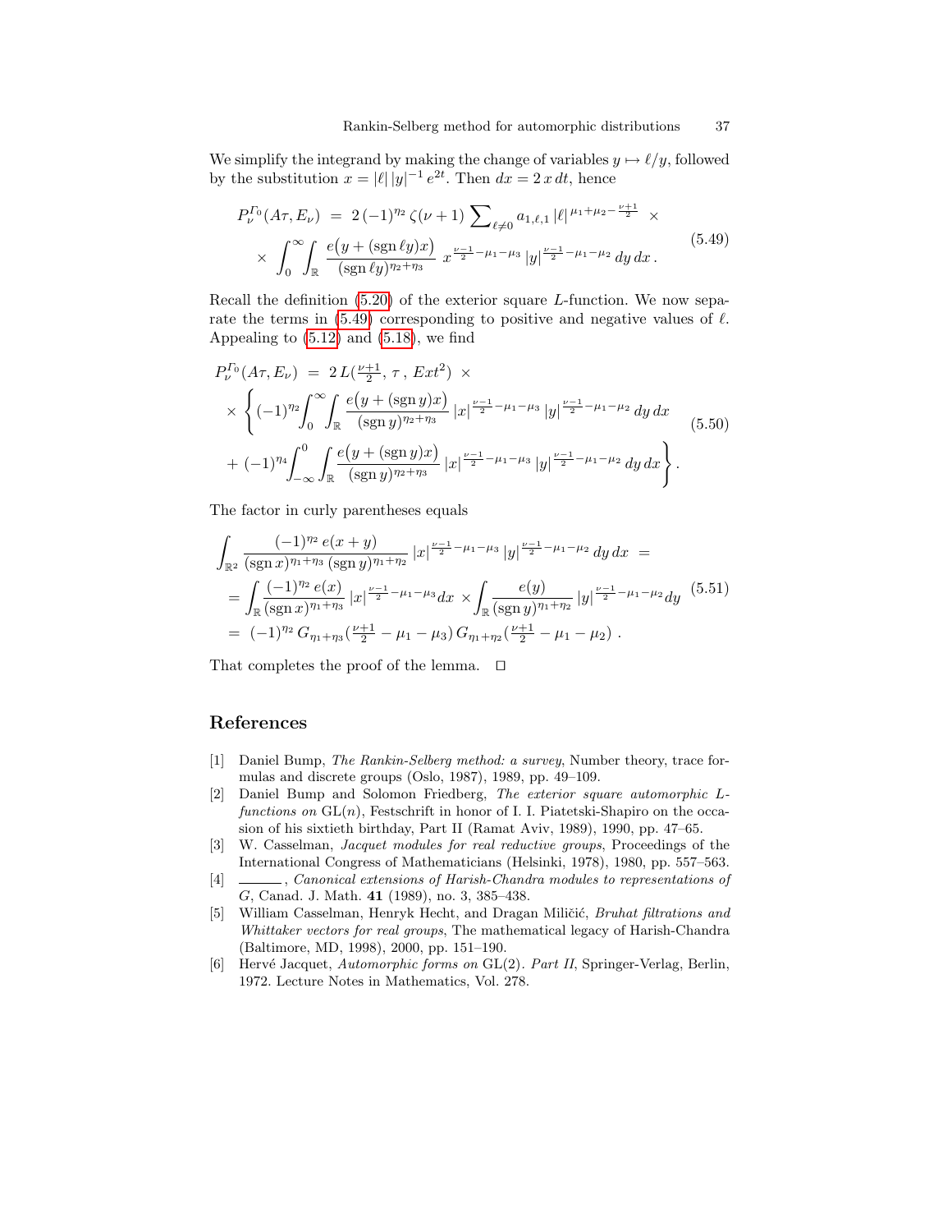We simplify the integrand by making the change of variables $y \mapsto \ell/y$, followed by the substitution $x = |\ell|\,|y|^{-1}\,e^{2t}$. Then $dx = 2\,x\,dt$, hence

$$
\begin{aligned}
P_\nu^{\Gamma_0}(A\tau, E_\nu) \;&=\; 2\,(-1)^{\eta_2}\,\zeta(\nu+1)\,\sum\nolimits_{\ell\neq 0} a_{1,\ell,1}\,|\ell|^{\,\mu_1+\mu_2-\frac{\nu+1}{2}} \;\times \\
&\times\; \int_0^\infty\!\!\int_{\mathbb{R}} \frac{e\big(y+(\operatorname{sgn}\ell y)x\big)}{(\operatorname{sgn}\ell y)^{\eta_2+\eta_3}}\; x^{\frac{\nu-1}{2}-\mu_1-\mu_3}\,|y|^{\frac{\nu-1}{2}-\mu_1-\mu_2}\,dy\,dx\,.
\end{aligned}
\tag{5.49}
$$

Recall the definition (5.20) of the exterior square $L$-function. We now separate the terms in (5.49) corresponding to positive and negative values of $\ell$. Appealing to (5.12) and (5.18), we find

$$
\begin{aligned}
P_\nu^{\Gamma_0}(A\tau, E_\nu) \;&=\; 2\,L(\tfrac{\nu+1}{2},\,\tau\,,\,Ext^2)\;\times \\
&\times\left\{(-1)^{\eta_2}\!\int_0^\infty\!\!\int_{\mathbb{R}} \frac{e\big(y+(\operatorname{sgn}y)x\big)}{(\operatorname{sgn}y)^{\eta_2+\eta_3}}\,|x|^{\frac{\nu-1}{2}-\mu_1-\mu_3}\,|y|^{\frac{\nu-1}{2}-\mu_1-\mu_2}\,dy\,dx\right. \\
&\left.+\;(-1)^{\eta_4}\!\int_{-\infty}^0\!\!\int_{\mathbb{R}} \frac{e\big(y+(\operatorname{sgn}y)x\big)}{(\operatorname{sgn}y)^{\eta_2+\eta_3}}\,|x|^{\frac{\nu-1}{2}-\mu_1-\mu_3}\,|y|^{\frac{\nu-1}{2}-\mu_1-\mu_2}\,dy\,dx\right\}.
\end{aligned}
\tag{5.50}
$$

The factor in curly parentheses equals

$$
\begin{aligned}
&\int_{\mathbb{R}^2} \frac{(-1)^{\eta_2}\,e(x+y)}{(\operatorname{sgn}x)^{\eta_1+\eta_3}\,(\operatorname{sgn}y)^{\eta_1+\eta_2}}\,|x|^{\frac{\nu-1}{2}-\mu_1-\mu_3}\,|y|^{\frac{\nu-1}{2}-\mu_1-\mu_2}\,dy\,dx \;= \\
&=\int_{\mathbb{R}} \frac{(-1)^{\eta_2}\,e(x)}{(\operatorname{sgn}x)^{\eta_1+\eta_3}}\,|x|^{\frac{\nu-1}{2}-\mu_1-\mu_3}dx \;\times\!\int_{\mathbb{R}} \frac{e(y)}{(\operatorname{sgn}y)^{\eta_1+\eta_2}}\,|y|^{\frac{\nu-1}{2}-\mu_1-\mu_2}dy \\
&=\;(-1)^{\eta_2}\,G_{\eta_1+\eta_3}(\tfrac{\nu+1}{2}-\mu_1-\mu_3)\,G_{\eta_1+\eta_2}(\tfrac{\nu+1}{2}-\mu_1-\mu_2)\,.
\end{aligned}
\tag{5.51}
$$

That completes the proof of the lemma. $\square$

## References

[1] Daniel Bump, *The Rankin-Selberg method: a survey*, Number theory, trace formulas and discrete groups (Oslo, 1987), 1989, pp. 49–109.

[2] Daniel Bump and Solomon Friedberg, *The exterior square automorphic L-functions on* GL$(n)$, Festschrift in honor of I. I. Piatetski-Shapiro on the occasion of his sixtieth birthday, Part II (Ramat Aviv, 1989), 1990, pp. 47–65.

[3] W. Casselman, *Jacquet modules for real reductive groups*, Proceedings of the International Congress of Mathematicians (Helsinki, 1978), 1980, pp. 557–563.

[4] ———, *Canonical extensions of Harish-Chandra modules to representations of G*, Canad. J. Math. **41** (1989), no. 3, 385–438.

[5] William Casselman, Henryk Hecht, and Dragan Miličić, *Bruhat filtrations and Whittaker vectors for real groups*, The mathematical legacy of Harish-Chandra (Baltimore, MD, 1998), 2000, pp. 151–190.

[6] Hervé Jacquet, *Automorphic forms on* GL(2)*. Part II*, Springer-Verlag, Berlin, 1972. Lecture Notes in Mathematics, Vol. 278.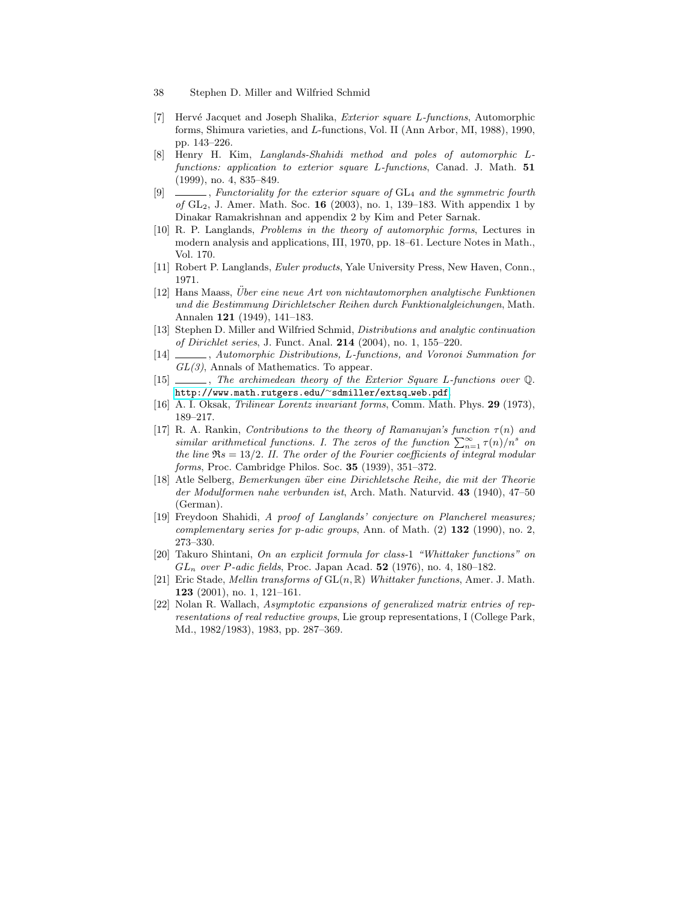[7] Hervé Jacquet and Joseph Shalika, *Exterior square L-functions*, Automorphic forms, Shimura varieties, and L-functions, Vol. II (Ann Arbor, MI, 1988), 1990, pp. 143–226.

[8] Henry H. Kim, *Langlands-Shahidi method and poles of automorphic L-functions: application to exterior square L-functions*, Canad. J. Math. **51** (1999), no. 4, 835–849.

[9] ———, *Functoriality for the exterior square of* $\mathrm{GL}_4$ *and the symmetric fourth of* $\mathrm{GL}_2$, J. Amer. Math. Soc. **16** (2003), no. 1, 139–183. With appendix 1 by Dinakar Ramakrishnan and appendix 2 by Kim and Peter Sarnak.

[10] R. P. Langlands, *Problems in the theory of automorphic forms*, Lectures in modern analysis and applications, III, 1970, pp. 18–61. Lecture Notes in Math., Vol. 170.

[11] Robert P. Langlands, *Euler products*, Yale University Press, New Haven, Conn., 1971.

[12] Hans Maass, *Über eine neue Art von nichtautomorphen analytische Funktionen und die Bestimmung Dirichletscher Reihen durch Funktionalgleichungen*, Math. Annalen **121** (1949), 141–183.

[13] Stephen D. Miller and Wilfried Schmid, *Distributions and analytic continuation of Dirichlet series*, J. Funct. Anal. **214** (2004), no. 1, 155–220.

[14] ———, *Automorphic Distributions, L-functions, and Voronoi Summation for GL(3)*, Annals of Mathematics. To appear.

[15] ———, *The archimedean theory of the Exterior Square L-functions over* $\mathbb{Q}$. http://www.math.rutgers.edu/~sdmiller/extsq_web.pdf

[16] A. I. Oksak, *Trilinear Lorentz invariant forms*, Comm. Math. Phys. **29** (1973), 189–217.

[17] R. A. Rankin, *Contributions to the theory of Ramanujan's function* $\tau(n)$ *and similar arithmetical functions. I. The zeros of the function* $\sum_{n=1}^{\infty}\tau(n)/n^s$ *on the line* $\Re s = 13/2$. *II. The order of the Fourier coefficients of integral modular forms*, Proc. Cambridge Philos. Soc. **35** (1939), 351–372.

[18] Atle Selberg, *Bemerkungen über eine Dirichletsche Reihe, die mit der Theorie der Modulformen nahe verbunden ist*, Arch. Math. Naturvid. **43** (1940), 47–50 (German).

[19] Freydoon Shahidi, *A proof of Langlands' conjecture on Plancherel measures; complementary series for p-adic groups*, Ann. of Math. (2) **132** (1990), no. 2, 273–330.

[20] Takuro Shintani, *On an explicit formula for class-1 "Whittaker functions" on* $GL_n$ *over P-adic fields*, Proc. Japan Acad. **52** (1976), no. 4, 180–182.

[21] Eric Stade, *Mellin transforms of* $\mathrm{GL}(n,\mathbb{R})$ *Whittaker functions*, Amer. J. Math. **123** (2001), no. 1, 121–161.

[22] Nolan R. Wallach, *Asymptotic expansions of generalized matrix entries of representations of real reductive groups*, Lie group representations, I (College Park, Md., 1982/1983), 1983, pp. 287–369.